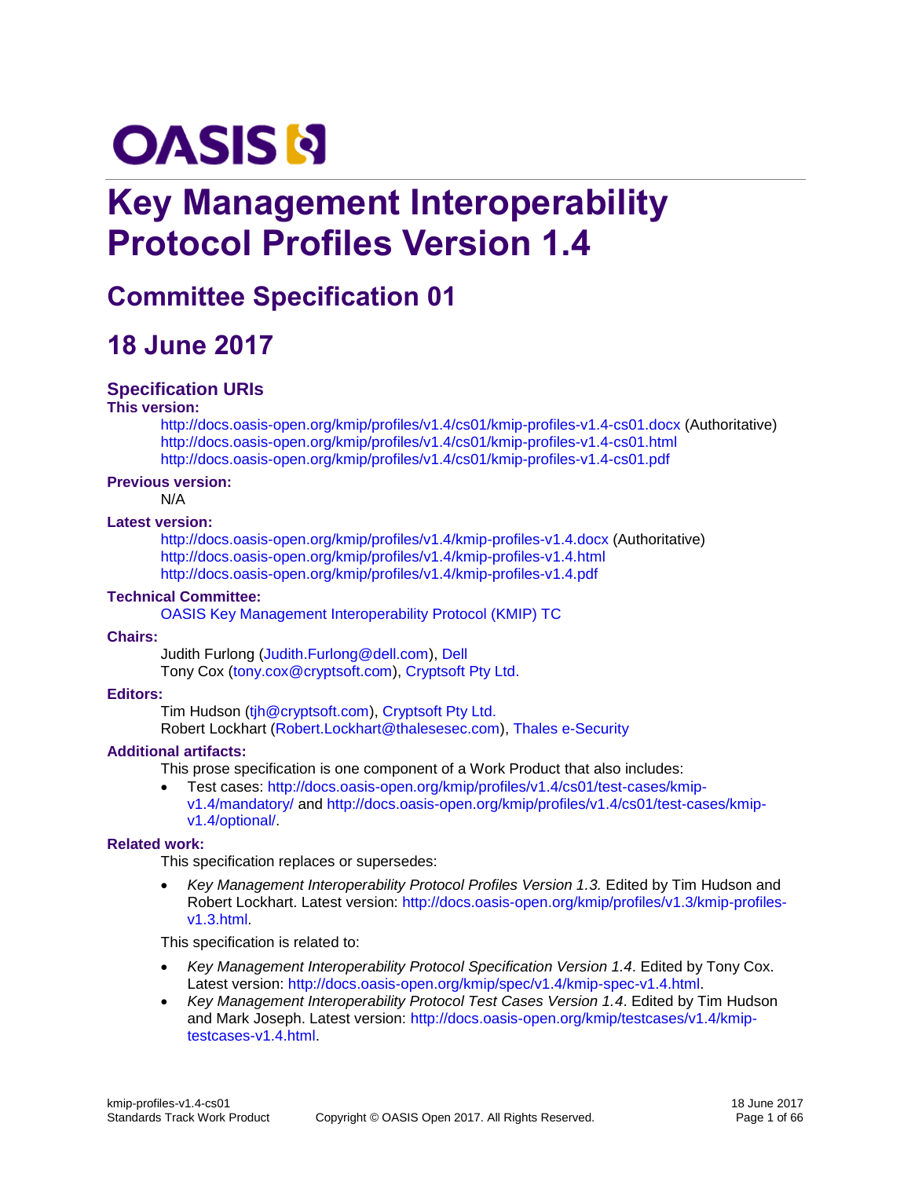# OASIS

# Key Management Interoperability Protocol Profiles Version 1.4

## Committee Specification 01

## 18 June 2017

### Specification URIs

**This version:**

http://docs.oasis-open.org/kmip/profiles/v1.4/cs01/kmip-profiles-v1.4-cs01.docx (Authoritative)
http://docs.oasis-open.org/kmip/profiles/v1.4/cs01/kmip-profiles-v1.4-cs01.html
http://docs.oasis-open.org/kmip/profiles/v1.4/cs01/kmip-profiles-v1.4-cs01.pdf

**Previous version:**

N/A

**Latest version:**

http://docs.oasis-open.org/kmip/profiles/v1.4/kmip-profiles-v1.4.docx (Authoritative)
http://docs.oasis-open.org/kmip/profiles/v1.4/kmip-profiles-v1.4.html
http://docs.oasis-open.org/kmip/profiles/v1.4/kmip-profiles-v1.4.pdf

**Technical Committee:**

OASIS Key Management Interoperability Protocol (KMIP) TC

**Chairs:**

Judith Furlong (Judith.Furlong@dell.com), Dell
Tony Cox (tony.cox@cryptsoft.com), Cryptsoft Pty Ltd.

**Editors:**

Tim Hudson (tjh@cryptsoft.com), Cryptsoft Pty Ltd.
Robert Lockhart (Robert.Lockhart@thalesesec.com), Thales e-Security

**Additional artifacts:**

This prose specification is one component of a Work Product that also includes:

- Test cases: http://docs.oasis-open.org/kmip/profiles/v1.4/cs01/test-cases/kmip-v1.4/mandatory/ and http://docs.oasis-open.org/kmip/profiles/v1.4/cs01/test-cases/kmip-v1.4/optional/.

**Related work:**

This specification replaces or supersedes:

- *Key Management Interoperability Protocol Profiles Version 1.3.* Edited by Tim Hudson and Robert Lockhart. Latest version: http://docs.oasis-open.org/kmip/profiles/v1.3/kmip-profiles-v1.3.html.

This specification is related to:

- *Key Management Interoperability Protocol Specification Version 1.4*. Edited by Tony Cox. Latest version: http://docs.oasis-open.org/kmip/spec/v1.4/kmip-spec-v1.4.html.
- *Key Management Interoperability Protocol Test Cases Version 1.4*. Edited by Tim Hudson and Mark Joseph. Latest version: http://docs.oasis-open.org/kmip/testcases/v1.4/kmip-testcases-v1.4.html.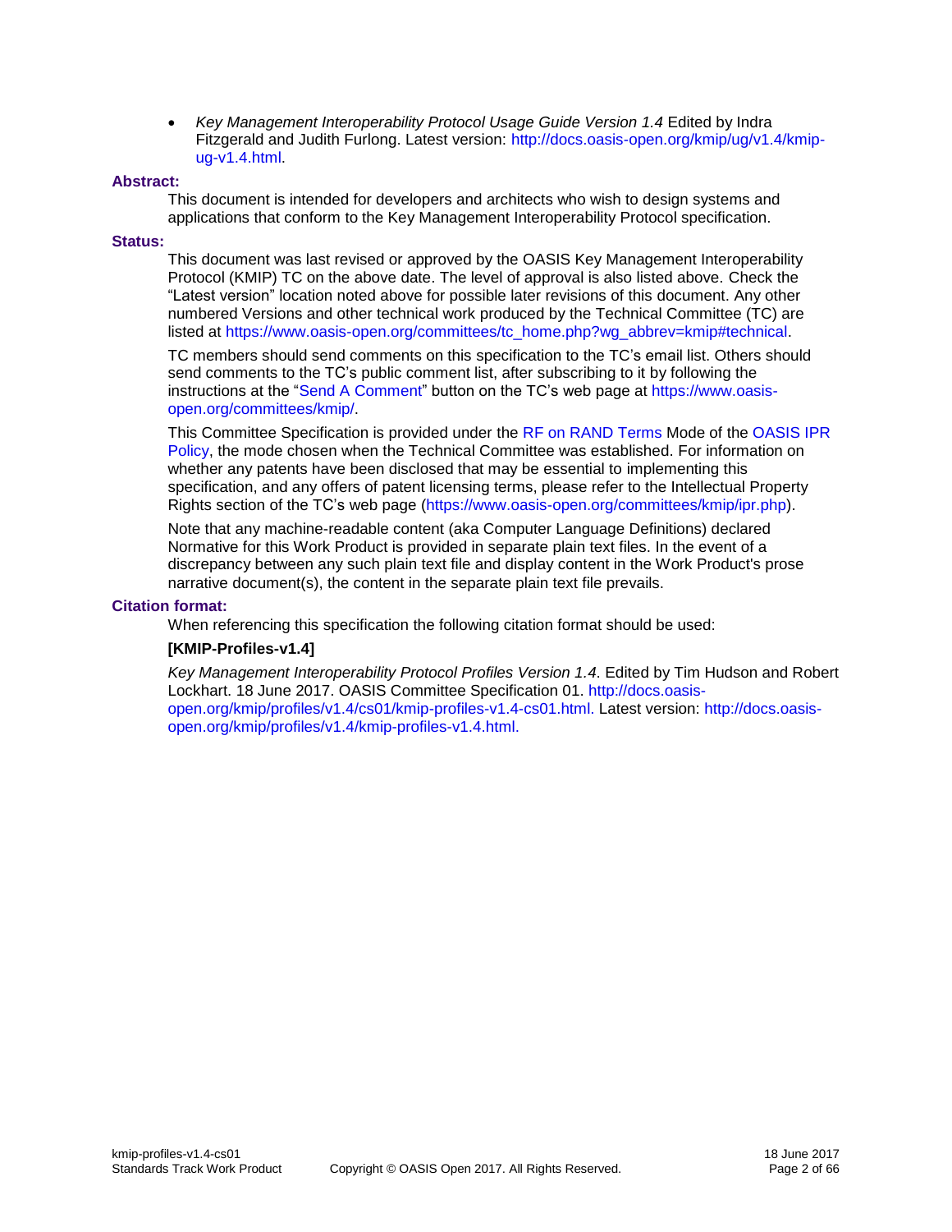- *Key Management Interoperability Protocol Usage Guide Version 1.4* Edited by Indra Fitzgerald and Judith Furlong. Latest version: http://docs.oasis-open.org/kmip/ug/v1.4/kmip-ug-v1.4.html.

**Abstract:**

This document is intended for developers and architects who wish to design systems and applications that conform to the Key Management Interoperability Protocol specification.

**Status:**

This document was last revised or approved by the OASIS Key Management Interoperability Protocol (KMIP) TC on the above date. The level of approval is also listed above. Check the "Latest version" location noted above for possible later revisions of this document. Any other numbered Versions and other technical work produced by the Technical Committee (TC) are listed at https://www.oasis-open.org/committees/tc_home.php?wg_abbrev=kmip#technical.

TC members should send comments on this specification to the TC's email list. Others should send comments to the TC's public comment list, after subscribing to it by following the instructions at the "Send A Comment" button on the TC's web page at https://www.oasis-open.org/committees/kmip/.

This Committee Specification is provided under the RF on RAND Terms Mode of the OASIS IPR Policy, the mode chosen when the Technical Committee was established. For information on whether any patents have been disclosed that may be essential to implementing this specification, and any offers of patent licensing terms, please refer to the Intellectual Property Rights section of the TC's web page (https://www.oasis-open.org/committees/kmip/ipr.php).

Note that any machine-readable content (aka Computer Language Definitions) declared Normative for this Work Product is provided in separate plain text files. In the event of a discrepancy between any such plain text file and display content in the Work Product's prose narrative document(s), the content in the separate plain text file prevails.

**Citation format:**

When referencing this specification the following citation format should be used:

**[KMIP-Profiles-v1.4]**

*Key Management Interoperability Protocol Profiles Version 1.4*. Edited by Tim Hudson and Robert Lockhart. 18 June 2017. OASIS Committee Specification 01. http://docs.oasis-open.org/kmip/profiles/v1.4/cs01/kmip-profiles-v1.4-cs01.html. Latest version: http://docs.oasis-open.org/kmip/profiles/v1.4/kmip-profiles-v1.4.html.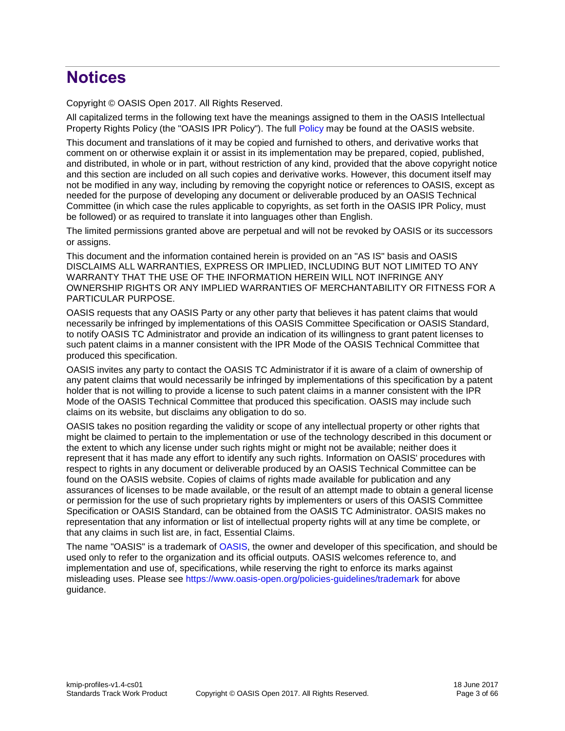# Notices

Copyright © OASIS Open 2017. All Rights Reserved.

All capitalized terms in the following text have the meanings assigned to them in the OASIS Intellectual Property Rights Policy (the "OASIS IPR Policy"). The full Policy may be found at the OASIS website.

This document and translations of it may be copied and furnished to others, and derivative works that comment on or otherwise explain it or assist in its implementation may be prepared, copied, published, and distributed, in whole or in part, without restriction of any kind, provided that the above copyright notice and this section are included on all such copies and derivative works. However, this document itself may not be modified in any way, including by removing the copyright notice or references to OASIS, except as needed for the purpose of developing any document or deliverable produced by an OASIS Technical Committee (in which case the rules applicable to copyrights, as set forth in the OASIS IPR Policy, must be followed) or as required to translate it into languages other than English.

The limited permissions granted above are perpetual and will not be revoked by OASIS or its successors or assigns.

This document and the information contained herein is provided on an "AS IS" basis and OASIS DISCLAIMS ALL WARRANTIES, EXPRESS OR IMPLIED, INCLUDING BUT NOT LIMITED TO ANY WARRANTY THAT THE USE OF THE INFORMATION HEREIN WILL NOT INFRINGE ANY OWNERSHIP RIGHTS OR ANY IMPLIED WARRANTIES OF MERCHANTABILITY OR FITNESS FOR A PARTICULAR PURPOSE.

OASIS requests that any OASIS Party or any other party that believes it has patent claims that would necessarily be infringed by implementations of this OASIS Committee Specification or OASIS Standard, to notify OASIS TC Administrator and provide an indication of its willingness to grant patent licenses to such patent claims in a manner consistent with the IPR Mode of the OASIS Technical Committee that produced this specification.

OASIS invites any party to contact the OASIS TC Administrator if it is aware of a claim of ownership of any patent claims that would necessarily be infringed by implementations of this specification by a patent holder that is not willing to provide a license to such patent claims in a manner consistent with the IPR Mode of the OASIS Technical Committee that produced this specification. OASIS may include such claims on its website, but disclaims any obligation to do so.

OASIS takes no position regarding the validity or scope of any intellectual property or other rights that might be claimed to pertain to the implementation or use of the technology described in this document or the extent to which any license under such rights might or might not be available; neither does it represent that it has made any effort to identify any such rights. Information on OASIS' procedures with respect to rights in any document or deliverable produced by an OASIS Technical Committee can be found on the OASIS website. Copies of claims of rights made available for publication and any assurances of licenses to be made available, or the result of an attempt made to obtain a general license or permission for the use of such proprietary rights by implementers or users of this OASIS Committee Specification or OASIS Standard, can be obtained from the OASIS TC Administrator. OASIS makes no representation that any information or list of intellectual property rights will at any time be complete, or that any claims in such list are, in fact, Essential Claims.

The name "OASIS" is a trademark of OASIS, the owner and developer of this specification, and should be used only to refer to the organization and its official outputs. OASIS welcomes reference to, and implementation and use of, specifications, while reserving the right to enforce its marks against misleading uses. Please see https://www.oasis-open.org/policies-guidelines/trademark for above guidance.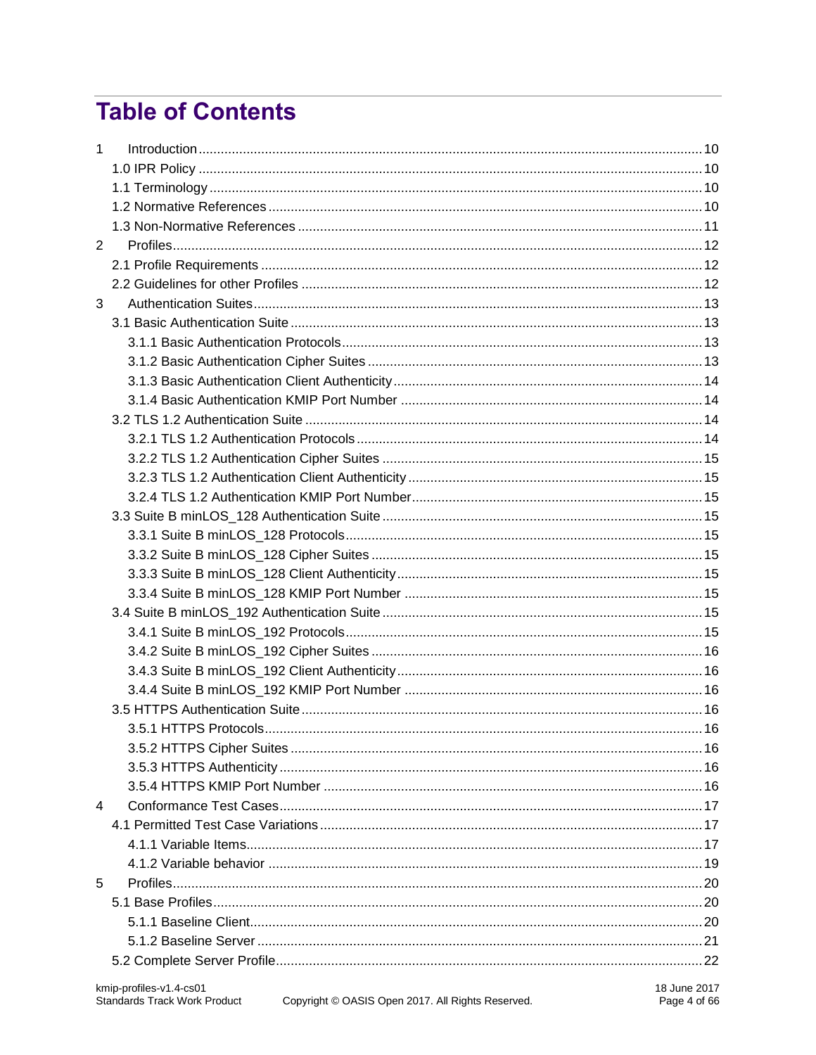# Table of Contents

1 Introduction ..... 10
- 1.0 IPR Policy ..... 10
- 1.1 Terminology ..... 10
- 1.2 Normative References ..... 10
- 1.3 Non-Normative References ..... 11

2 Profiles ..... 12
- 2.1 Profile Requirements ..... 12
- 2.2 Guidelines for other Profiles ..... 12

3 Authentication Suites ..... 13
- 3.1 Basic Authentication Suite ..... 13
  - 3.1.1 Basic Authentication Protocols ..... 13
  - 3.1.2 Basic Authentication Cipher Suites ..... 13
  - 3.1.3 Basic Authentication Client Authenticity ..... 14
  - 3.1.4 Basic Authentication KMIP Port Number ..... 14
- 3.2 TLS 1.2 Authentication Suite ..... 14
  - 3.2.1 TLS 1.2 Authentication Protocols ..... 14
  - 3.2.2 TLS 1.2 Authentication Cipher Suites ..... 15
  - 3.2.3 TLS 1.2 Authentication Client Authenticity ..... 15
  - 3.2.4 TLS 1.2 Authentication KMIP Port Number ..... 15
- 3.3 Suite B minLOS_128 Authentication Suite ..... 15
  - 3.3.1 Suite B minLOS_128 Protocols ..... 15
  - 3.3.2 Suite B minLOS_128 Cipher Suites ..... 15
  - 3.3.3 Suite B minLOS_128 Client Authenticity ..... 15
  - 3.3.4 Suite B minLOS_128 KMIP Port Number ..... 15
- 3.4 Suite B minLOS_192 Authentication Suite ..... 15
  - 3.4.1 Suite B minLOS_192 Protocols ..... 15
  - 3.4.2 Suite B minLOS_192 Cipher Suites ..... 16
  - 3.4.3 Suite B minLOS_192 Client Authenticity ..... 16
  - 3.4.4 Suite B minLOS_192 KMIP Port Number ..... 16
- 3.5 HTTPS Authentication Suite ..... 16
  - 3.5.1 HTTPS Protocols ..... 16
  - 3.5.2 HTTPS Cipher Suites ..... 16
  - 3.5.3 HTTPS Authenticity ..... 16
  - 3.5.4 HTTPS KMIP Port Number ..... 16

4 Conformance Test Cases ..... 17
- 4.1 Permitted Test Case Variations ..... 17
  - 4.1.1 Variable Items ..... 17
  - 4.1.2 Variable behavior ..... 19

5 Profiles ..... 20
- 5.1 Base Profiles ..... 20
  - 5.1.1 Baseline Client ..... 20
  - 5.1.2 Baseline Server ..... 21
- 5.2 Complete Server Profile ..... 22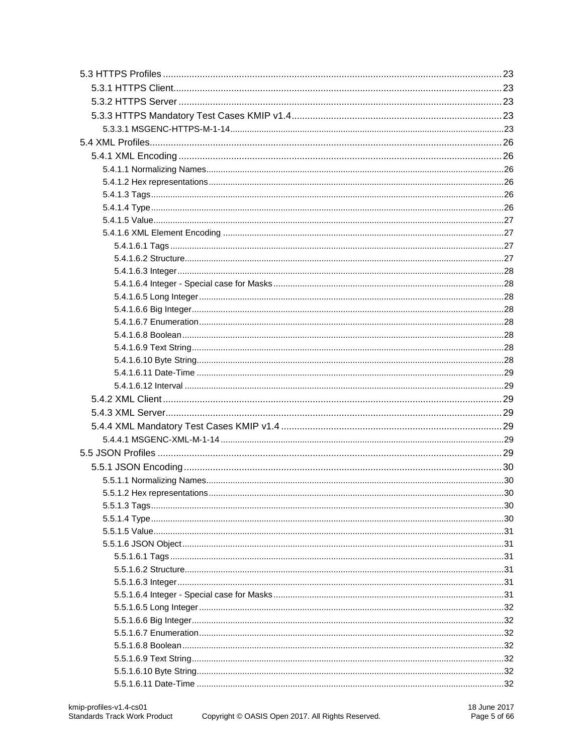5.3 HTTPS Profiles ........................................................................................................................ 23
5.3.1 HTTPS Client ...................................................................................................................... 23
5.3.2 HTTPS Server ..................................................................................................................... 23
5.3.3 HTTPS Mandatory Test Cases KMIP v1.4 .......................................................................... 23
5.3.3.1 MSGENC-HTTPS-M-1-14 ................................................................................................ 23
5.4 XML Profiles ............................................................................................................................ 26
5.4.1 XML Encoding ..................................................................................................................... 26
5.4.1.1 Normalizing Names ......................................................................................................... 26
5.4.1.2 Hex representations ........................................................................................................ 26
5.4.1.3 Tags ................................................................................................................................ 26
5.4.1.4 Type ................................................................................................................................ 26
5.4.1.5 Value ............................................................................................................................... 27
5.4.1.6 XML Element Encoding ................................................................................................... 27
5.4.1.6.1 Tags ............................................................................................................................. 27
5.4.1.6.2 Structure ....................................................................................................................... 27
5.4.1.6.3 Integer .......................................................................................................................... 28
5.4.1.6.4 Integer - Special case for Masks .................................................................................. 28
5.4.1.6.5 Long Integer ................................................................................................................. 28
5.4.1.6.6 Big Integer .................................................................................................................... 28
5.4.1.6.7 Enumeration ................................................................................................................. 28
5.4.1.6.8 Boolean ........................................................................................................................ 28
5.4.1.6.9 Text String .................................................................................................................... 28
5.4.1.6.10 Byte String .................................................................................................................. 28
5.4.1.6.11 Date-Time ................................................................................................................... 29
5.4.1.6.12 Interval ........................................................................................................................ 29
5.4.2 XML Client .......................................................................................................................... 29
5.4.3 XML Server ......................................................................................................................... 29
5.4.4 XML Mandatory Test Cases KMIP v1.4 .............................................................................. 29
5.4.4.1 MSGENC-XML-M-1-14 .................................................................................................... 29
5.5 JSON Profiles .......................................................................................................................... 29
5.5.1 JSON Encoding ................................................................................................................... 30
5.5.1.1 Normalizing Names ......................................................................................................... 30
5.5.1.2 Hex representations ........................................................................................................ 30
5.5.1.3 Tags ................................................................................................................................ 30
5.5.1.4 Type ................................................................................................................................ 30
5.5.1.5 Value ............................................................................................................................... 31
5.5.1.6 JSON Object ................................................................................................................... 31
5.5.1.6.1 Tags ............................................................................................................................. 31
5.5.1.6.2 Structure ....................................................................................................................... 31
5.5.1.6.3 Integer .......................................................................................................................... 31
5.5.1.6.4 Integer - Special case for Masks .................................................................................. 31
5.5.1.6.5 Long Integer ................................................................................................................. 32
5.5.1.6.6 Big Integer .................................................................................................................... 32
5.5.1.6.7 Enumeration ................................................................................................................. 32
5.5.1.6.8 Boolean ........................................................................................................................ 32
5.5.1.6.9 Text String .................................................................................................................... 32
5.5.1.6.10 Byte String .................................................................................................................. 32
5.5.1.6.11 Date-Time ................................................................................................................... 32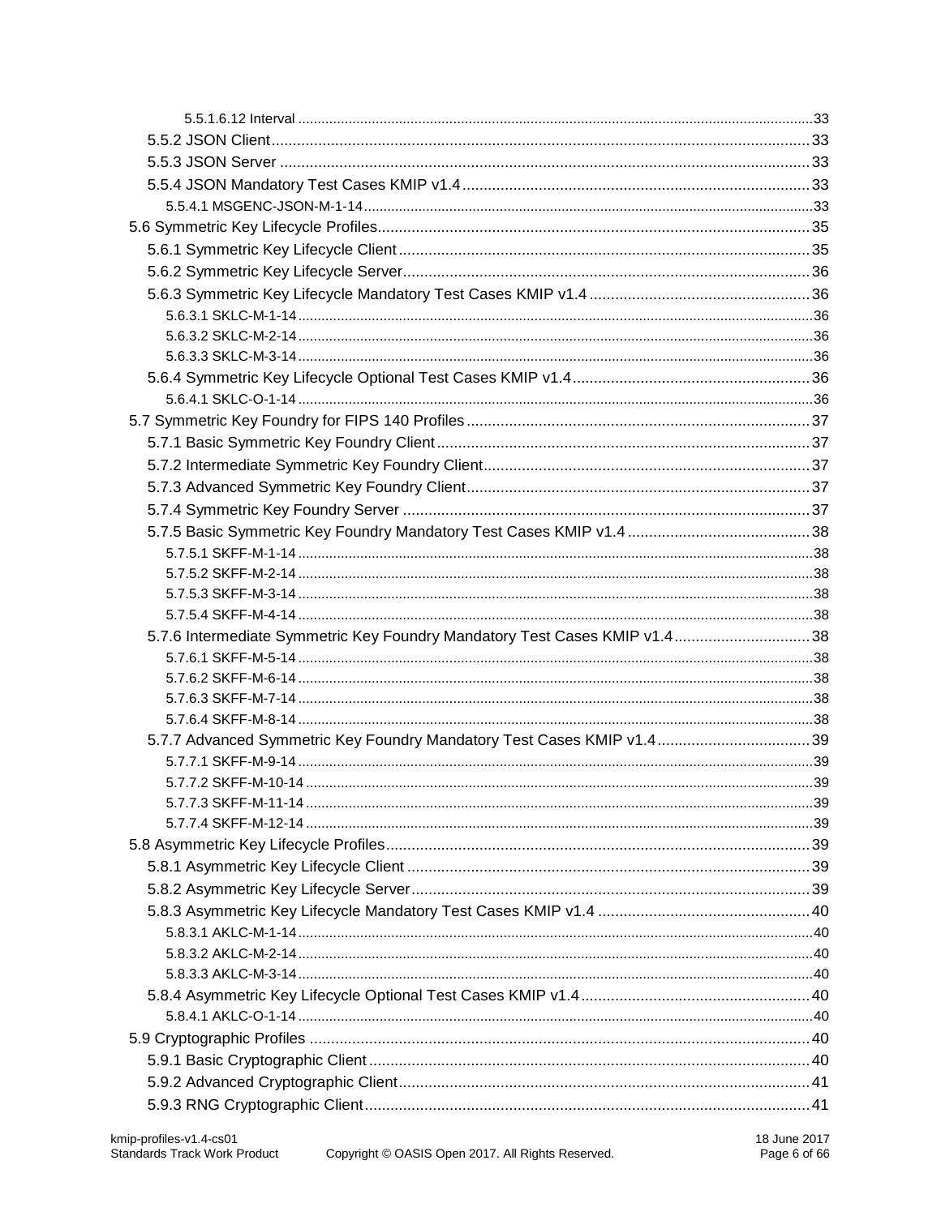5.5.1.6.12 Interval ........ 33

5.5.2 JSON Client ........ 33

5.5.3 JSON Server ........ 33

5.5.4 JSON Mandatory Test Cases KMIP v1.4 ........ 33

5.5.4.1 MSGENC-JSON-M-1-14 ........ 33

5.6 Symmetric Key Lifecycle Profiles ........ 35

5.6.1 Symmetric Key Lifecycle Client ........ 35

5.6.2 Symmetric Key Lifecycle Server ........ 36

5.6.3 Symmetric Key Lifecycle Mandatory Test Cases KMIP v1.4 ........ 36

5.6.3.1 SKLC-M-1-14 ........ 36

5.6.3.2 SKLC-M-2-14 ........ 36

5.6.3.3 SKLC-M-3-14 ........ 36

5.6.4 Symmetric Key Lifecycle Optional Test Cases KMIP v1.4 ........ 36

5.6.4.1 SKLC-O-1-14 ........ 36

5.7 Symmetric Key Foundry for FIPS 140 Profiles ........ 37

5.7.1 Basic Symmetric Key Foundry Client ........ 37

5.7.2 Intermediate Symmetric Key Foundry Client ........ 37

5.7.3 Advanced Symmetric Key Foundry Client ........ 37

5.7.4 Symmetric Key Foundry Server ........ 37

5.7.5 Basic Symmetric Key Foundry Mandatory Test Cases KMIP v1.4 ........ 38

5.7.5.1 SKFF-M-1-14 ........ 38

5.7.5.2 SKFF-M-2-14 ........ 38

5.7.5.3 SKFF-M-3-14 ........ 38

5.7.5.4 SKFF-M-4-14 ........ 38

5.7.6 Intermediate Symmetric Key Foundry Mandatory Test Cases KMIP v1.4 ........ 38

5.7.6.1 SKFF-M-5-14 ........ 38

5.7.6.2 SKFF-M-6-14 ........ 38

5.7.6.3 SKFF-M-7-14 ........ 38

5.7.6.4 SKFF-M-8-14 ........ 38

5.7.7 Advanced Symmetric Key Foundry Mandatory Test Cases KMIP v1.4 ........ 39

5.7.7.1 SKFF-M-9-14 ........ 39

5.7.7.2 SKFF-M-10-14 ........ 39

5.7.7.3 SKFF-M-11-14 ........ 39

5.7.7.4 SKFF-M-12-14 ........ 39

5.8 Asymmetric Key Lifecycle Profiles ........ 39

5.8.1 Asymmetric Key Lifecycle Client ........ 39

5.8.2 Asymmetric Key Lifecycle Server ........ 39

5.8.3 Asymmetric Key Lifecycle Mandatory Test Cases KMIP v1.4 ........ 40

5.8.3.1 AKLC-M-1-14 ........ 40

5.8.3.2 AKLC-M-2-14 ........ 40

5.8.3.3 AKLC-M-3-14 ........ 40

5.8.4 Asymmetric Key Lifecycle Optional Test Cases KMIP v1.4 ........ 40

5.8.4.1 AKLC-O-1-14 ........ 40

5.9 Cryptographic Profiles ........ 40

5.9.1 Basic Cryptographic Client ........ 40

5.9.2 Advanced Cryptographic Client ........ 41

5.9.3 RNG Cryptographic Client ........ 41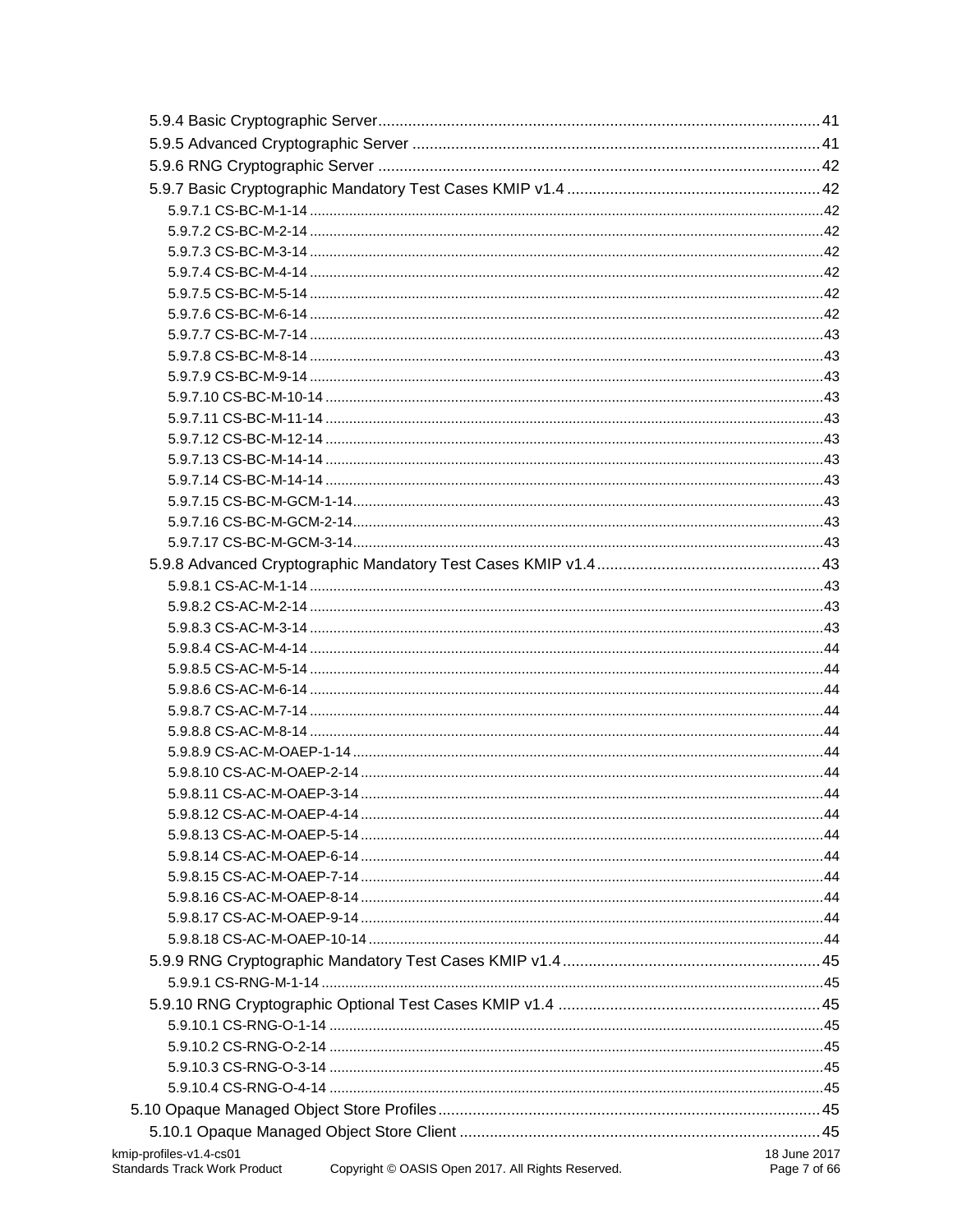5.9.4 Basic Cryptographic Server ..... 41
5.9.5 Advanced Cryptographic Server ..... 41
5.9.6 RNG Cryptographic Server ..... 42
5.9.7 Basic Cryptographic Mandatory Test Cases KMIP v1.4 ..... 42
5.9.7.1 CS-BC-M-1-14 ..... 42
5.9.7.2 CS-BC-M-2-14 ..... 42
5.9.7.3 CS-BC-M-3-14 ..... 42
5.9.7.4 CS-BC-M-4-14 ..... 42
5.9.7.5 CS-BC-M-5-14 ..... 42
5.9.7.6 CS-BC-M-6-14 ..... 42
5.9.7.7 CS-BC-M-7-14 ..... 43
5.9.7.8 CS-BC-M-8-14 ..... 43
5.9.7.9 CS-BC-M-9-14 ..... 43
5.9.7.10 CS-BC-M-10-14 ..... 43
5.9.7.11 CS-BC-M-11-14 ..... 43
5.9.7.12 CS-BC-M-12-14 ..... 43
5.9.7.13 CS-BC-M-14-14 ..... 43
5.9.7.14 CS-BC-M-14-14 ..... 43
5.9.7.15 CS-BC-M-GCM-1-14 ..... 43
5.9.7.16 CS-BC-M-GCM-2-14 ..... 43
5.9.7.17 CS-BC-M-GCM-3-14 ..... 43
5.9.8 Advanced Cryptographic Mandatory Test Cases KMIP v1.4 ..... 43
5.9.8.1 CS-AC-M-1-14 ..... 43
5.9.8.2 CS-AC-M-2-14 ..... 43
5.9.8.3 CS-AC-M-3-14 ..... 43
5.9.8.4 CS-AC-M-4-14 ..... 44
5.9.8.5 CS-AC-M-5-14 ..... 44
5.9.8.6 CS-AC-M-6-14 ..... 44
5.9.8.7 CS-AC-M-7-14 ..... 44
5.9.8.8 CS-AC-M-8-14 ..... 44
5.9.8.9 CS-AC-M-OAEP-1-14 ..... 44
5.9.8.10 CS-AC-M-OAEP-2-14 ..... 44
5.9.8.11 CS-AC-M-OAEP-3-14 ..... 44
5.9.8.12 CS-AC-M-OAEP-4-14 ..... 44
5.9.8.13 CS-AC-M-OAEP-5-14 ..... 44
5.9.8.14 CS-AC-M-OAEP-6-14 ..... 44
5.9.8.15 CS-AC-M-OAEP-7-14 ..... 44
5.9.8.16 CS-AC-M-OAEP-8-14 ..... 44
5.9.8.17 CS-AC-M-OAEP-9-14 ..... 44
5.9.8.18 CS-AC-M-OAEP-10-14 ..... 44
5.9.9 RNG Cryptographic Mandatory Test Cases KMIP v1.4 ..... 45
5.9.9.1 CS-RNG-M-1-14 ..... 45
5.9.10 RNG Cryptographic Optional Test Cases KMIP v1.4 ..... 45
5.9.10.1 CS-RNG-O-1-14 ..... 45
5.9.10.2 CS-RNG-O-2-14 ..... 45
5.9.10.3 CS-RNG-O-3-14 ..... 45
5.9.10.4 CS-RNG-O-4-14 ..... 45
5.10 Opaque Managed Object Store Profiles ..... 45
5.10.1 Opaque Managed Object Store Client ..... 45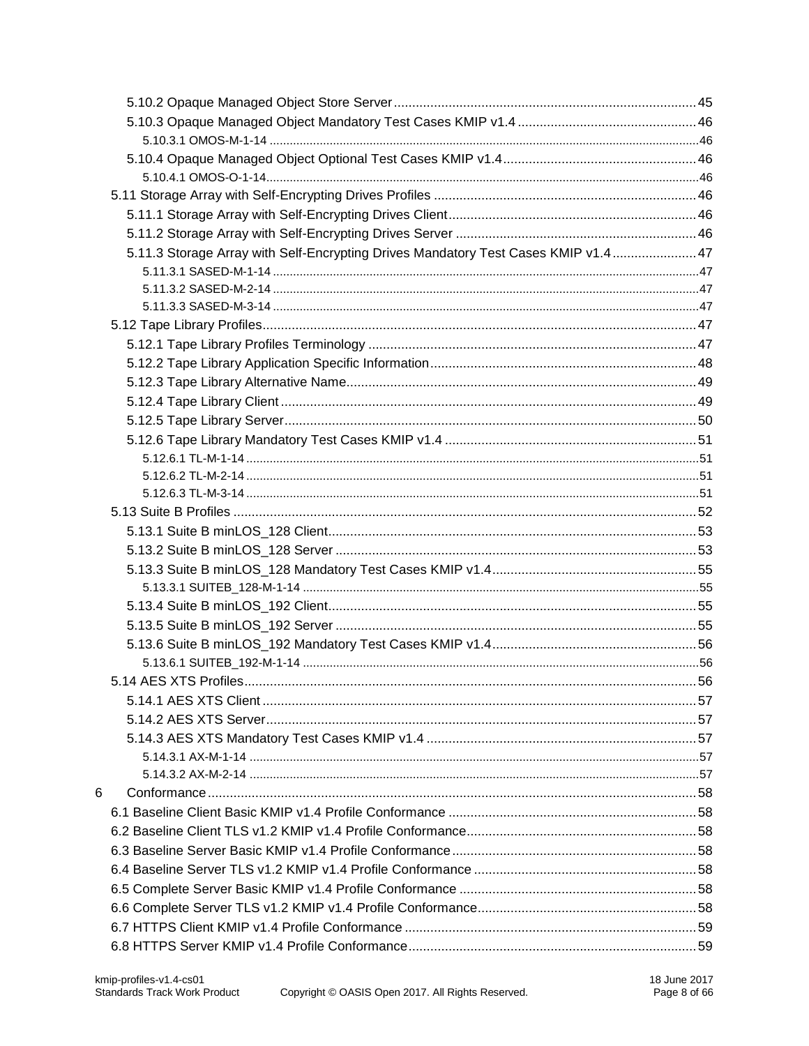5.10.2 Opaque Managed Object Store Server ... 45
5.10.3 Opaque Managed Object Mandatory Test Cases KMIP v1.4 ... 46
5.10.3.1 OMOS-M-1-14 ... 46
5.10.4 Opaque Managed Object Optional Test Cases KMIP v1.4 ... 46
5.10.4.1 OMOS-O-1-14 ... 46
5.11 Storage Array with Self-Encrypting Drives Profiles ... 46
5.11.1 Storage Array with Self-Encrypting Drives Client ... 46
5.11.2 Storage Array with Self-Encrypting Drives Server ... 46
5.11.3 Storage Array with Self-Encrypting Drives Mandatory Test Cases KMIP v1.4 ... 47
5.11.3.1 SASED-M-1-14 ... 47
5.11.3.2 SASED-M-2-14 ... 47
5.11.3.3 SASED-M-3-14 ... 47
5.12 Tape Library Profiles ... 47
5.12.1 Tape Library Profiles Terminology ... 47
5.12.2 Tape Library Application Specific Information ... 48
5.12.3 Tape Library Alternative Name ... 49
5.12.4 Tape Library Client ... 49
5.12.5 Tape Library Server ... 50
5.12.6 Tape Library Mandatory Test Cases KMIP v1.4 ... 51
5.12.6.1 TL-M-1-14 ... 51
5.12.6.2 TL-M-2-14 ... 51
5.12.6.3 TL-M-3-14 ... 51
5.13 Suite B Profiles ... 52
5.13.1 Suite B minLOS_128 Client ... 53
5.13.2 Suite B minLOS_128 Server ... 53
5.13.3 Suite B minLOS_128 Mandatory Test Cases KMIP v1.4 ... 55
5.13.3.1 SUITEB_128-M-1-14 ... 55
5.13.4 Suite B minLOS_192 Client ... 55
5.13.5 Suite B minLOS_192 Server ... 55
5.13.6 Suite B minLOS_192 Mandatory Test Cases KMIP v1.4 ... 56
5.13.6.1 SUITEB_192-M-1-14 ... 56
5.14 AES XTS Profiles ... 56
5.14.1 AES XTS Client ... 57
5.14.2 AES XTS Server ... 57
5.14.3 AES XTS Mandatory Test Cases KMIP v1.4 ... 57
5.14.3.1 AX-M-1-14 ... 57
5.14.3.2 AX-M-2-14 ... 57
6 Conformance ... 58
6.1 Baseline Client Basic KMIP v1.4 Profile Conformance ... 58
6.2 Baseline Client TLS v1.2 KMIP v1.4 Profile Conformance ... 58
6.3 Baseline Server Basic KMIP v1.4 Profile Conformance ... 58
6.4 Baseline Server TLS v1.2 KMIP v1.4 Profile Conformance ... 58
6.5 Complete Server Basic KMIP v1.4 Profile Conformance ... 58
6.6 Complete Server TLS v1.2 KMIP v1.4 Profile Conformance ... 58
6.7 HTTPS Client KMIP v1.4 Profile Conformance ... 59
6.8 HTTPS Server KMIP v1.4 Profile Conformance ... 59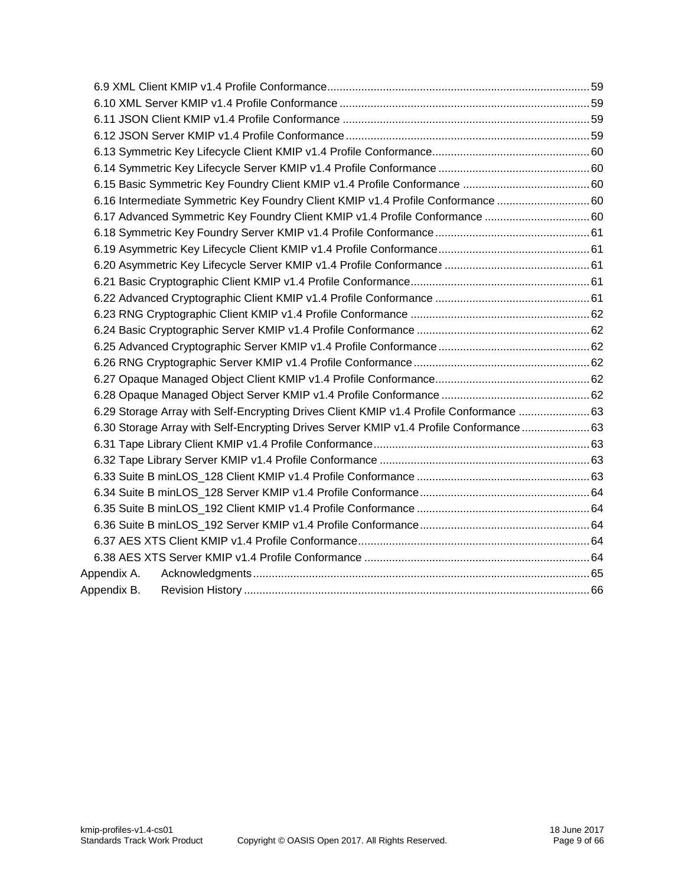6.9 XML Client KMIP v1.4 Profile Conformance ..... 59
6.10 XML Server KMIP v1.4 Profile Conformance ..... 59
6.11 JSON Client KMIP v1.4 Profile Conformance ..... 59
6.12 JSON Server KMIP v1.4 Profile Conformance ..... 59
6.13 Symmetric Key Lifecycle Client KMIP v1.4 Profile Conformance ..... 60
6.14 Symmetric Key Lifecycle Server KMIP v1.4 Profile Conformance ..... 60
6.15 Basic Symmetric Key Foundry Client KMIP v1.4 Profile Conformance ..... 60
6.16 Intermediate Symmetric Key Foundry Client KMIP v1.4 Profile Conformance ..... 60
6.17 Advanced Symmetric Key Foundry Client KMIP v1.4 Profile Conformance ..... 60
6.18 Symmetric Key Foundry Server KMIP v1.4 Profile Conformance ..... 61
6.19 Asymmetric Key Lifecycle Client KMIP v1.4 Profile Conformance ..... 61
6.20 Asymmetric Key Lifecycle Server KMIP v1.4 Profile Conformance ..... 61
6.21 Basic Cryptographic Client KMIP v1.4 Profile Conformance ..... 61
6.22 Advanced Cryptographic Client KMIP v1.4 Profile Conformance ..... 61
6.23 RNG Cryptographic Client KMIP v1.4 Profile Conformance ..... 62
6.24 Basic Cryptographic Server KMIP v1.4 Profile Conformance ..... 62
6.25 Advanced Cryptographic Server KMIP v1.4 Profile Conformance ..... 62
6.26 RNG Cryptographic Server KMIP v1.4 Profile Conformance ..... 62
6.27 Opaque Managed Object Client KMIP v1.4 Profile Conformance ..... 62
6.28 Opaque Managed Object Server KMIP v1.4 Profile Conformance ..... 62
6.29 Storage Array with Self-Encrypting Drives Client KMIP v1.4 Profile Conformance ..... 63
6.30 Storage Array with Self-Encrypting Drives Server KMIP v1.4 Profile Conformance ..... 63
6.31 Tape Library Client KMIP v1.4 Profile Conformance ..... 63
6.32 Tape Library Server KMIP v1.4 Profile Conformance ..... 63
6.33 Suite B minLOS_128 Client KMIP v1.4 Profile Conformance ..... 63
6.34 Suite B minLOS_128 Server KMIP v1.4 Profile Conformance ..... 64
6.35 Suite B minLOS_192 Client KMIP v1.4 Profile Conformance ..... 64
6.36 Suite B minLOS_192 Server KMIP v1.4 Profile Conformance ..... 64
6.37 AES XTS Client KMIP v1.4 Profile Conformance ..... 64
6.38 AES XTS Server KMIP v1.4 Profile Conformance ..... 64
Appendix A. Acknowledgments ..... 65
Appendix B. Revision History ..... 66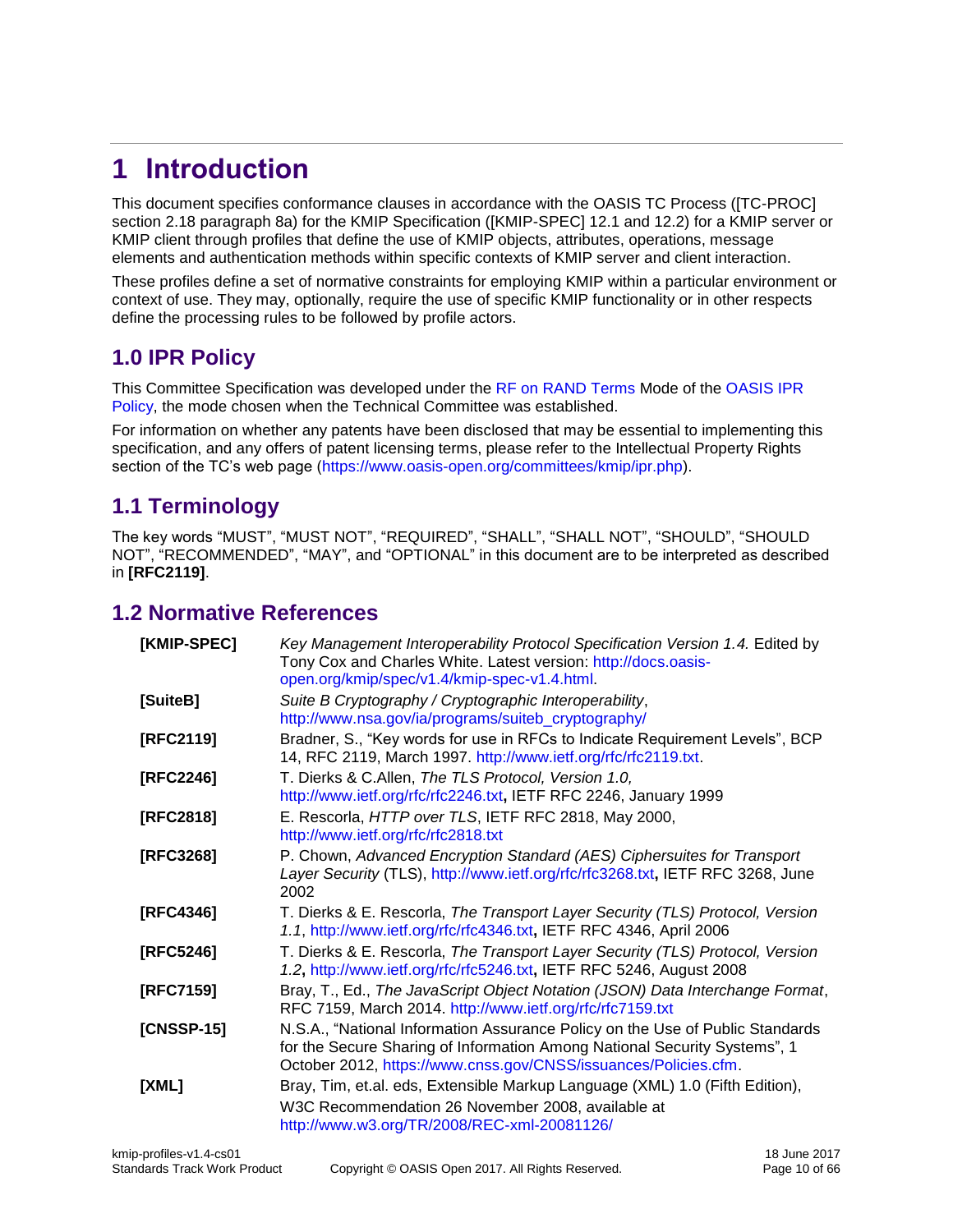# 1 Introduction

This document specifies conformance clauses in accordance with the OASIS TC Process ([TC-PROC] section 2.18 paragraph 8a) for the KMIP Specification ([KMIP-SPEC] 12.1 and 12.2) for a KMIP server or KMIP client through profiles that define the use of KMIP objects, attributes, operations, message elements and authentication methods within specific contexts of KMIP server and client interaction.

These profiles define a set of normative constraints for employing KMIP within a particular environment or context of use. They may, optionally, require the use of specific KMIP functionality or in other respects define the processing rules to be followed by profile actors.

## 1.0 IPR Policy

This Committee Specification was developed under the RF on RAND Terms Mode of the OASIS IPR Policy, the mode chosen when the Technical Committee was established.

For information on whether any patents have been disclosed that may be essential to implementing this specification, and any offers of patent licensing terms, please refer to the Intellectual Property Rights section of the TC's web page (https://www.oasis-open.org/committees/kmip/ipr.php).

## 1.1 Terminology

The key words "MUST", "MUST NOT", "REQUIRED", "SHALL", "SHALL NOT", "SHOULD", "SHOULD NOT", "RECOMMENDED", "MAY", and "OPTIONAL" in this document are to be interpreted as described in **[RFC2119]**.

## 1.2 Normative References

**[KMIP-SPEC]** *Key Management Interoperability Protocol Specification Version 1.4.* Edited by Tony Cox and Charles White. Latest version: http://docs.oasis-open.org/kmip/spec/v1.4/kmip-spec-v1.4.html.

**[SuiteB]** *Suite B Cryptography / Cryptographic Interoperability*, http://www.nsa.gov/ia/programs/suiteb_cryptography/

**[RFC2119]** Bradner, S., "Key words for use in RFCs to Indicate Requirement Levels", BCP 14, RFC 2119, March 1997. http://www.ietf.org/rfc/rfc2119.txt.

**[RFC2246]** T. Dierks & C.Allen, *The TLS Protocol, Version 1.0,* http://www.ietf.org/rfc/rfc2246.txt**,** IETF RFC 2246, January 1999

**[RFC2818]** E. Rescorla, *HTTP over TLS*, IETF RFC 2818, May 2000, http://www.ietf.org/rfc/rfc2818.txt

**[RFC3268]** P. Chown, *Advanced Encryption Standard (AES) Ciphersuites for Transport Layer Security* (TLS), http://www.ietf.org/rfc/rfc3268.txt**,** IETF RFC 3268, June 2002

**[RFC4346]** T. Dierks & E. Rescorla, *The Transport Layer Security (TLS) Protocol, Version 1.1*, http://www.ietf.org/rfc/rfc4346.txt**,** IETF RFC 4346, April 2006

**[RFC5246]** T. Dierks & E. Rescorla, *The Transport Layer Security (TLS) Protocol, Version 1.2***,** http://www.ietf.org/rfc/rfc5246.txt**,** IETF RFC 5246, August 2008

**[RFC7159]** Bray, T., Ed., *The JavaScript Object Notation (JSON) Data Interchange Format*, RFC 7159, March 2014. http://www.ietf.org/rfc/rfc7159.txt

**[CNSSP-15]** N.S.A., "National Information Assurance Policy on the Use of Public Standards for the Secure Sharing of Information Among National Security Systems", 1 October 2012, https://www.cnss.gov/CNSS/issuances/Policies.cfm.

**[XML]** Bray, Tim, et.al. eds, Extensible Markup Language (XML) 1.0 (Fifth Edition), W3C Recommendation 26 November 2008, available at http://www.w3.org/TR/2008/REC-xml-20081126/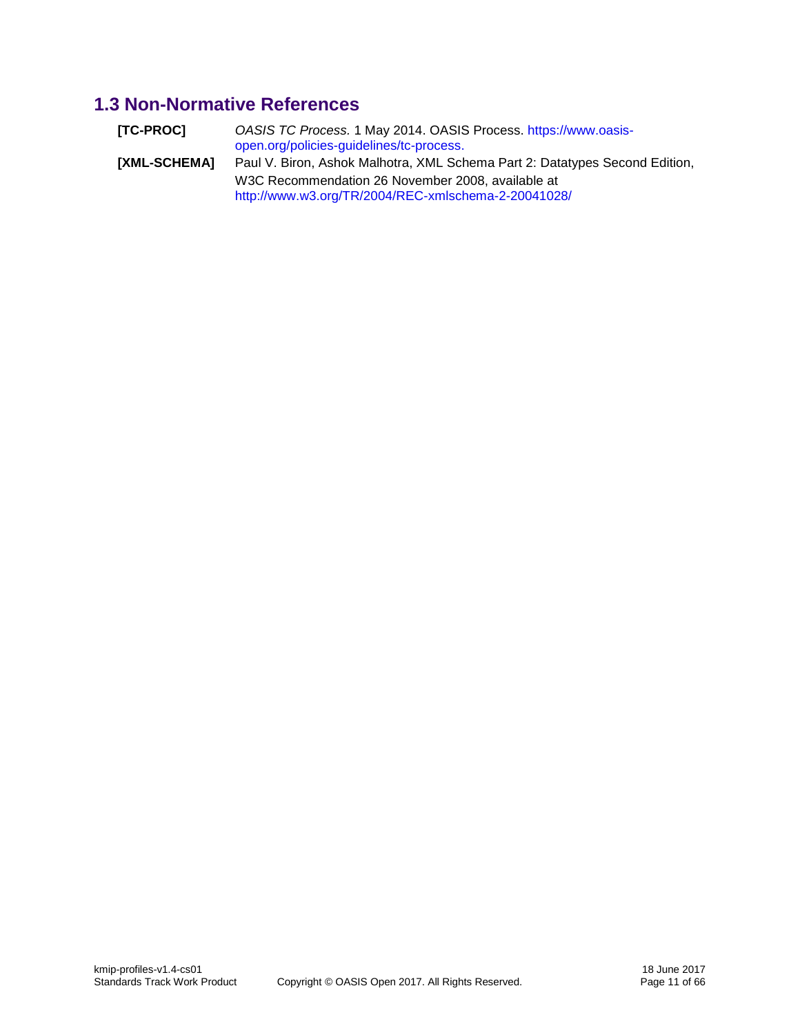## 1.3 Non-Normative References

**[TC-PROC]** *OASIS TC Process*. 1 May 2014. OASIS Process. https://www.oasis-open.org/policies-guidelines/tc-process.

**[XML-SCHEMA]** Paul V. Biron, Ashok Malhotra, XML Schema Part 2: Datatypes Second Edition, W3C Recommendation 26 November 2008, available at http://www.w3.org/TR/2004/REC-xmlschema-2-20041028/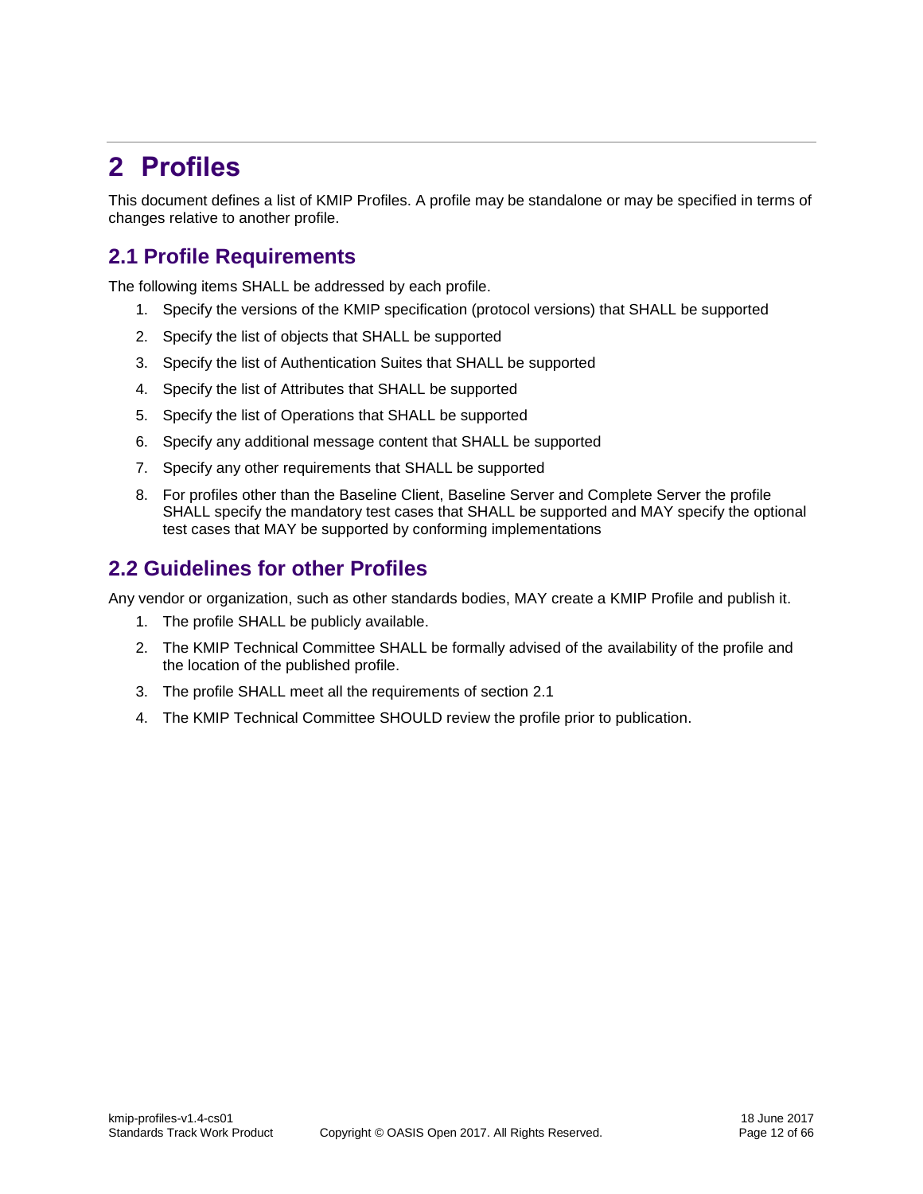# 2 Profiles

This document defines a list of KMIP Profiles. A profile may be standalone or may be specified in terms of changes relative to another profile.

## 2.1 Profile Requirements

The following items SHALL be addressed by each profile.

1. Specify the versions of the KMIP specification (protocol versions) that SHALL be supported
2. Specify the list of objects that SHALL be supported
3. Specify the list of Authentication Suites that SHALL be supported
4. Specify the list of Attributes that SHALL be supported
5. Specify the list of Operations that SHALL be supported
6. Specify any additional message content that SHALL be supported
7. Specify any other requirements that SHALL be supported
8. For profiles other than the Baseline Client, Baseline Server and Complete Server the profile SHALL specify the mandatory test cases that SHALL be supported and MAY specify the optional test cases that MAY be supported by conforming implementations

## 2.2 Guidelines for other Profiles

Any vendor or organization, such as other standards bodies, MAY create a KMIP Profile and publish it.

1. The profile SHALL be publicly available.
2. The KMIP Technical Committee SHALL be formally advised of the availability of the profile and the location of the published profile.
3. The profile SHALL meet all the requirements of section 2.1
4. The KMIP Technical Committee SHOULD review the profile prior to publication.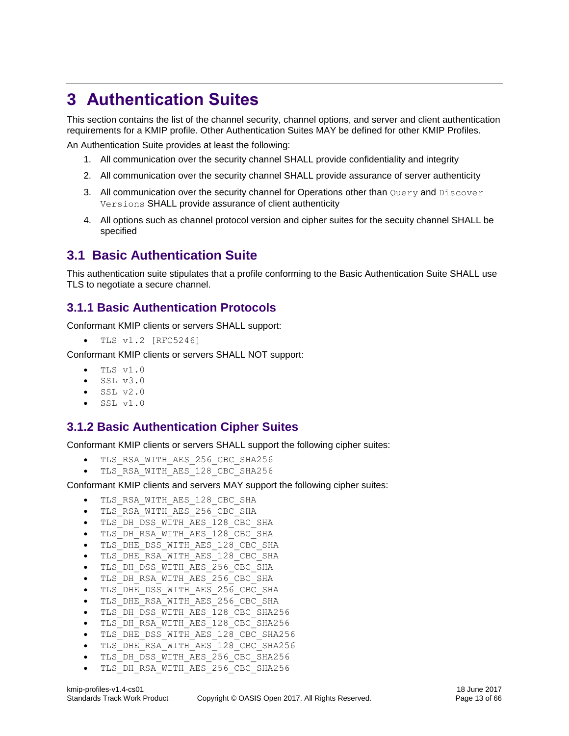# 3 Authentication Suites

This section contains the list of the channel security, channel options, and server and client authentication requirements for a KMIP profile. Other Authentication Suites MAY be defined for other KMIP Profiles.

An Authentication Suite provides at least the following:

1. All communication over the security channel SHALL provide confidentiality and integrity
2. All communication over the security channel SHALL provide assurance of server authenticity
3. All communication over the security channel for Operations other than `Query` and `Discover Versions` SHALL provide assurance of client authenticity
4. All options such as channel protocol version and cipher suites for the secuity channel SHALL be specified

## 3.1 Basic Authentication Suite

This authentication suite stipulates that a profile conforming to the Basic Authentication Suite SHALL use TLS to negotiate a secure channel.

### 3.1.1 Basic Authentication Protocols

Conformant KMIP clients or servers SHALL support:

- `TLS v1.2 [RFC5246]`

Conformant KMIP clients or servers SHALL NOT support:

- `TLS v1.0`
- `SSL v3.0`
- `SSL v2.0`
- `SSL v1.0`

### 3.1.2 Basic Authentication Cipher Suites

Conformant KMIP clients or servers SHALL support the following cipher suites:

- `TLS_RSA_WITH_AES_256_CBC_SHA256`
- `TLS_RSA_WITH_AES_128_CBC_SHA256`

Conformant KMIP clients and servers MAY support the following cipher suites:

- `TLS_RSA_WITH_AES_128_CBC_SHA`
- `TLS_RSA_WITH_AES_256_CBC_SHA`
- `TLS_DH_DSS_WITH_AES_128_CBC_SHA`
- `TLS_DH_RSA_WITH_AES_128_CBC_SHA`
- `TLS_DHE_DSS_WITH_AES_128_CBC_SHA`
- `TLS_DHE_RSA_WITH_AES_128_CBC_SHA`
- `TLS_DH_DSS_WITH_AES_256_CBC_SHA`
- `TLS_DH_RSA_WITH_AES_256_CBC_SHA`
- `TLS_DHE_DSS_WITH_AES_256_CBC_SHA`
- `TLS_DHE_RSA_WITH_AES_256_CBC_SHA`
- `TLS_DH_DSS_WITH_AES_128_CBC_SHA256`
- `TLS_DH_RSA_WITH_AES_128_CBC_SHA256`
- `TLS_DHE_DSS_WITH_AES_128_CBC_SHA256`
- `TLS_DHE_RSA_WITH_AES_128_CBC_SHA256`
- `TLS_DH_DSS_WITH_AES_256_CBC_SHA256`
- `TLS_DH_RSA_WITH_AES_256_CBC_SHA256`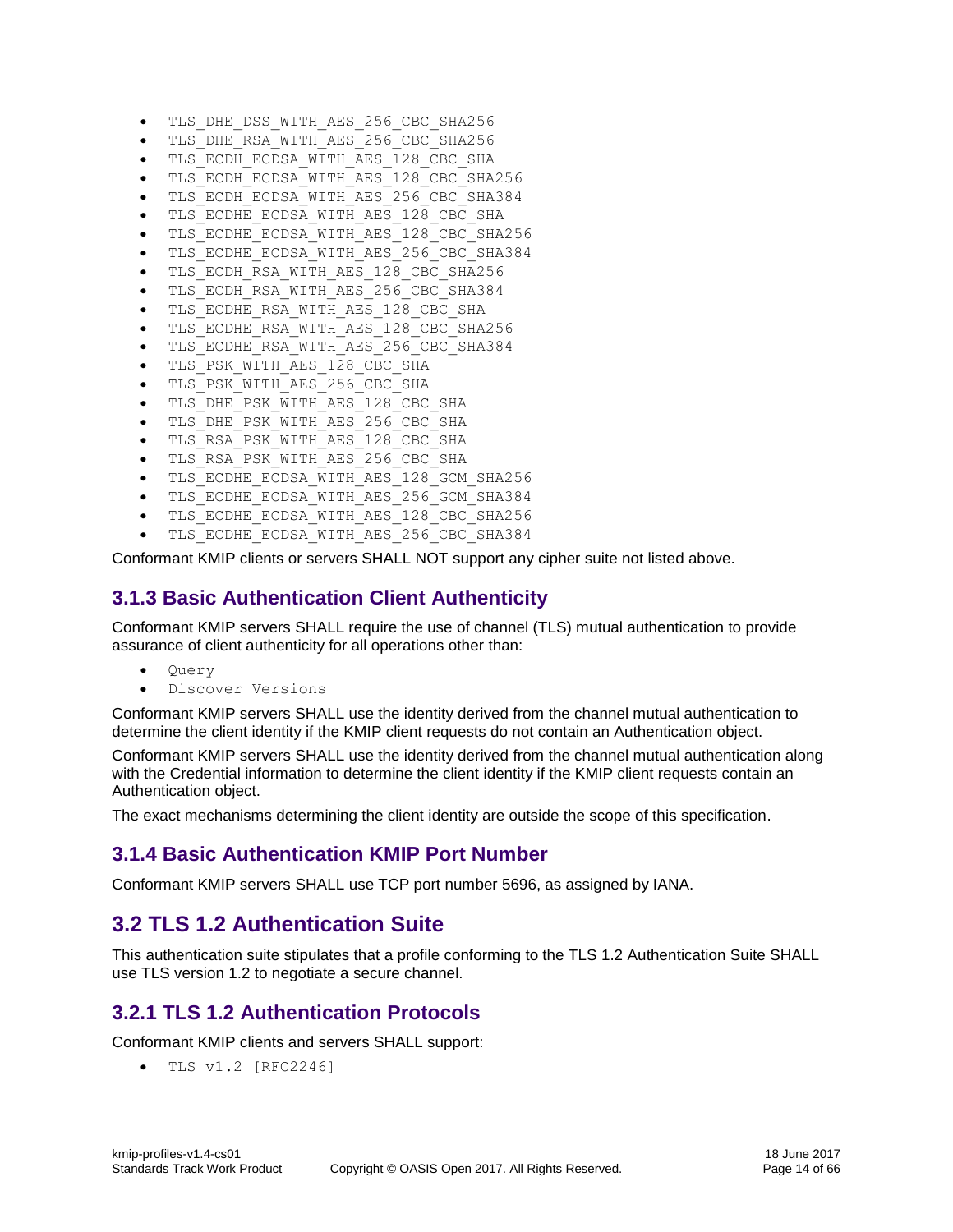- TLS_DHE_DSS_WITH_AES_256_CBC_SHA256
- TLS_DHE_RSA_WITH_AES_256_CBC_SHA256
- TLS_ECDH_ECDSA_WITH_AES_128_CBC_SHA
- TLS_ECDH_ECDSA_WITH_AES_128_CBC_SHA256
- TLS_ECDH_ECDSA_WITH_AES_256_CBC_SHA384
- TLS_ECDHE_ECDSA_WITH_AES_128_CBC_SHA
- TLS_ECDHE_ECDSA_WITH_AES_128_CBC_SHA256
- TLS_ECDHE_ECDSA_WITH_AES_256_CBC_SHA384
- TLS_ECDH_RSA_WITH_AES_128_CBC_SHA256
- TLS_ECDH_RSA_WITH_AES_256_CBC_SHA384
- TLS_ECDHE_RSA_WITH_AES_128_CBC_SHA
- TLS_ECDHE_RSA_WITH_AES_128_CBC_SHA256
- TLS_ECDHE_RSA_WITH_AES_256_CBC_SHA384
- TLS_PSK_WITH_AES_128_CBC_SHA
- TLS_PSK_WITH_AES_256_CBC_SHA
- TLS_DHE_PSK_WITH_AES_128_CBC_SHA
- TLS_DHE_PSK_WITH_AES_256_CBC_SHA
- TLS_RSA_PSK_WITH_AES_128_CBC_SHA
- TLS_RSA_PSK_WITH_AES_256_CBC_SHA
- TLS_ECDHE_ECDSA_WITH_AES_128_GCM_SHA256
- TLS_ECDHE_ECDSA_WITH_AES_256_GCM_SHA384
- TLS_ECDHE_ECDSA_WITH_AES_128_CBC_SHA256
- TLS_ECDHE_ECDSA_WITH_AES_256_CBC_SHA384

Conformant KMIP clients or servers SHALL NOT support any cipher suite not listed above.

### 3.1.3 Basic Authentication Client Authenticity

Conformant KMIP servers SHALL require the use of channel (TLS) mutual authentication to provide assurance of client authenticity for all operations other than:

- Query
- Discover Versions

Conformant KMIP servers SHALL use the identity derived from the channel mutual authentication to determine the client identity if the KMIP client requests do not contain an Authentication object.

Conformant KMIP servers SHALL use the identity derived from the channel mutual authentication along with the Credential information to determine the client identity if the KMIP client requests contain an Authentication object.

The exact mechanisms determining the client identity are outside the scope of this specification.

### 3.1.4 Basic Authentication KMIP Port Number

Conformant KMIP servers SHALL use TCP port number 5696, as assigned by IANA.

## 3.2 TLS 1.2 Authentication Suite

This authentication suite stipulates that a profile conforming to the TLS 1.2 Authentication Suite SHALL use TLS version 1.2 to negotiate a secure channel.

### 3.2.1 TLS 1.2 Authentication Protocols

Conformant KMIP clients and servers SHALL support:

- TLS v1.2 [RFC2246]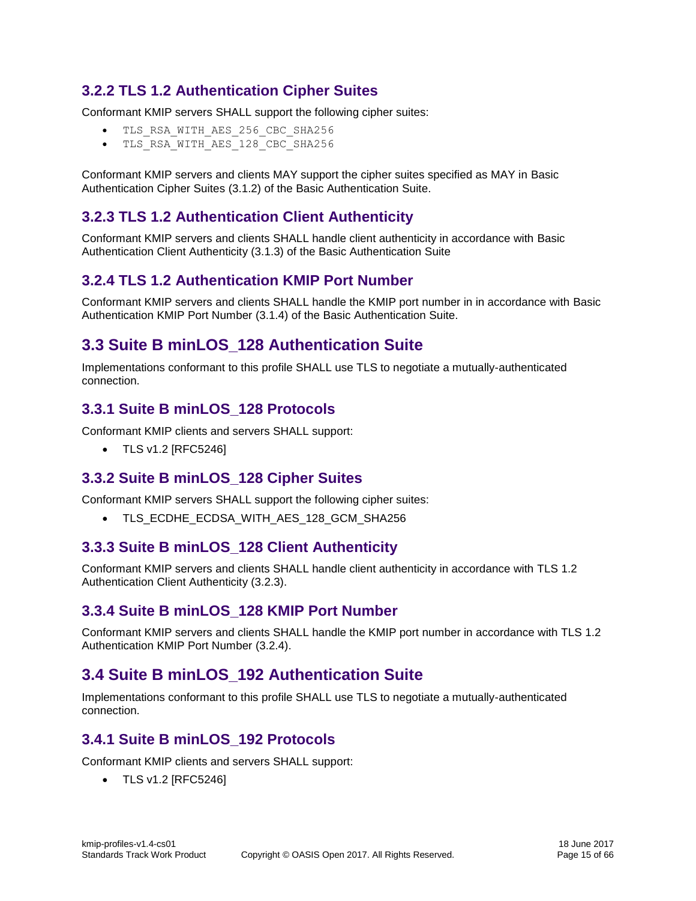### 3.2.2 TLS 1.2 Authentication Cipher Suites

Conformant KMIP servers SHALL support the following cipher suites:

- `TLS_RSA_WITH_AES_256_CBC_SHA256`
- `TLS_RSA_WITH_AES_128_CBC_SHA256`

Conformant KMIP servers and clients MAY support the cipher suites specified as MAY in Basic Authentication Cipher Suites (3.1.2) of the Basic Authentication Suite.

### 3.2.3 TLS 1.2 Authentication Client Authenticity

Conformant KMIP servers and clients SHALL handle client authenticity in accordance with Basic Authentication Client Authenticity (3.1.3) of the Basic Authentication Suite

### 3.2.4 TLS 1.2 Authentication KMIP Port Number

Conformant KMIP servers and clients SHALL handle the KMIP port number in in accordance with Basic Authentication KMIP Port Number (3.1.4) of the Basic Authentication Suite.

## 3.3 Suite B minLOS_128 Authentication Suite

Implementations conformant to this profile SHALL use TLS to negotiate a mutually-authenticated connection.

### 3.3.1 Suite B minLOS_128 Protocols

Conformant KMIP clients and servers SHALL support:

- TLS v1.2 [RFC5246]

### 3.3.2 Suite B minLOS_128 Cipher Suites

Conformant KMIP servers SHALL support the following cipher suites:

- TLS_ECDHE_ECDSA_WITH_AES_128_GCM_SHA256

### 3.3.3 Suite B minLOS_128 Client Authenticity

Conformant KMIP servers and clients SHALL handle client authenticity in accordance with TLS 1.2 Authentication Client Authenticity (3.2.3).

### 3.3.4 Suite B minLOS_128 KMIP Port Number

Conformant KMIP servers and clients SHALL handle the KMIP port number in accordance with TLS 1.2 Authentication KMIP Port Number (3.2.4).

## 3.4 Suite B minLOS_192 Authentication Suite

Implementations conformant to this profile SHALL use TLS to negotiate a mutually-authenticated connection.

### 3.4.1 Suite B minLOS_192 Protocols

Conformant KMIP clients and servers SHALL support:

- TLS v1.2 [RFC5246]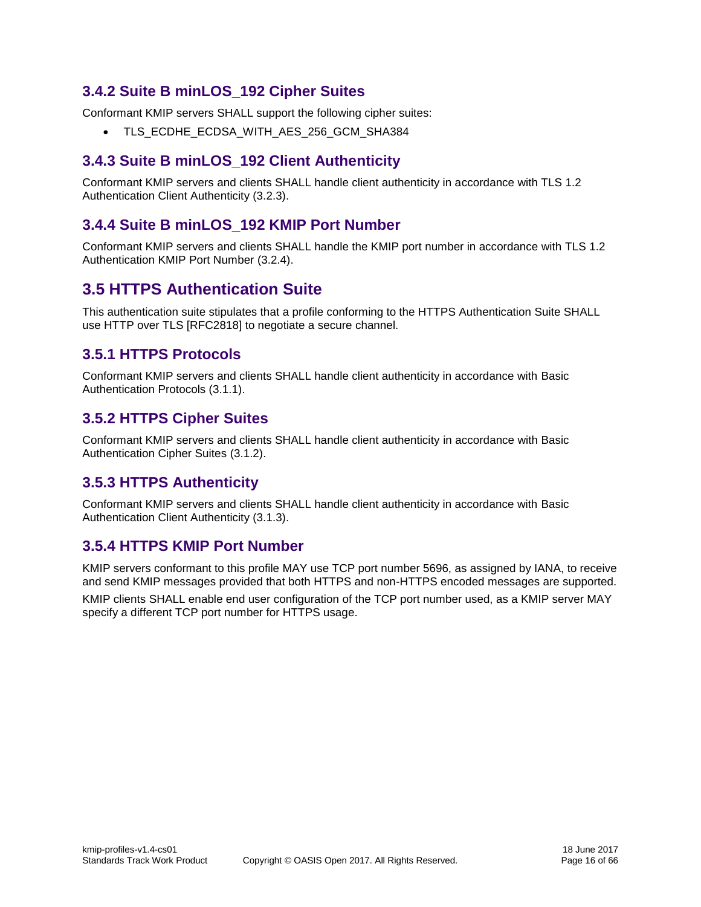### 3.4.2 Suite B minLOS_192 Cipher Suites

Conformant KMIP servers SHALL support the following cipher suites:

- TLS_ECDHE_ECDSA_WITH_AES_256_GCM_SHA384

### 3.4.3 Suite B minLOS_192 Client Authenticity

Conformant KMIP servers and clients SHALL handle client authenticity in accordance with TLS 1.2 Authentication Client Authenticity (3.2.3).

### 3.4.4 Suite B minLOS_192 KMIP Port Number

Conformant KMIP servers and clients SHALL handle the KMIP port number in accordance with TLS 1.2 Authentication KMIP Port Number (3.2.4).

## 3.5 HTTPS Authentication Suite

This authentication suite stipulates that a profile conforming to the HTTPS Authentication Suite SHALL use HTTP over TLS [RFC2818] to negotiate a secure channel.

### 3.5.1 HTTPS Protocols

Conformant KMIP servers and clients SHALL handle client authenticity in accordance with Basic Authentication Protocols (3.1.1).

### 3.5.2 HTTPS Cipher Suites

Conformant KMIP servers and clients SHALL handle client authenticity in accordance with Basic Authentication Cipher Suites (3.1.2).

### 3.5.3 HTTPS Authenticity

Conformant KMIP servers and clients SHALL handle client authenticity in accordance with Basic Authentication Client Authenticity (3.1.3).

### 3.5.4 HTTPS KMIP Port Number

KMIP servers conformant to this profile MAY use TCP port number 5696, as assigned by IANA, to receive and send KMIP messages provided that both HTTPS and non-HTTPS encoded messages are supported.

KMIP clients SHALL enable end user configuration of the TCP port number used, as a KMIP server MAY specify a different TCP port number for HTTPS usage.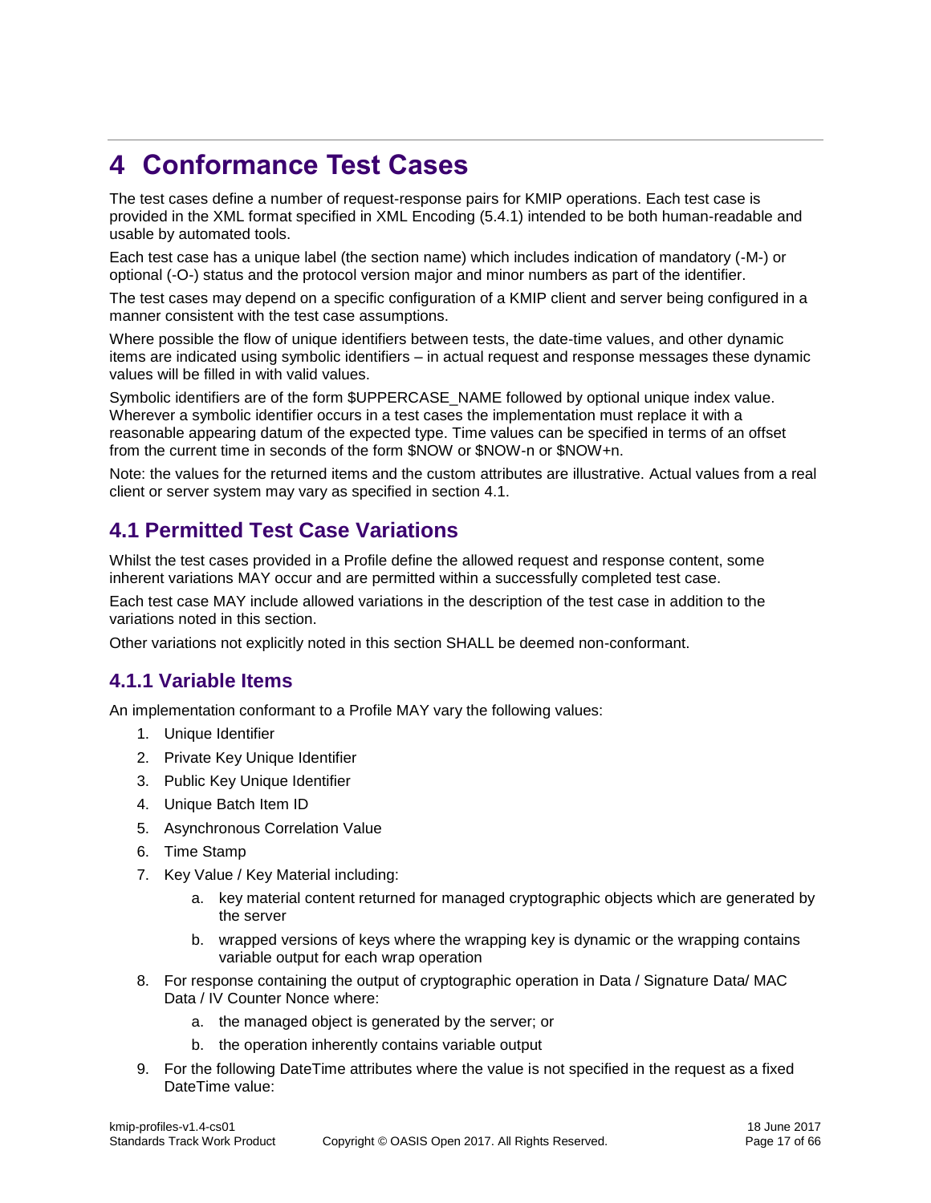# 4 Conformance Test Cases

The test cases define a number of request-response pairs for KMIP operations. Each test case is provided in the XML format specified in XML Encoding (5.4.1) intended to be both human-readable and usable by automated tools.

Each test case has a unique label (the section name) which includes indication of mandatory (-M-) or optional (-O-) status and the protocol version major and minor numbers as part of the identifier.

The test cases may depend on a specific configuration of a KMIP client and server being configured in a manner consistent with the test case assumptions.

Where possible the flow of unique identifiers between tests, the date-time values, and other dynamic items are indicated using symbolic identifiers – in actual request and response messages these dynamic values will be filled in with valid values.

Symbolic identifiers are of the form $UPPERCASE_NAME followed by optional unique index value. Wherever a symbolic identifier occurs in a test cases the implementation must replace it with a reasonable appearing datum of the expected type. Time values can be specified in terms of an offset from the current time in seconds of the form $NOW or $NOW-n or $NOW+n.

Note: the values for the returned items and the custom attributes are illustrative. Actual values from a real client or server system may vary as specified in section 4.1.

## 4.1 Permitted Test Case Variations

Whilst the test cases provided in a Profile define the allowed request and response content, some inherent variations MAY occur and are permitted within a successfully completed test case.

Each test case MAY include allowed variations in the description of the test case in addition to the variations noted in this section.

Other variations not explicitly noted in this section SHALL be deemed non-conformant.

### 4.1.1 Variable Items

An implementation conformant to a Profile MAY vary the following values:

1. Unique Identifier
2. Private Key Unique Identifier
3. Public Key Unique Identifier
4. Unique Batch Item ID
5. Asynchronous Correlation Value
6. Time Stamp
7. Key Value / Key Material including:
    a. key material content returned for managed cryptographic objects which are generated by the server
    b. wrapped versions of keys where the wrapping key is dynamic or the wrapping contains variable output for each wrap operation
8. For response containing the output of cryptographic operation in Data / Signature Data/ MAC Data / IV Counter Nonce where:
    a. the managed object is generated by the server; or
    b. the operation inherently contains variable output
9. For the following DateTime attributes where the value is not specified in the request as a fixed DateTime value: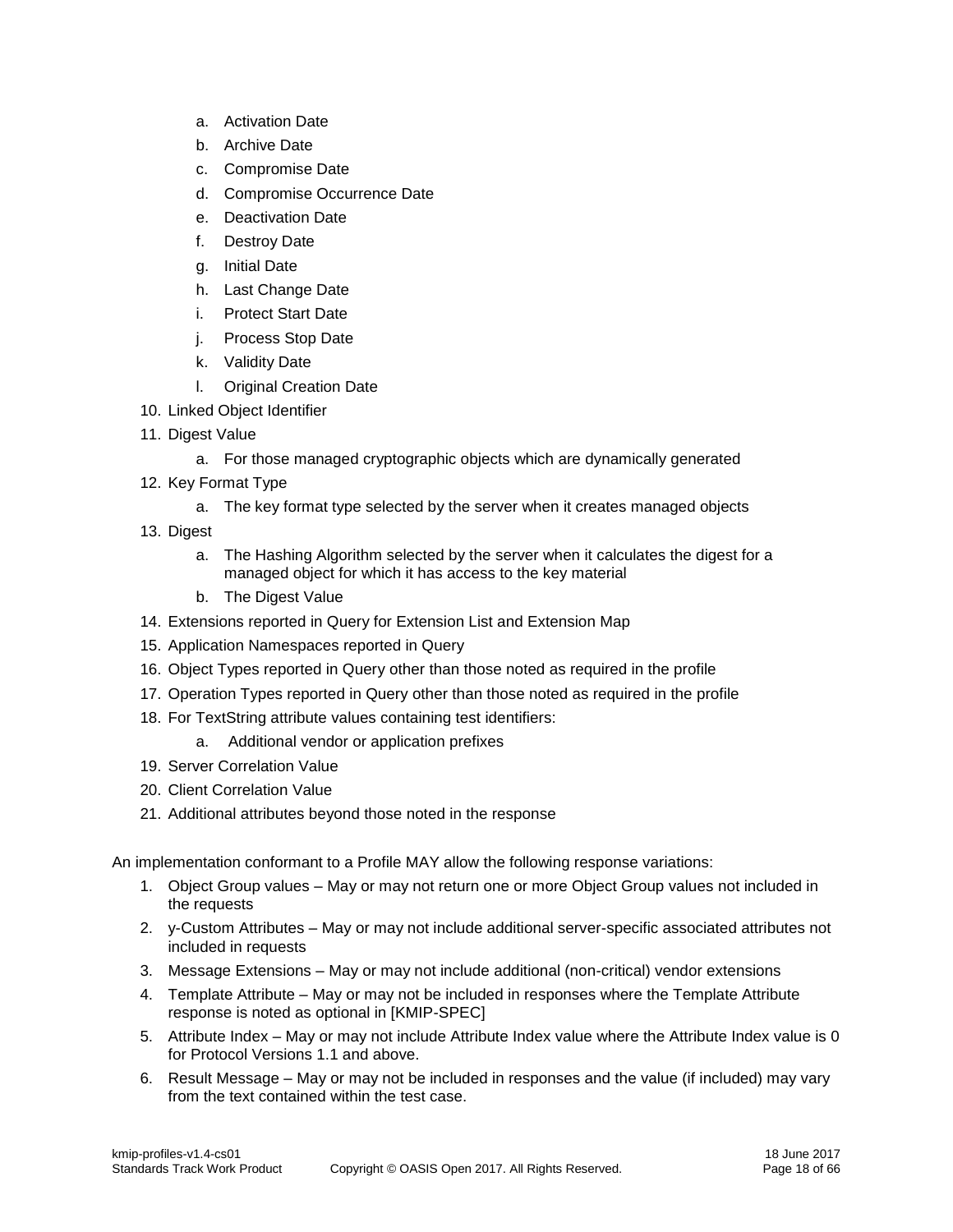a. Activation Date
   b. Archive Date
   c. Compromise Date
   d. Compromise Occurrence Date
   e. Deactivation Date
   f. Destroy Date
   g. Initial Date
   h. Last Change Date
   i. Protect Start Date
   j. Process Stop Date
   k. Validity Date
   l. Original Creation Date

10. Linked Object Identifier
11. Digest Value
    a. For those managed cryptographic objects which are dynamically generated
12. Key Format Type
    a. The key format type selected by the server when it creates managed objects
13. Digest
    a. The Hashing Algorithm selected by the server when it calculates the digest for a managed object for which it has access to the key material
    b. The Digest Value
14. Extensions reported in Query for Extension List and Extension Map
15. Application Namespaces reported in Query
16. Object Types reported in Query other than those noted as required in the profile
17. Operation Types reported in Query other than those noted as required in the profile
18. For TextString attribute values containing test identifiers:
    a. Additional vendor or application prefixes
19. Server Correlation Value
20. Client Correlation Value
21. Additional attributes beyond those noted in the response

An implementation conformant to a Profile MAY allow the following response variations:

1. Object Group values – May or may not return one or more Object Group values not included in the requests
2. y-Custom Attributes – May or may not include additional server-specific associated attributes not included in requests
3. Message Extensions – May or may not include additional (non-critical) vendor extensions
4. Template Attribute – May or may not be included in responses where the Template Attribute response is noted as optional in [KMIP-SPEC]
5. Attribute Index – May or may not include Attribute Index value where the Attribute Index value is 0 for Protocol Versions 1.1 and above.
6. Result Message – May or may not be included in responses and the value (if included) may vary from the text contained within the test case.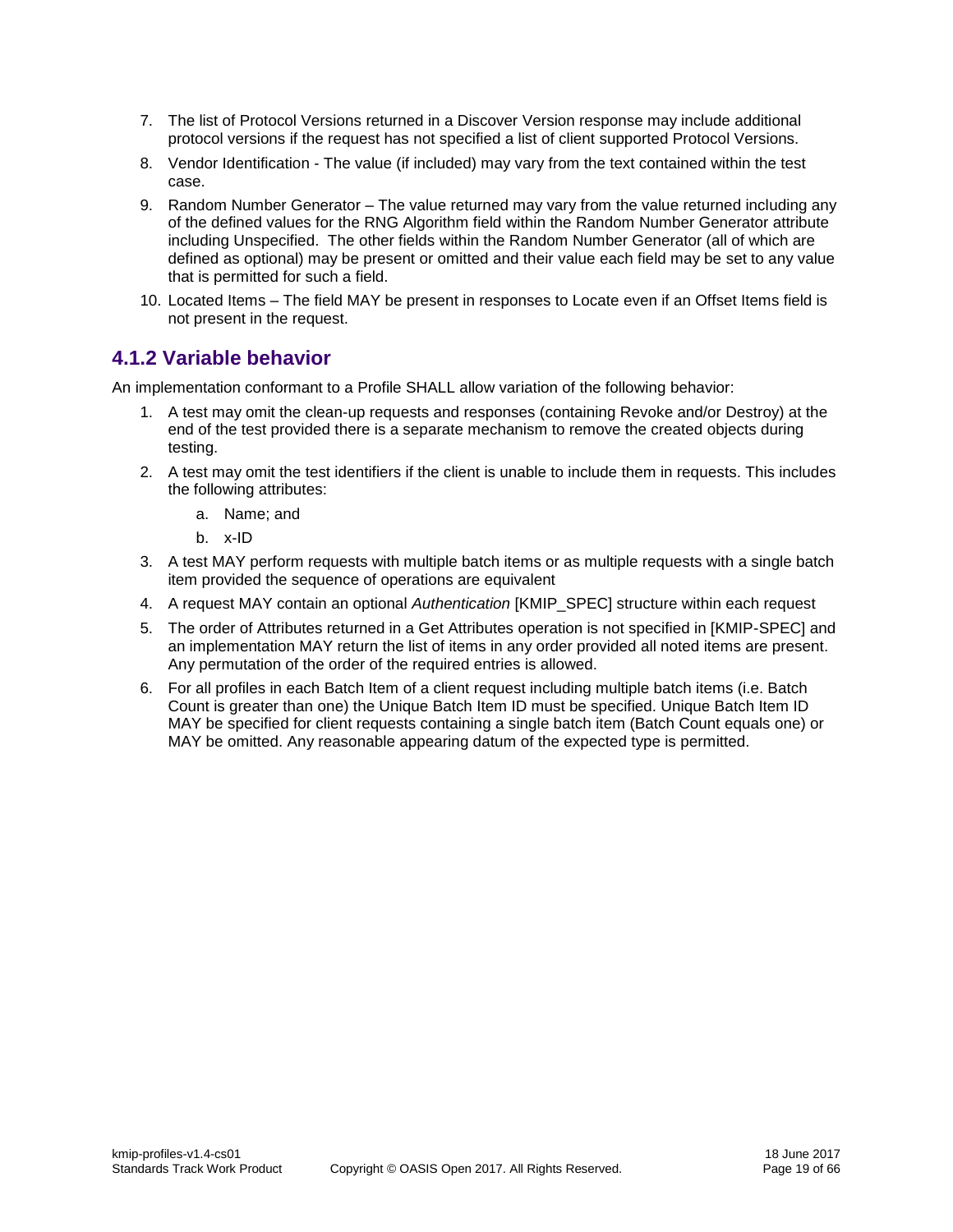7. The list of Protocol Versions returned in a Discover Version response may include additional protocol versions if the request has not specified a list of client supported Protocol Versions.
8. Vendor Identification - The value (if included) may vary from the text contained within the test case.
9. Random Number Generator – The value returned may vary from the value returned including any of the defined values for the RNG Algorithm field within the Random Number Generator attribute including Unspecified. The other fields within the Random Number Generator (all of which are defined as optional) may be present or omitted and their value each field may be set to any value that is permitted for such a field.
10. Located Items – The field MAY be present in responses to Locate even if an Offset Items field is not present in the request.

### 4.1.2 Variable behavior

An implementation conformant to a Profile SHALL allow variation of the following behavior:

1. A test may omit the clean-up requests and responses (containing Revoke and/or Destroy) at the end of the test provided there is a separate mechanism to remove the created objects during testing.
2. A test may omit the test identifiers if the client is unable to include them in requests. This includes the following attributes:
    a. Name; and
    b. x-ID
3. A test MAY perform requests with multiple batch items or as multiple requests with a single batch item provided the sequence of operations are equivalent
4. A request MAY contain an optional *Authentication* [KMIP_SPEC] structure within each request
5. The order of Attributes returned in a Get Attributes operation is not specified in [KMIP-SPEC] and an implementation MAY return the list of items in any order provided all noted items are present. Any permutation of the order of the required entries is allowed.
6. For all profiles in each Batch Item of a client request including multiple batch items (i.e. Batch Count is greater than one) the Unique Batch Item ID must be specified. Unique Batch Item ID MAY be specified for client requests containing a single batch item (Batch Count equals one) or MAY be omitted. Any reasonable appearing datum of the expected type is permitted.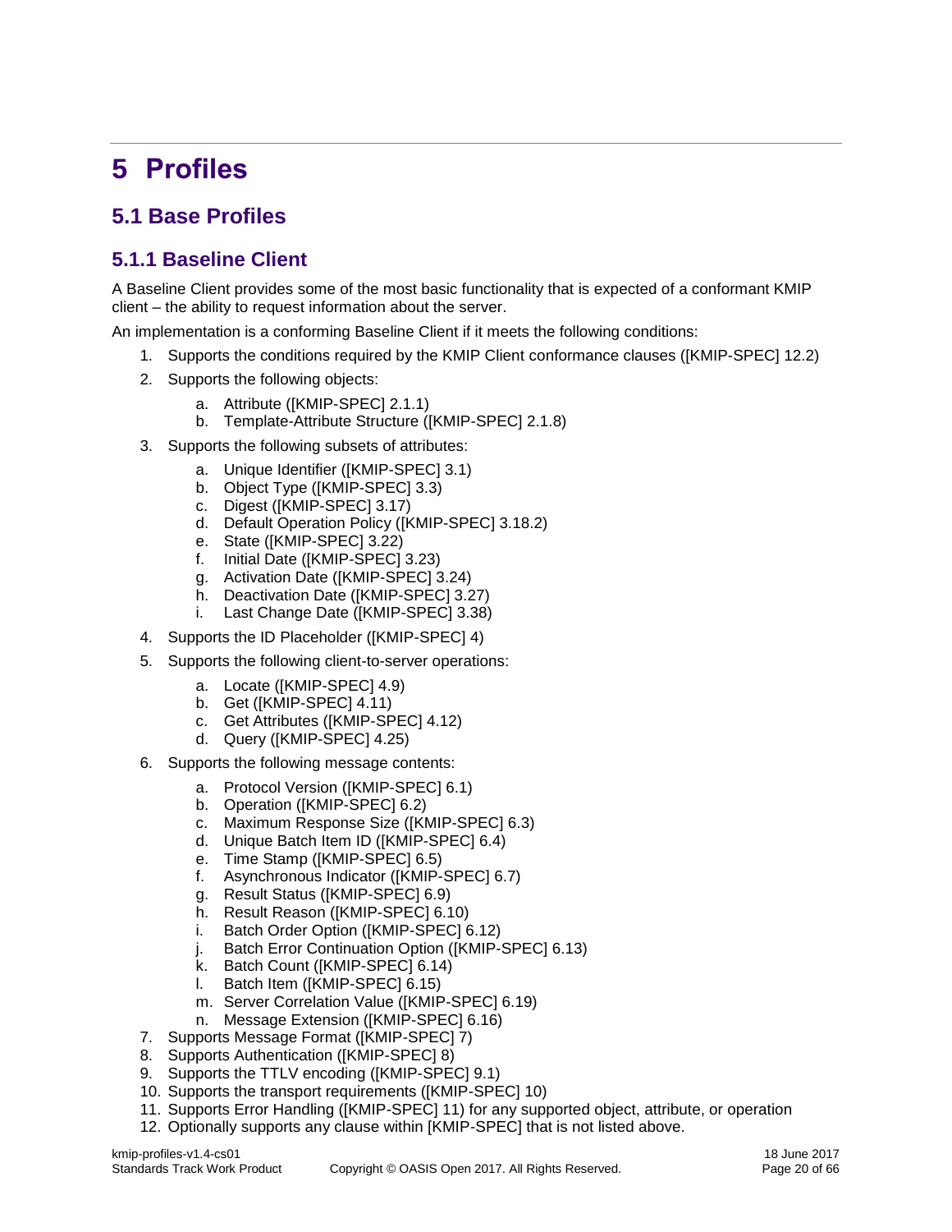# 5 Profiles

## 5.1 Base Profiles

### 5.1.1 Baseline Client

A Baseline Client provides some of the most basic functionality that is expected of a conformant KMIP client – the ability to request information about the server.

An implementation is a conforming Baseline Client if it meets the following conditions:

1. Supports the conditions required by the KMIP Client conformance clauses ([KMIP-SPEC] 12.2)
2. Supports the following objects:
    a. Attribute ([KMIP-SPEC] 2.1.1)
    b. Template-Attribute Structure ([KMIP-SPEC] 2.1.8)
3. Supports the following subsets of attributes:
    a. Unique Identifier ([KMIP-SPEC] 3.1)
    b. Object Type ([KMIP-SPEC] 3.3)
    c. Digest ([KMIP-SPEC] 3.17)
    d. Default Operation Policy ([KMIP-SPEC] 3.18.2)
    e. State ([KMIP-SPEC] 3.22)
    f. Initial Date ([KMIP-SPEC] 3.23)
    g. Activation Date ([KMIP-SPEC] 3.24)
    h. Deactivation Date ([KMIP-SPEC] 3.27)
    i. Last Change Date ([KMIP-SPEC] 3.38)
4. Supports the ID Placeholder ([KMIP-SPEC] 4)
5. Supports the following client-to-server operations:
    a. Locate ([KMIP-SPEC] 4.9)
    b. Get ([KMIP-SPEC] 4.11)
    c. Get Attributes ([KMIP-SPEC] 4.12)
    d. Query ([KMIP-SPEC] 4.25)
6. Supports the following message contents:
    a. Protocol Version ([KMIP-SPEC] 6.1)
    b. Operation ([KMIP-SPEC] 6.2)
    c. Maximum Response Size ([KMIP-SPEC] 6.3)
    d. Unique Batch Item ID ([KMIP-SPEC] 6.4)
    e. Time Stamp ([KMIP-SPEC] 6.5)
    f. Asynchronous Indicator ([KMIP-SPEC] 6.7)
    g. Result Status ([KMIP-SPEC] 6.9)
    h. Result Reason ([KMIP-SPEC] 6.10)
    i. Batch Order Option ([KMIP-SPEC] 6.12)
    j. Batch Error Continuation Option ([KMIP-SPEC] 6.13)
    k. Batch Count ([KMIP-SPEC] 6.14)
    l. Batch Item ([KMIP-SPEC] 6.15)
    m. Server Correlation Value ([KMIP-SPEC] 6.19)
    n. Message Extension ([KMIP-SPEC] 6.16)
7. Supports Message Format ([KMIP-SPEC] 7)
8. Supports Authentication ([KMIP-SPEC] 8)
9. Supports the TTLV encoding ([KMIP-SPEC] 9.1)
10. Supports the transport requirements ([KMIP-SPEC] 10)
11. Supports Error Handling ([KMIP-SPEC] 11) for any supported object, attribute, or operation
12. Optionally supports any clause within [KMIP-SPEC] that is not listed above.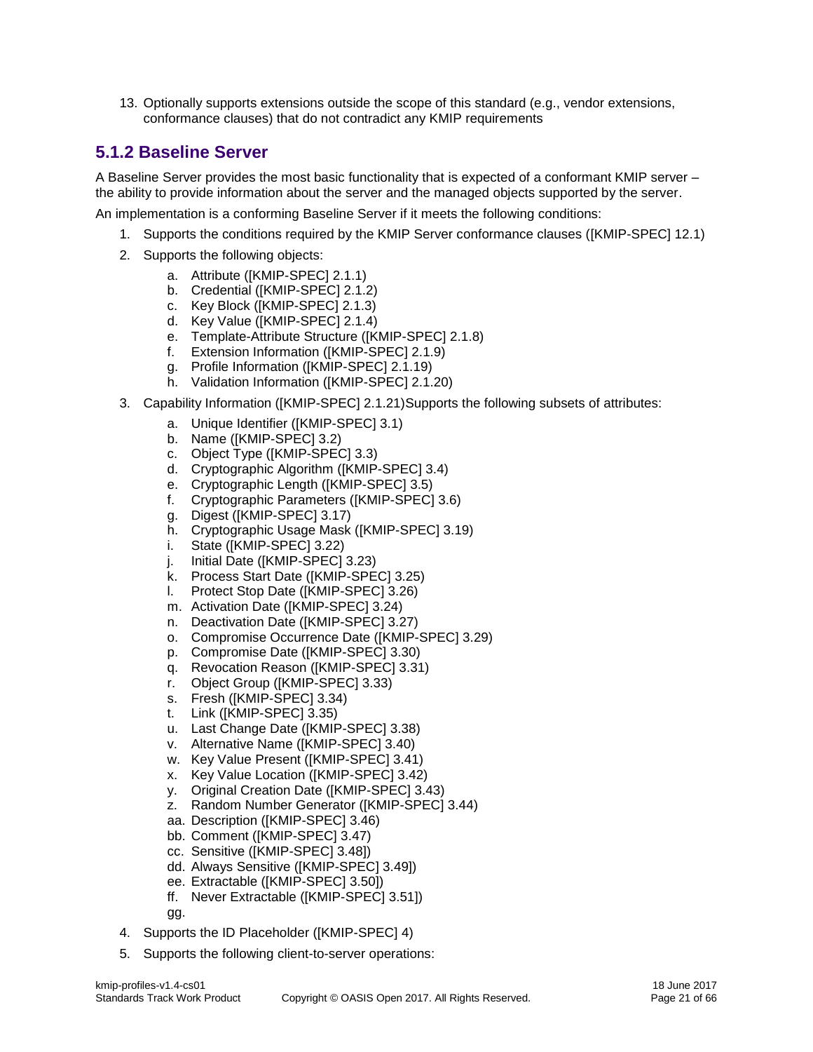13. Optionally supports extensions outside the scope of this standard (e.g., vendor extensions, conformance clauses) that do not contradict any KMIP requirements

### 5.1.2 Baseline Server

A Baseline Server provides the most basic functionality that is expected of a conformant KMIP server – the ability to provide information about the server and the managed objects supported by the server.

An implementation is a conforming Baseline Server if it meets the following conditions:

1. Supports the conditions required by the KMIP Server conformance clauses ([KMIP-SPEC] 12.1)
2. Supports the following objects:
    a. Attribute ([KMIP-SPEC] 2.1.1)
    b. Credential ([KMIP-SPEC] 2.1.2)
    c. Key Block ([KMIP-SPEC] 2.1.3)
    d. Key Value ([KMIP-SPEC] 2.1.4)
    e. Template-Attribute Structure ([KMIP-SPEC] 2.1.8)
    f. Extension Information ([KMIP-SPEC] 2.1.9)
    g. Profile Information ([KMIP-SPEC] 2.1.19)
    h. Validation Information ([KMIP-SPEC] 2.1.20)
3. Capability Information ([KMIP-SPEC] 2.1.21)Supports the following subsets of attributes:
    a. Unique Identifier ([KMIP-SPEC] 3.1)
    b. Name ([KMIP-SPEC] 3.2)
    c. Object Type ([KMIP-SPEC] 3.3)
    d. Cryptographic Algorithm ([KMIP-SPEC] 3.4)
    e. Cryptographic Length ([KMIP-SPEC] 3.5)
    f. Cryptographic Parameters ([KMIP-SPEC] 3.6)
    g. Digest ([KMIP-SPEC] 3.17)
    h. Cryptographic Usage Mask ([KMIP-SPEC] 3.19)
    i. State ([KMIP-SPEC] 3.22)
    j. Initial Date ([KMIP-SPEC] 3.23)
    k. Process Start Date ([KMIP-SPEC] 3.25)
    l. Protect Stop Date ([KMIP-SPEC] 3.26)
    m. Activation Date ([KMIP-SPEC] 3.24)
    n. Deactivation Date ([KMIP-SPEC] 3.27)
    o. Compromise Occurrence Date ([KMIP-SPEC] 3.29)
    p. Compromise Date ([KMIP-SPEC] 3.30)
    q. Revocation Reason ([KMIP-SPEC] 3.31)
    r. Object Group ([KMIP-SPEC] 3.33)
    s. Fresh ([KMIP-SPEC] 3.34)
    t. Link ([KMIP-SPEC] 3.35)
    u. Last Change Date ([KMIP-SPEC] 3.38)
    v. Alternative Name ([KMIP-SPEC] 3.40)
    w. Key Value Present ([KMIP-SPEC] 3.41)
    x. Key Value Location ([KMIP-SPEC] 3.42)
    y. Original Creation Date ([KMIP-SPEC] 3.43)
    z. Random Number Generator ([KMIP-SPEC] 3.44)
    aa. Description ([KMIP-SPEC] 3.46)
    bb. Comment ([KMIP-SPEC] 3.47)
    cc. Sensitive ([KMIP-SPEC] 3.48])
    dd. Always Sensitive ([KMIP-SPEC] 3.49])
    ee. Extractable ([KMIP-SPEC] 3.50])
    ff. Never Extractable ([KMIP-SPEC] 3.51])
    gg.
4. Supports the ID Placeholder ([KMIP-SPEC] 4)
5. Supports the following client-to-server operations: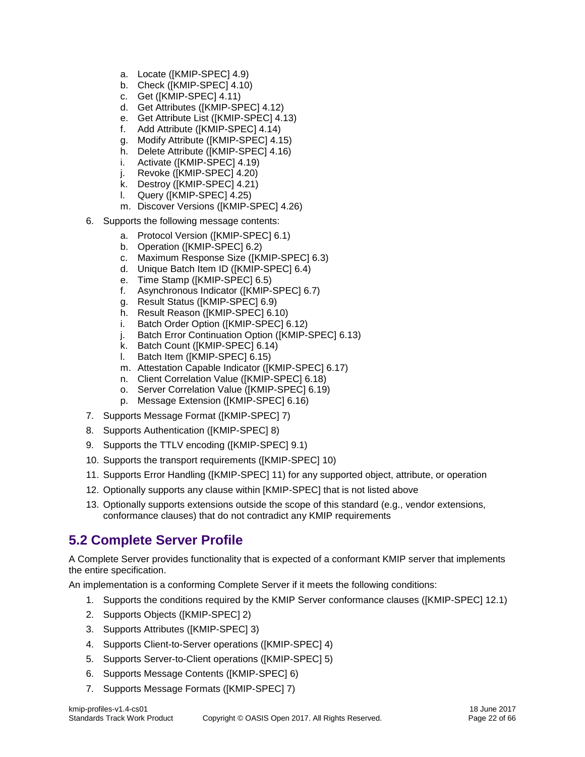a. Locate ([KMIP-SPEC] 4.9)
   b. Check ([KMIP-SPEC] 4.10)
   c. Get ([KMIP-SPEC] 4.11)
   d. Get Attributes ([KMIP-SPEC] 4.12)
   e. Get Attribute List ([KMIP-SPEC] 4.13)
   f. Add Attribute ([KMIP-SPEC] 4.14)
   g. Modify Attribute ([KMIP-SPEC] 4.15)
   h. Delete Attribute ([KMIP-SPEC] 4.16)
   i. Activate ([KMIP-SPEC] 4.19)
   j. Revoke ([KMIP-SPEC] 4.20)
   k. Destroy ([KMIP-SPEC] 4.21)
   l. Query ([KMIP-SPEC] 4.25)
   m. Discover Versions ([KMIP-SPEC] 4.26)

6. Supports the following message contents:
   a. Protocol Version ([KMIP-SPEC] 6.1)
   b. Operation ([KMIP-SPEC] 6.2)
   c. Maximum Response Size ([KMIP-SPEC] 6.3)
   d. Unique Batch Item ID ([KMIP-SPEC] 6.4)
   e. Time Stamp ([KMIP-SPEC] 6.5)
   f. Asynchronous Indicator ([KMIP-SPEC] 6.7)
   g. Result Status ([KMIP-SPEC] 6.9)
   h. Result Reason ([KMIP-SPEC] 6.10)
   i. Batch Order Option ([KMIP-SPEC] 6.12)
   j. Batch Error Continuation Option ([KMIP-SPEC] 6.13)
   k. Batch Count ([KMIP-SPEC] 6.14)
   l. Batch Item ([KMIP-SPEC] 6.15)
   m. Attestation Capable Indicator ([KMIP-SPEC] 6.17)
   n. Client Correlation Value ([KMIP-SPEC] 6.18)
   o. Server Correlation Value ([KMIP-SPEC] 6.19)
   p. Message Extension ([KMIP-SPEC] 6.16)
7. Supports Message Format ([KMIP-SPEC] 7)
8. Supports Authentication ([KMIP-SPEC] 8)
9. Supports the TTLV encoding ([KMIP-SPEC] 9.1)
10. Supports the transport requirements ([KMIP-SPEC] 10)
11. Supports Error Handling ([KMIP-SPEC] 11) for any supported object, attribute, or operation
12. Optionally supports any clause within [KMIP-SPEC] that is not listed above
13. Optionally supports extensions outside the scope of this standard (e.g., vendor extensions, conformance clauses) that do not contradict any KMIP requirements

## 5.2 Complete Server Profile

A Complete Server provides functionality that is expected of a conformant KMIP server that implements the entire specification.

An implementation is a conforming Complete Server if it meets the following conditions:

1. Supports the conditions required by the KMIP Server conformance clauses ([KMIP-SPEC] 12.1)
2. Supports Objects ([KMIP-SPEC] 2)
3. Supports Attributes ([KMIP-SPEC] 3)
4. Supports Client-to-Server operations ([KMIP-SPEC] 4)
5. Supports Server-to-Client operations ([KMIP-SPEC] 5)
6. Supports Message Contents ([KMIP-SPEC] 6)
7. Supports Message Formats ([KMIP-SPEC] 7)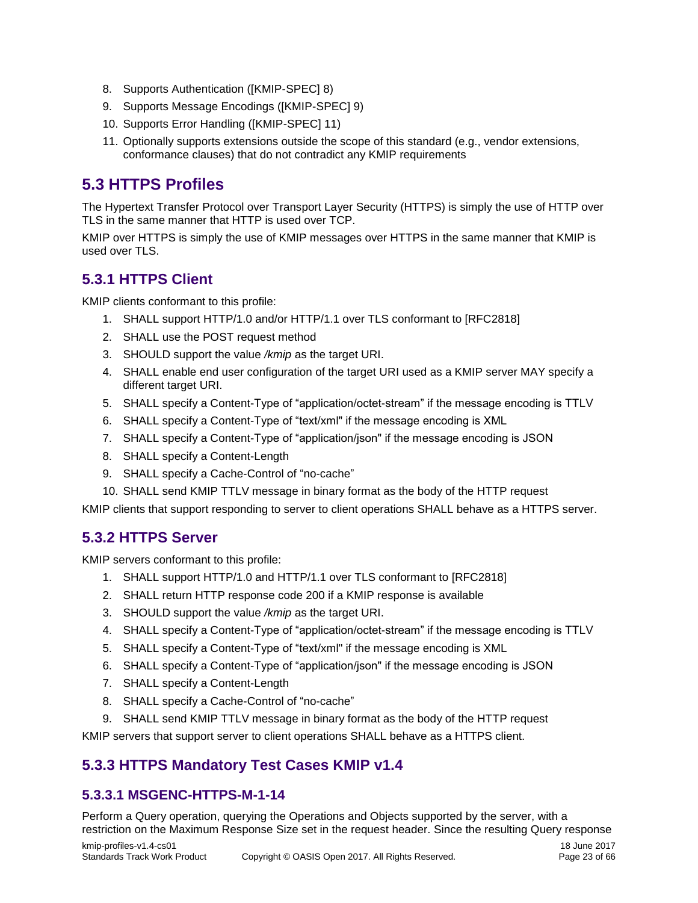8. Supports Authentication ([KMIP-SPEC] 8)
9. Supports Message Encodings ([KMIP-SPEC] 9)
10. Supports Error Handling ([KMIP-SPEC] 11)
11. Optionally supports extensions outside the scope of this standard (e.g., vendor extensions, conformance clauses) that do not contradict any KMIP requirements

## 5.3 HTTPS Profiles

The Hypertext Transfer Protocol over Transport Layer Security (HTTPS) is simply the use of HTTP over TLS in the same manner that HTTP is used over TCP.

KMIP over HTTPS is simply the use of KMIP messages over HTTPS in the same manner that KMIP is used over TLS.

### 5.3.1 HTTPS Client

KMIP clients conformant to this profile:

1. SHALL support HTTP/1.0 and/or HTTP/1.1 over TLS conformant to [RFC2818]
2. SHALL use the POST request method
3. SHOULD support the value */kmip* as the target URI.
4. SHALL enable end user configuration of the target URI used as a KMIP server MAY specify a different target URI.
5. SHALL specify a Content-Type of “application/octet-stream” if the message encoding is TTLV
6. SHALL specify a Content-Type of “text/xml" if the message encoding is XML
7. SHALL specify a Content-Type of “application/json" if the message encoding is JSON
8. SHALL specify a Content-Length
9. SHALL specify a Cache-Control of “no-cache”
10. SHALL send KMIP TTLV message in binary format as the body of the HTTP request

KMIP clients that support responding to server to client operations SHALL behave as a HTTPS server.

### 5.3.2 HTTPS Server

KMIP servers conformant to this profile:

1. SHALL support HTTP/1.0 and HTTP/1.1 over TLS conformant to [RFC2818]
2. SHALL return HTTP response code 200 if a KMIP response is available
3. SHOULD support the value */kmip* as the target URI.
4. SHALL specify a Content-Type of “application/octet-stream” if the message encoding is TTLV
5. SHALL specify a Content-Type of “text/xml" if the message encoding is XML
6. SHALL specify a Content-Type of “application/json" if the message encoding is JSON
7. SHALL specify a Content-Length
8. SHALL specify a Cache-Control of “no-cache”
9. SHALL send KMIP TTLV message in binary format as the body of the HTTP request

KMIP servers that support server to client operations SHALL behave as a HTTPS client.

### 5.3.3 HTTPS Mandatory Test Cases KMIP v1.4

#### 5.3.3.1 MSGENC-HTTPS-M-1-14

Perform a Query operation, querying the Operations and Objects supported by the server, with a restriction on the Maximum Response Size set in the request header. Since the resulting Query response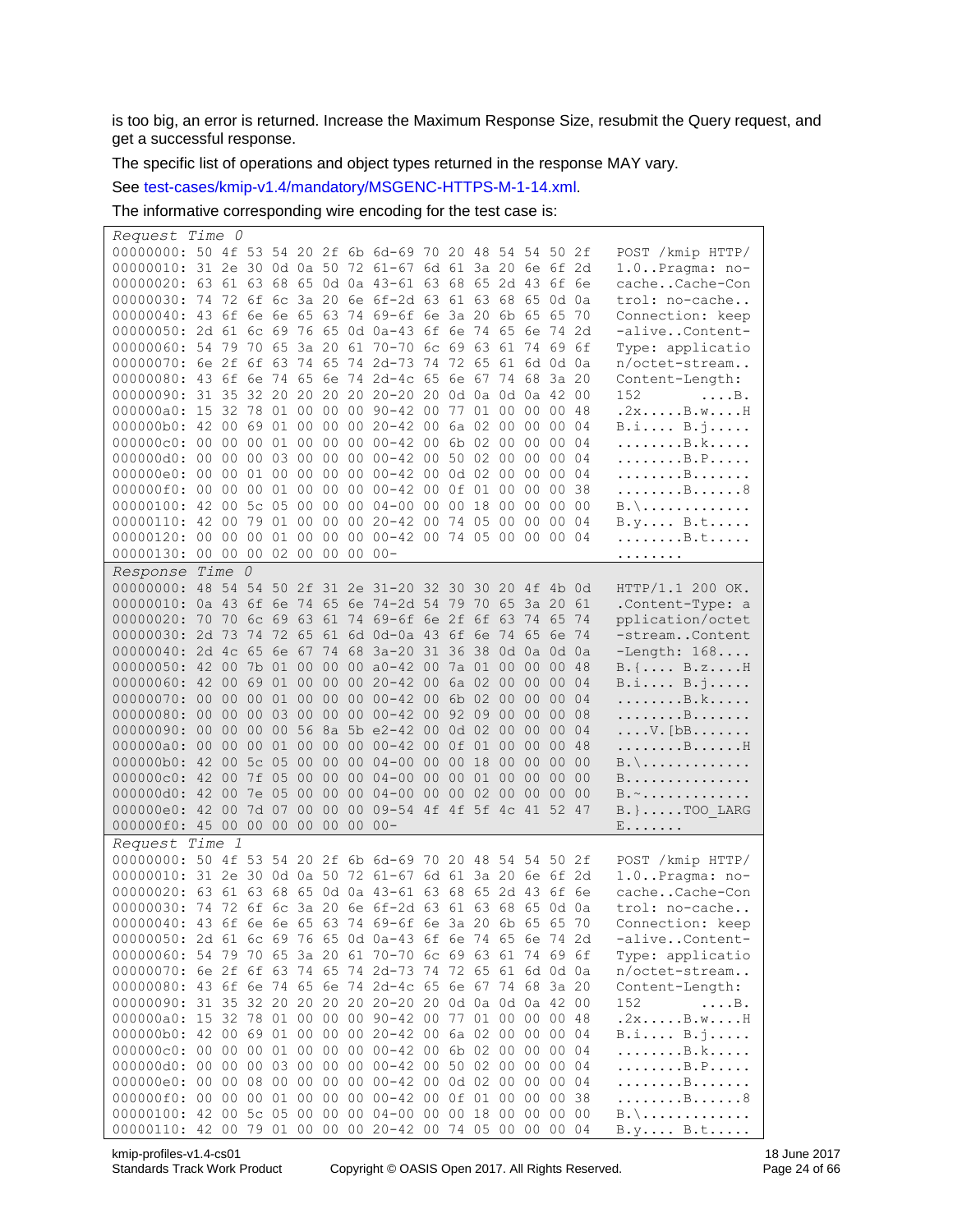is too big, an error is returned. Increase the Maximum Response Size, resubmit the Query request, and get a successful response.

The specific list of operations and object types returned in the response MAY vary.

See test-cases/kmip-v1.4/mandatory/MSGENC-HTTPS-M-1-14.xml.

The informative corresponding wire encoding for the test case is:

```
Request Time 0
00000000: 50 4f 53 54 20 2f 6b 6d-69 70 20 48 54 54 50 2f   POST /kmip HTTP/
00000010: 31 2e 30 0d 0a 50 72 61-67 6d 61 3a 20 6e 6f 2d   1.0..Pragma: no-
00000020: 63 61 63 68 65 0d 0a 43-61 63 68 65 2d 43 6f 6e   cache..Cache-Con
00000030: 74 72 6f 6c 3a 20 6e 6f-2d 63 61 63 68 65 0d 0a   trol: no-cache..
00000040: 43 6f 6e 6e 65 63 74 69-6f 6e 3a 20 6b 65 65 70   Connection: keep
00000050: 2d 61 6c 69 76 65 0d 0a-43 6f 6e 74 65 6e 74 2d   -alive..Content-
00000060: 54 79 70 65 3a 20 61 70-70 6c 69 63 61 74 69 6f   Type: applicatio
00000070: 6e 2f 6f 63 74 65 74 2d-73 74 72 65 61 6d 0d 0a   n/octet-stream..
00000080: 43 6f 6e 74 65 6e 74 2d-4c 65 6e 67 74 68 3a 20   Content-Length: 
00000090: 31 35 32 20 20 20 20 20-20 20 20 0d 0a 0d 0a 42 00   152        ....B.
000000a0: 15 32 78 01 00 00 00 90-42 00 77 01 00 00 00 48   .2x.....B.w....H
000000b0: 42 00 69 01 00 00 00 20-42 00 6a 02 00 00 00 04   B.i.... B.j.....
000000c0: 00 00 00 01 00 00 00 00-42 00 6b 02 00 00 00 04   ........B.k.....
000000d0: 00 00 00 03 00 00 00 00-42 00 50 02 00 00 00 04   ........B.P.....
000000e0: 00 00 01 00 00 00 00 00-42 00 0d 02 00 00 00 04   ........B.......
000000f0: 00 00 00 01 00 00 00 00-42 00 0f 01 00 00 00 38   ........B......8
00000100: 42 00 5c 05 00 00 00 04-00 00 00 18 00 00 00 00   B.\.............
00000110: 42 00 79 01 00 00 00 20-42 00 74 05 00 00 00 04   B.y.... B.t.....
00000120: 00 00 00 01 00 00 00 00-42 00 74 05 00 00 00 04   ........B.t.....
00000130: 00 00 00 02 00 00 00 00-                          ........
Response Time 0
00000000: 48 54 54 50 2f 31 2e 31-20 32 30 30 20 4f 4b 0d   HTTP/1.1 200 OK.
00000010: 0a 43 6f 6e 74 65 6e 74-2d 54 79 70 65 3a 20 61   .Content-Type: a
00000020: 70 70 6c 69 63 61 74 69-6f 6e 2f 6f 63 74 65 74   pplication/octet
00000030: 2d 73 74 72 65 61 6d 0d-0a 43 6f 6e 74 65 6e 74   -stream..Content
00000040: 2d 4c 65 6e 67 74 68 3a-20 31 36 38 0d 0a 0d 0a   -Length: 168....
00000050: 42 00 7b 01 00 00 00 a0-42 00 7a 01 00 00 00 48   B.{.... B.z....H
00000060: 42 00 69 01 00 00 00 20-42 00 6a 02 00 00 00 04   B.i.... B.j.....
00000070: 00 00 00 01 00 00 00 00-42 00 6b 02 00 00 00 04   ........B.k.....
00000080: 00 00 00 03 00 00 00 00-42 00 92 09 00 00 00 08   ........B.......
00000090: 00 00 00 00 56 8a 5b e2-42 00 0d 02 00 00 00 04   ....V.[bB.......
000000a0: 00 00 00 01 00 00 00 00-42 00 0f 01 00 00 00 48   ........B......H
000000b0: 42 00 5c 05 00 00 00 04-00 00 00 18 00 00 00 00   B.\.............
000000c0: 42 00 7f 05 00 00 00 04-00 00 00 01 00 00 00 00   B...............
000000d0: 42 00 7e 05 00 00 00 04-00 00 00 02 00 00 00 00   B.~.............
000000e0: 42 00 7d 07 00 00 00 09-54 4f 4f 5f 4c 41 52 47   B.}.....TOO_LARG
000000f0: 45 00 00 00 00 00 00 00-                          E.......
Request Time 1
00000000: 50 4f 53 54 20 2f 6b 6d-69 70 20 48 54 54 50 2f   POST /kmip HTTP/
00000010: 31 2e 30 0d 0a 50 72 61-67 6d 61 3a 20 6e 6f 2d   1.0..Pragma: no-
00000020: 63 61 63 68 65 0d 0a 43-61 63 68 65 2d 43 6f 6e   cache..Cache-Con
00000030: 74 72 6f 6c 3a 20 6e 6f-2d 63 61 63 68 65 0d 0a   trol: no-cache..
00000040: 43 6f 6e 6e 65 63 74 69-6f 6e 3a 20 6b 65 65 70   Connection: keep
00000050: 2d 61 6c 69 76 65 0d 0a-43 6f 6e 74 65 6e 74 2d   -alive..Content-
00000060: 54 79 70 65 3a 20 61 70-70 6c 69 63 61 74 69 6f   Type: applicatio
00000070: 6e 2f 6f 63 74 65 74 2d-73 74 72 65 61 6d 0d 0a   n/octet-stream..
00000080: 43 6f 6e 74 65 6e 74 2d-4c 65 6e 67 74 68 3a 20   Content-Length: 
00000090: 31 35 32 20 20 20 20 20-20 20 20 0d 0a 0d 0a 42 00   152        ....B.
000000a0: 15 32 78 01 00 00 00 90-42 00 77 01 00 00 00 48   .2x.....B.w....H
000000b0: 42 00 69 01 00 00 00 20-42 00 6a 02 00 00 00 04   B.i.... B.j.....
000000c0: 00 00 00 01 00 00 00 00-42 00 6b 02 00 00 00 04   ........B.k.....
000000d0: 00 00 00 03 00 00 00 00-42 00 50 02 00 00 00 04   ........B.P.....
000000e0: 00 00 08 00 00 00 00 00-42 00 0d 02 00 00 00 04   ........B.......
000000f0: 00 00 00 01 00 00 00 00-42 00 0f 01 00 00 00 38   ........B......8
00000100: 42 00 5c 05 00 00 00 04-00 00 00 18 00 00 00 00   B.\.............
00000110: 42 00 79 01 00 00 00 20-42 00 74 05 00 00 00 04   B.y.... B.t.....
```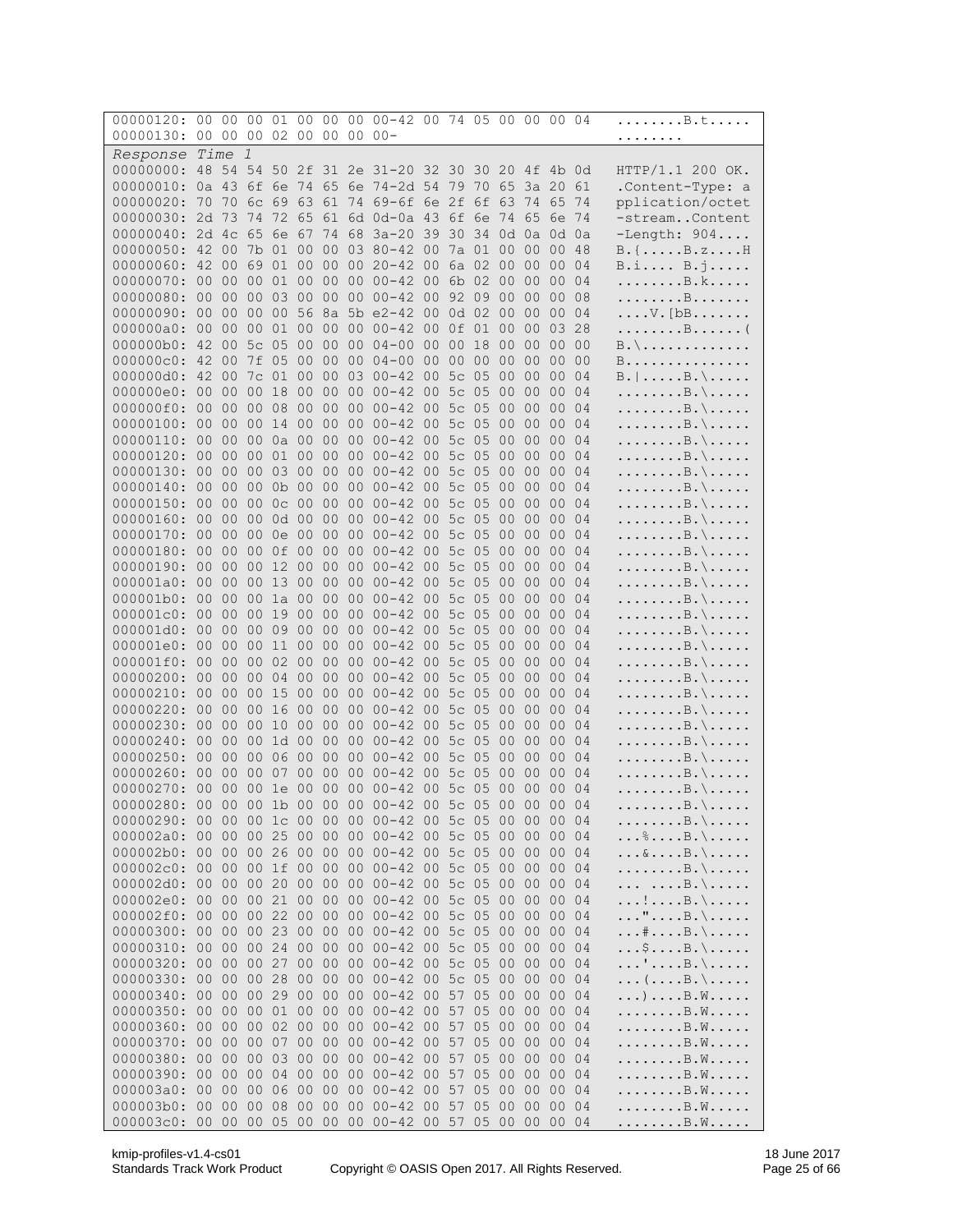```
00000120: 00 00 00 01 00 00 00 00-42 00 74 05 00 00 00 04   ........B.t.....
00000130: 00 00 00 02 00 00 00 00-                          ........
```

*Response Time 1*

```
00000000: 48 54 54 50 2f 31 2e 31-20 32 30 30 20 4f 4b 0d   HTTP/1.1 200 OK.
00000010: 0a 43 6f 6e 74 65 6e 74-2d 54 79 70 65 3a 20 61   .Content-Type: a
00000020: 70 70 6c 69 63 61 74 69-6f 6e 2f 6f 63 74 65 74   pplication/octet
00000030: 2d 73 74 72 65 61 6d 0d-0a 43 6f 6e 74 65 6e 74   -stream..Content
00000040: 2d 4c 65 6e 67 74 68 3a-20 39 30 34 0d 0a 0d 0a   -Length: 904....
00000050: 42 00 7b 01 00 00 03 80-42 00 7a 01 00 00 00 48   B.{.....B.z....H
00000060: 42 00 69 01 00 00 00 20-42 00 6a 02 00 00 00 04   B.i.... B.j.....
00000070: 00 00 00 01 00 00 00 00-42 00 6b 02 00 00 00 04   ........B.k.....
00000080: 00 00 00 03 00 00 00 00-42 00 92 09 00 00 00 08   ........B.......
00000090: 00 00 00 00 56 8a 5b e2-42 00 0d 02 00 00 00 04   ....V.[bB.......
000000a0: 00 00 00 01 00 00 00 00-42 00 0f 01 00 00 03 28   ........B......(
000000b0: 42 00 5c 05 00 00 00 04-00 00 00 18 00 00 00 00   B.\.............
000000c0: 42 00 7f 05 00 00 00 04-00 00 00 00 00 00 00 00   B...............
000000d0: 42 00 7c 01 00 00 03 00-42 00 5c 05 00 00 00 04   B.|.....B.\.....
000000e0: 00 00 00 18 00 00 00 00-42 00 5c 05 00 00 00 04   ........B.\.....
000000f0: 00 00 00 08 00 00 00 00-42 00 5c 05 00 00 00 04   ........B.\.....
00000100: 00 00 00 14 00 00 00 00-42 00 5c 05 00 00 00 04   ........B.\.....
00000110: 00 00 00 0a 00 00 00 00-42 00 5c 05 00 00 00 04   ........B.\.....
00000120: 00 00 00 01 00 00 00 00-42 00 5c 05 00 00 00 04   ........B.\.....
00000130: 00 00 00 03 00 00 00 00-42 00 5c 05 00 00 00 04   ........B.\.....
00000140: 00 00 00 0b 00 00 00 00-42 00 5c 05 00 00 00 04   ........B.\.....
00000150: 00 00 00 0c 00 00 00 00-42 00 5c 05 00 00 00 04   ........B.\.....
00000160: 00 00 00 0d 00 00 00 00-42 00 5c 05 00 00 00 04   ........B.\.....
00000170: 00 00 00 0e 00 00 00 00-42 00 5c 05 00 00 00 04   ........B.\.....
00000180: 00 00 00 0f 00 00 00 00-42 00 5c 05 00 00 00 04   ........B.\.....
00000190: 00 00 00 12 00 00 00 00-42 00 5c 05 00 00 00 04   ........B.\.....
000001a0: 00 00 00 13 00 00 00 00-42 00 5c 05 00 00 00 04   ........B.\.....
000001b0: 00 00 00 1a 00 00 00 00-42 00 5c 05 00 00 00 04   ........B.\.....
000001c0: 00 00 00 19 00 00 00 00-42 00 5c 05 00 00 00 04   ........B.\.....
000001d0: 00 00 00 09 00 00 00 00-42 00 5c 05 00 00 00 04   ........B.\.....
000001e0: 00 00 00 11 00 00 00 00-42 00 5c 05 00 00 00 04   ........B.\.....
000001f0: 00 00 00 02 00 00 00 00-42 00 5c 05 00 00 00 04   ........B.\.....
00000200: 00 00 00 04 00 00 00 00-42 00 5c 05 00 00 00 04   ........B.\.....
00000210: 00 00 00 15 00 00 00 00-42 00 5c 05 00 00 00 04   ........B.\.....
00000220: 00 00 00 16 00 00 00 00-42 00 5c 05 00 00 00 04   ........B.\.....
00000230: 00 00 00 10 00 00 00 00-42 00 5c 05 00 00 00 04   ........B.\.....
00000240: 00 00 00 1d 00 00 00 00-42 00 5c 05 00 00 00 04   ........B.\.....
00000250: 00 00 00 06 00 00 00 00-42 00 5c 05 00 00 00 04   ........B.\.....
00000260: 00 00 00 07 00 00 00 00-42 00 5c 05 00 00 00 04   ........B.\.....
00000270: 00 00 00 1e 00 00 00 00-42 00 5c 05 00 00 00 04   ........B.\.....
00000280: 00 00 00 1b 00 00 00 00-42 00 5c 05 00 00 00 04   ........B.\.....
00000290: 00 00 00 1c 00 00 00 00-42 00 5c 05 00 00 00 04   ........B.\.....
000002a0: 00 00 00 25 00 00 00 00-42 00 5c 05 00 00 00 04   ...%....B.\.....
000002b0: 00 00 00 26 00 00 00 00-42 00 5c 05 00 00 00 04   ...&....B.\.....
000002c0: 00 00 00 1f 00 00 00 00-42 00 5c 05 00 00 00 04   ........B.\.....
000002d0: 00 00 00 20 00 00 00 00-42 00 5c 05 00 00 00 04   ... ....B.\.....
000002e0: 00 00 00 21 00 00 00 00-42 00 5c 05 00 00 00 04   ...!....B.\.....
000002f0: 00 00 00 22 00 00 00 00-42 00 5c 05 00 00 00 04   ..."....B.\.....
00000300: 00 00 00 23 00 00 00 00-42 00 5c 05 00 00 00 04   ...#....B.\.....
00000310: 00 00 00 24 00 00 00 00-42 00 5c 05 00 00 00 04   ...$....B.\.....
00000320: 00 00 00 27 00 00 00 00-42 00 5c 05 00 00 00 04   ...'....B.\.....
00000330: 00 00 00 28 00 00 00 00-42 00 5c 05 00 00 00 04   ...(....B.\.....
00000340: 00 00 00 29 00 00 00 00-42 00 57 05 00 00 00 04   ...)....B.W.....
00000350: 00 00 00 01 00 00 00 00-42 00 57 05 00 00 00 04   ........B.W.....
00000360: 00 00 00 02 00 00 00 00-42 00 57 05 00 00 00 04   ........B.W.....
00000370: 00 00 00 07 00 00 00 00-42 00 57 05 00 00 00 04   ........B.W.....
00000380: 00 00 00 03 00 00 00 00-42 00 57 05 00 00 00 04   ........B.W.....
00000390: 00 00 00 04 00 00 00 00-42 00 57 05 00 00 00 04   ........B.W.....
000003a0: 00 00 00 06 00 00 00 00-42 00 57 05 00 00 00 04   ........B.W.....
000003b0: 00 00 00 08 00 00 00 00-42 00 57 05 00 00 00 04   ........B.W.....
000003c0: 00 00 00 05 00 00 00 00-42 00 57 05 00 00 00 04   ........B.W.....
```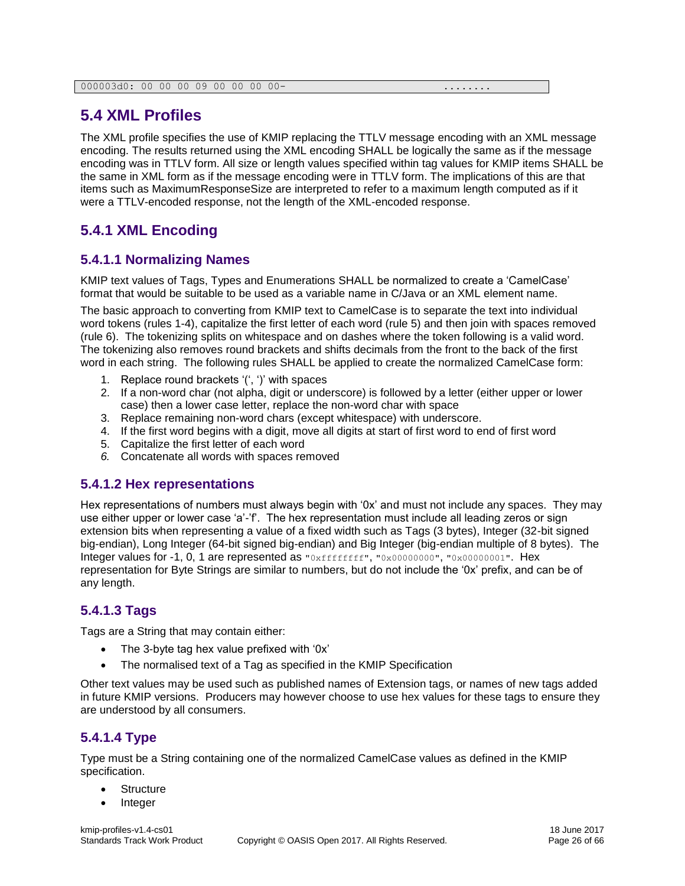```
000003d0: 00 00 00 09 00 00 00 00-                          ........
```

## 5.4 XML Profiles

The XML profile specifies the use of KMIP replacing the TTLV message encoding with an XML message encoding. The results returned using the XML encoding SHALL be logically the same as if the message encoding was in TTLV form. All size or length values specified within tag values for KMIP items SHALL be the same in XML form as if the message encoding were in TTLV form. The implications of this are that items such as MaximumResponseSize are interpreted to refer to a maximum length computed as if it were a TTLV-encoded response, not the length of the XML-encoded response.

### 5.4.1 XML Encoding

#### 5.4.1.1 Normalizing Names

KMIP text values of Tags, Types and Enumerations SHALL be normalized to create a 'CamelCase' format that would be suitable to be used as a variable name in C/Java or an XML element name.

The basic approach to converting from KMIP text to CamelCase is to separate the text into individual word tokens (rules 1-4), capitalize the first letter of each word (rule 5) and then join with spaces removed (rule 6). The tokenizing splits on whitespace and on dashes where the token following is a valid word. The tokenizing also removes round brackets and shifts decimals from the front to the back of the first word in each string. The following rules SHALL be applied to create the normalized CamelCase form:

1. Replace round brackets '(', ')' with spaces
2. If a non-word char (not alpha, digit or underscore) is followed by a letter (either upper or lower case) then a lower case letter, replace the non-word char with space
3. Replace remaining non-word chars (except whitespace) with underscore.
4. If the first word begins with a digit, move all digits at start of first word to end of first word
5. Capitalize the first letter of each word
6. *Concatenate all words with spaces removed*

#### 5.4.1.2 Hex representations

Hex representations of numbers must always begin with '0x' and must not include any spaces. They may use either upper or lower case 'a'-'f'. The hex representation must include all leading zeros or sign extension bits when representing a value of a fixed width such as Tags (3 bytes), Integer (32-bit signed big-endian), Long Integer (64-bit signed big-endian) and Big Integer (big-endian multiple of 8 bytes). The Integer values for -1, 0, 1 are represented as `"0xffffffff"`, `"0x00000000"`, `"0x00000001"`. Hex representation for Byte Strings are similar to numbers, but do not include the '0x' prefix, and can be of any length.

#### 5.4.1.3 Tags

Tags are a String that may contain either:

- The 3-byte tag hex value prefixed with '0x'
- The normalised text of a Tag as specified in the KMIP Specification

Other text values may be used such as published names of Extension tags, or names of new tags added in future KMIP versions. Producers may however choose to use hex values for these tags to ensure they are understood by all consumers.

#### 5.4.1.4 Type

Type must be a String containing one of the normalized CamelCase values as defined in the KMIP specification.

- Structure
- Integer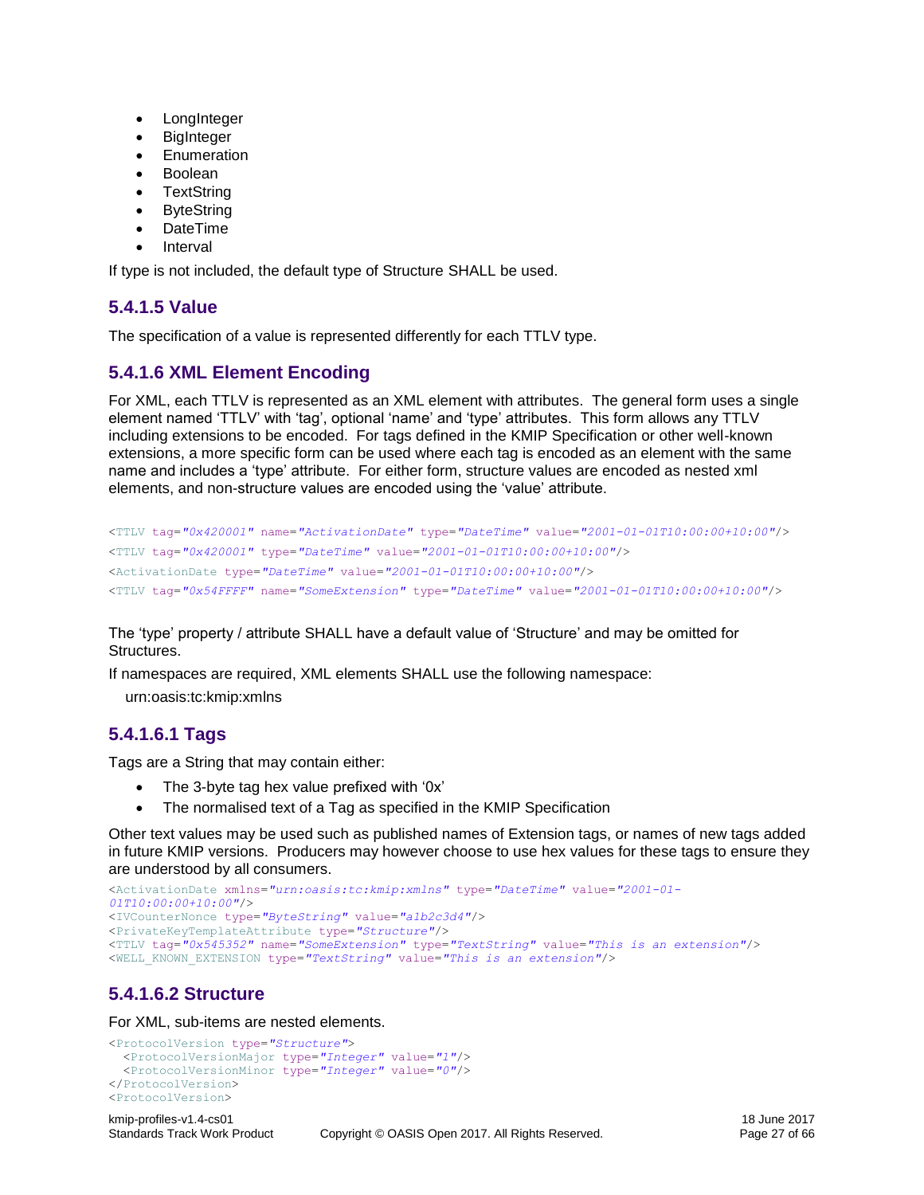- LongInteger
- BigInteger
- Enumeration
- Boolean
- TextString
- ByteString
- DateTime
- Interval

If type is not included, the default type of Structure SHALL be used.

#### 5.4.1.5 Value

The specification of a value is represented differently for each TTLV type.

#### 5.4.1.6 XML Element Encoding

For XML, each TTLV is represented as an XML element with attributes. The general form uses a single element named 'TTLV' with 'tag', optional 'name' and 'type' attributes. This form allows any TTLV including extensions to be encoded. For tags defined in the KMIP Specification or other well-known extensions, a more specific form can be used where each tag is encoded as an element with the same name and includes a 'type' attribute. For either form, structure values are encoded as nested xml elements, and non-structure values are encoded using the 'value' attribute.

```
<TTLV tag="0x420001" name="ActivationDate" type="DateTime" value="2001-01-01T10:00:00+10:00"/>
<TTLV tag="0x420001" type="DateTime" value="2001-01-01T10:00:00+10:00"/>
<ActivationDate type="DateTime" value="2001-01-01T10:00:00+10:00"/>
<TTLV tag="0x54FFFF" name="SomeExtension" type="DateTime" value="2001-01-01T10:00:00+10:00"/>
```

The 'type' property / attribute SHALL have a default value of 'Structure' and may be omitted for Structures.

If namespaces are required, XML elements SHALL use the following namespace:

urn:oasis:tc:kmip:xmlns

##### 5.4.1.6.1 Tags

Tags are a String that may contain either:

- The 3-byte tag hex value prefixed with '0x'
- The normalised text of a Tag as specified in the KMIP Specification

Other text values may be used such as published names of Extension tags, or names of new tags added in future KMIP versions. Producers may however choose to use hex values for these tags to ensure they are understood by all consumers.

```
<ActivationDate xmlns="urn:oasis:tc:kmip:xmlns" type="DateTime" value="2001-01-01T10:00:00+10:00"/>
<IVCounterNonce type="ByteString" value="a1b2c3d4"/>
<PrivateKeyTemplateAttribute type="Structure"/>
<TTLV tag="0x545352" name="SomeExtension" type="TextString" value="This is an extension"/>
<WELL_KNOWN_EXTENSION type="TextString" value="This is an extension"/>
```

##### 5.4.1.6.2 Structure

For XML, sub-items are nested elements.

```
<ProtocolVersion type="Structure">
  <ProtocolVersionMajor type="Integer" value="1"/>
  <ProtocolVersionMinor type="Integer" value="0"/>
</ProtocolVersion>
<ProtocolVersion>
```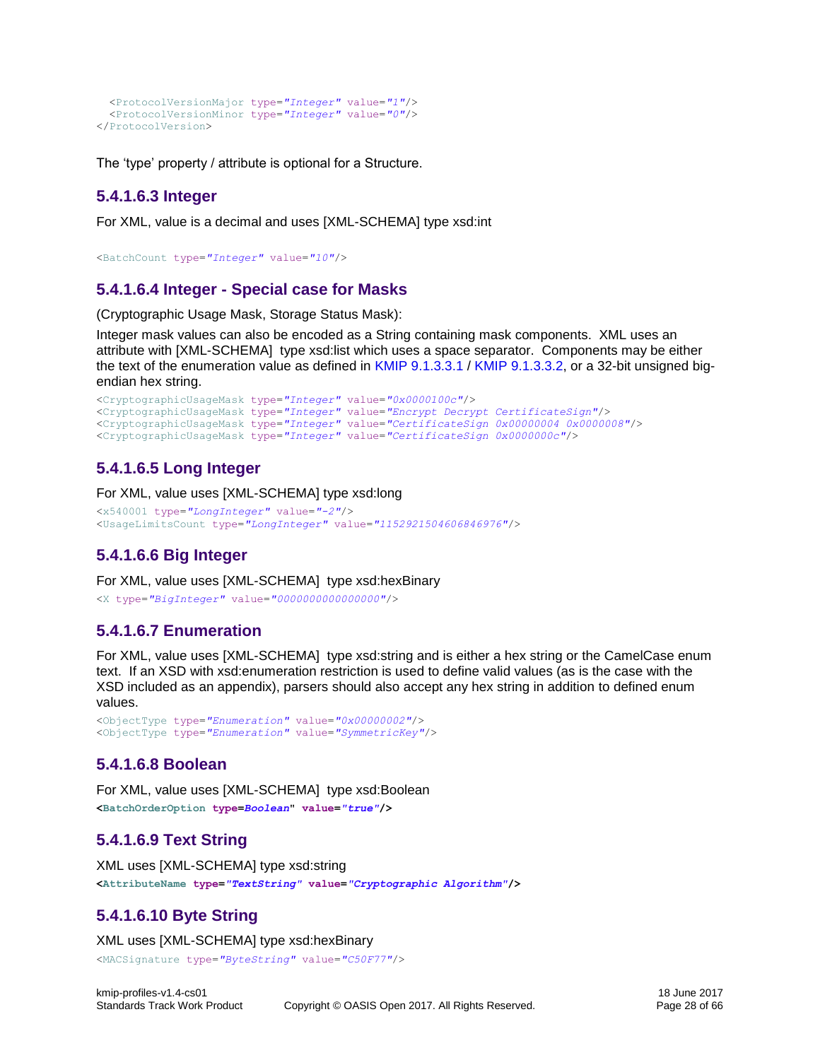```
  <ProtocolVersionMajor type="Integer" value="1"/>
  <ProtocolVersionMinor type="Integer" value="0"/>
</ProtocolVersion>
```

The 'type' property / attribute is optional for a Structure.

### 5.4.1.6.3 Integer

For XML, value is a decimal and uses [XML-SCHEMA] type xsd:int

```
<BatchCount type="Integer" value="10"/>
```

### 5.4.1.6.4 Integer - Special case for Masks

(Cryptographic Usage Mask, Storage Status Mask):

Integer mask values can also be encoded as a String containing mask components. XML uses an attribute with [XML-SCHEMA] type xsd:list which uses a space separator. Components may be either the text of the enumeration value as defined in KMIP 9.1.3.3.1 / KMIP 9.1.3.3.2, or a 32-bit unsigned big-endian hex string.

```
<CryptographicUsageMask type="Integer" value="0x0000100c"/>
<CryptographicUsageMask type="Integer" value="Encrypt Decrypt CertificateSign"/>
<CryptographicUsageMask type="Integer" value="CertificateSign 0x00000004 0x0000008"/>
<CryptographicUsageMask type="Integer" value="CertificateSign 0x0000000c"/>
```

### 5.4.1.6.5 Long Integer

For XML, value uses [XML-SCHEMA] type xsd:long

```
<x540001 type="LongInteger" value="-2"/>
<UsageLimitsCount type="LongInteger" value="1152921504606846976"/>
```

### 5.4.1.6.6 Big Integer

For XML, value uses [XML-SCHEMA] type xsd:hexBinary

```
<X type="BigInteger" value="0000000000000000"/>
```

### 5.4.1.6.7 Enumeration

For XML, value uses [XML-SCHEMA] type xsd:string and is either a hex string or the CamelCase enum text. If an XSD with xsd:enumeration restriction is used to define valid values (as is the case with the XSD included as an appendix), parsers should also accept any hex string in addition to defined enum values.

```
<ObjectType type="Enumeration" value="0x00000002"/>
<ObjectType type="Enumeration" value="SymmetricKey"/>
```

### 5.4.1.6.8 Boolean

For XML, value uses [XML-SCHEMA] type xsd:Boolean

```
<BatchOrderOption type=Boolean" value="true"/>
```

### 5.4.1.6.9 Text String

XML uses [XML-SCHEMA] type xsd:string

```
<AttributeName type="TextString" value="Cryptographic Algorithm"/>
```

### 5.4.1.6.10 Byte String

XML uses [XML-SCHEMA] type xsd:hexBinary

```
<MACSignature type="ByteString" value="C50F77"/>
```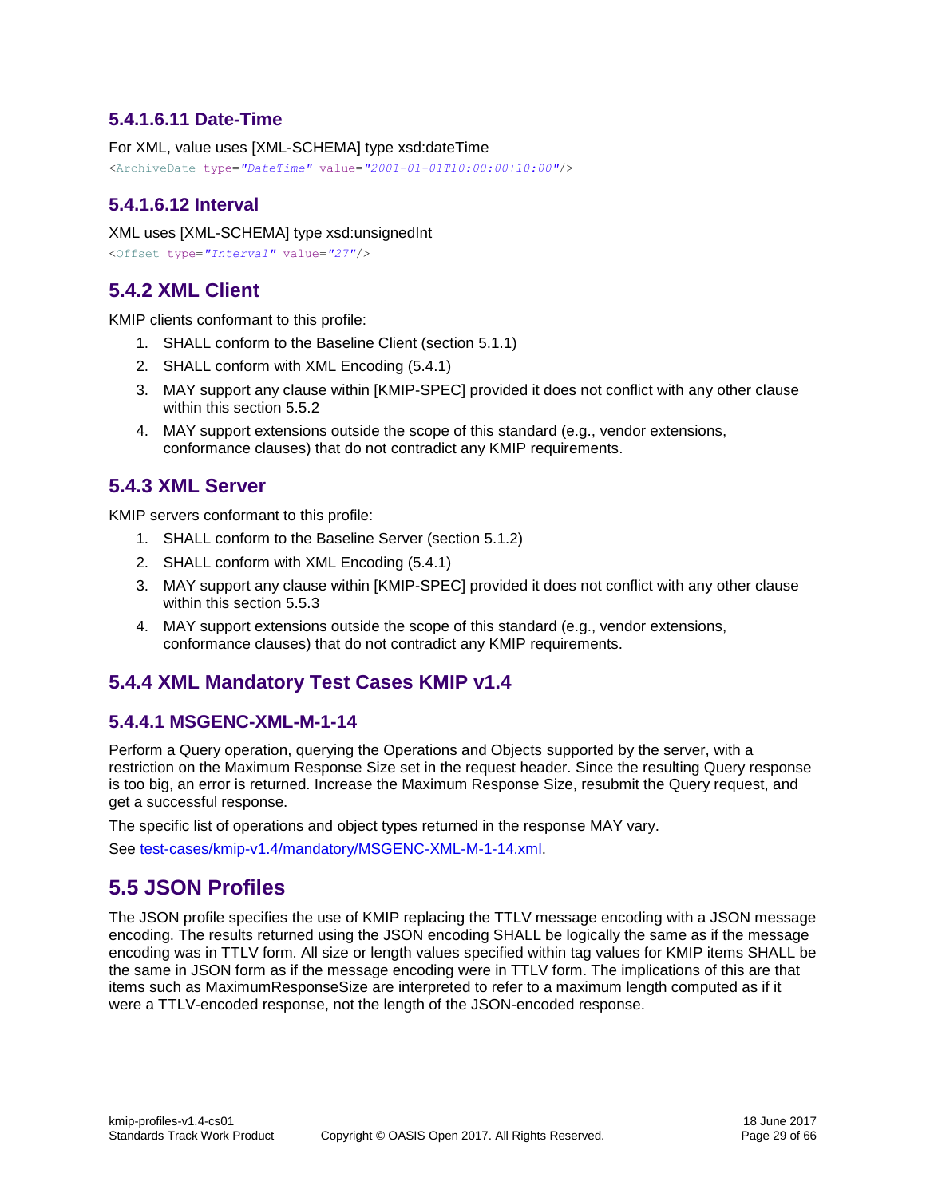#### 5.4.1.6.11 Date-Time

For XML, value uses [XML-SCHEMA] type xsd:dateTime

```
<ArchiveDate type="DateTime" value="2001-01-01T10:00:00+10:00"/>
```

#### 5.4.1.6.12 Interval

XML uses [XML-SCHEMA] type xsd:unsignedInt

```
<Offset type="Interval" value="27"/>
```

### 5.4.2 XML Client

KMIP clients conformant to this profile:

1. SHALL conform to the Baseline Client (section 5.1.1)
2. SHALL conform with XML Encoding (5.4.1)
3. MAY support any clause within [KMIP-SPEC] provided it does not conflict with any other clause within this section 5.5.2
4. MAY support extensions outside the scope of this standard (e.g., vendor extensions, conformance clauses) that do not contradict any KMIP requirements.

### 5.4.3 XML Server

KMIP servers conformant to this profile:

1. SHALL conform to the Baseline Server (section 5.1.2)
2. SHALL conform with XML Encoding (5.4.1)
3. MAY support any clause within [KMIP-SPEC] provided it does not conflict with any other clause within this section 5.5.3
4. MAY support extensions outside the scope of this standard (e.g., vendor extensions, conformance clauses) that do not contradict any KMIP requirements.

### 5.4.4 XML Mandatory Test Cases KMIP v1.4

#### 5.4.4.1 MSGENC-XML-M-1-14

Perform a Query operation, querying the Operations and Objects supported by the server, with a restriction on the Maximum Response Size set in the request header. Since the resulting Query response is too big, an error is returned. Increase the Maximum Response Size, resubmit the Query request, and get a successful response.

The specific list of operations and object types returned in the response MAY vary.

See test-cases/kmip-v1.4/mandatory/MSGENC-XML-M-1-14.xml.

## 5.5 JSON Profiles

The JSON profile specifies the use of KMIP replacing the TTLV message encoding with a JSON message encoding. The results returned using the JSON encoding SHALL be logically the same as if the message encoding was in TTLV form. All size or length values specified within tag values for KMIP items SHALL be the same in JSON form as if the message encoding were in TTLV form. The implications of this are that items such as MaximumResponseSize are interpreted to refer to a maximum length computed as if it were a TTLV-encoded response, not the length of the JSON-encoded response.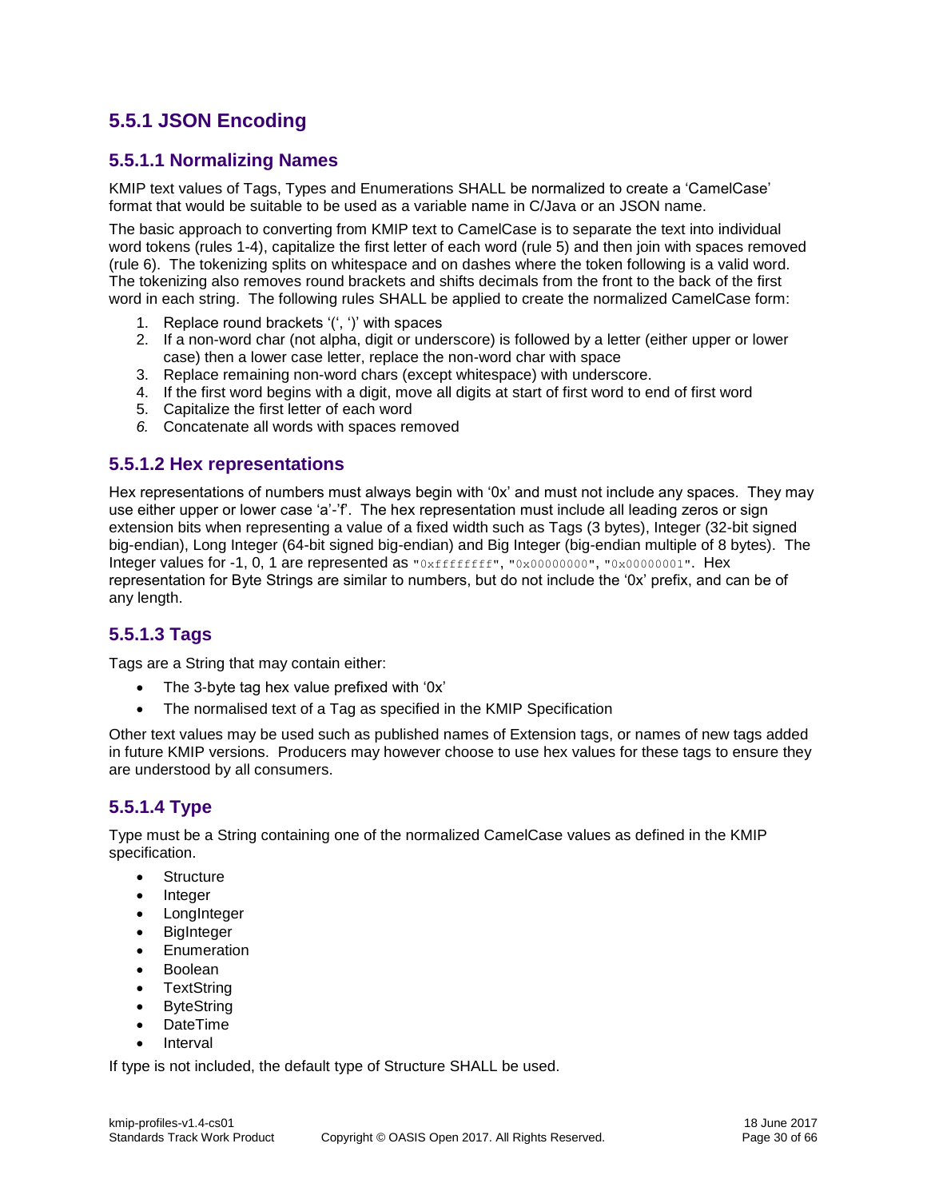## 5.5.1 JSON Encoding

### 5.5.1.1 Normalizing Names

KMIP text values of Tags, Types and Enumerations SHALL be normalized to create a 'CamelCase' format that would be suitable to be used as a variable name in C/Java or an JSON name.

The basic approach to converting from KMIP text to CamelCase is to separate the text into individual word tokens (rules 1-4), capitalize the first letter of each word (rule 5) and then join with spaces removed (rule 6). The tokenizing splits on whitespace and on dashes where the token following is a valid word. The tokenizing also removes round brackets and shifts decimals from the front to the back of the first word in each string. The following rules SHALL be applied to create the normalized CamelCase form:

1. Replace round brackets '(', ')' with spaces
2. If a non-word char (not alpha, digit or underscore) is followed by a letter (either upper or lower case) then a lower case letter, replace the non-word char with space
3. Replace remaining non-word chars (except whitespace) with underscore.
4. If the first word begins with a digit, move all digits at start of first word to end of first word
5. Capitalize the first letter of each word
6. Concatenate all words with spaces removed

### 5.5.1.2 Hex representations

Hex representations of numbers must always begin with '0x' and must not include any spaces. They may use either upper or lower case 'a'-'f'. The hex representation must include all leading zeros or sign extension bits when representing a value of a fixed width such as Tags (3 bytes), Integer (32-bit signed big-endian), Long Integer (64-bit signed big-endian) and Big Integer (big-endian multiple of 8 bytes). The Integer values for -1, 0, 1 are represented as `"0xffffffff"`, `"0x00000000"`, `"0x00000001"`. Hex representation for Byte Strings are similar to numbers, but do not include the '0x' prefix, and can be of any length.

### 5.5.1.3 Tags

Tags are a String that may contain either:

- The 3-byte tag hex value prefixed with '0x'
- The normalised text of a Tag as specified in the KMIP Specification

Other text values may be used such as published names of Extension tags, or names of new tags added in future KMIP versions. Producers may however choose to use hex values for these tags to ensure they are understood by all consumers.

### 5.5.1.4 Type

Type must be a String containing one of the normalized CamelCase values as defined in the KMIP specification.

- Structure
- Integer
- LongInteger
- BigInteger
- Enumeration
- Boolean
- TextString
- ByteString
- DateTime
- Interval

If type is not included, the default type of Structure SHALL be used.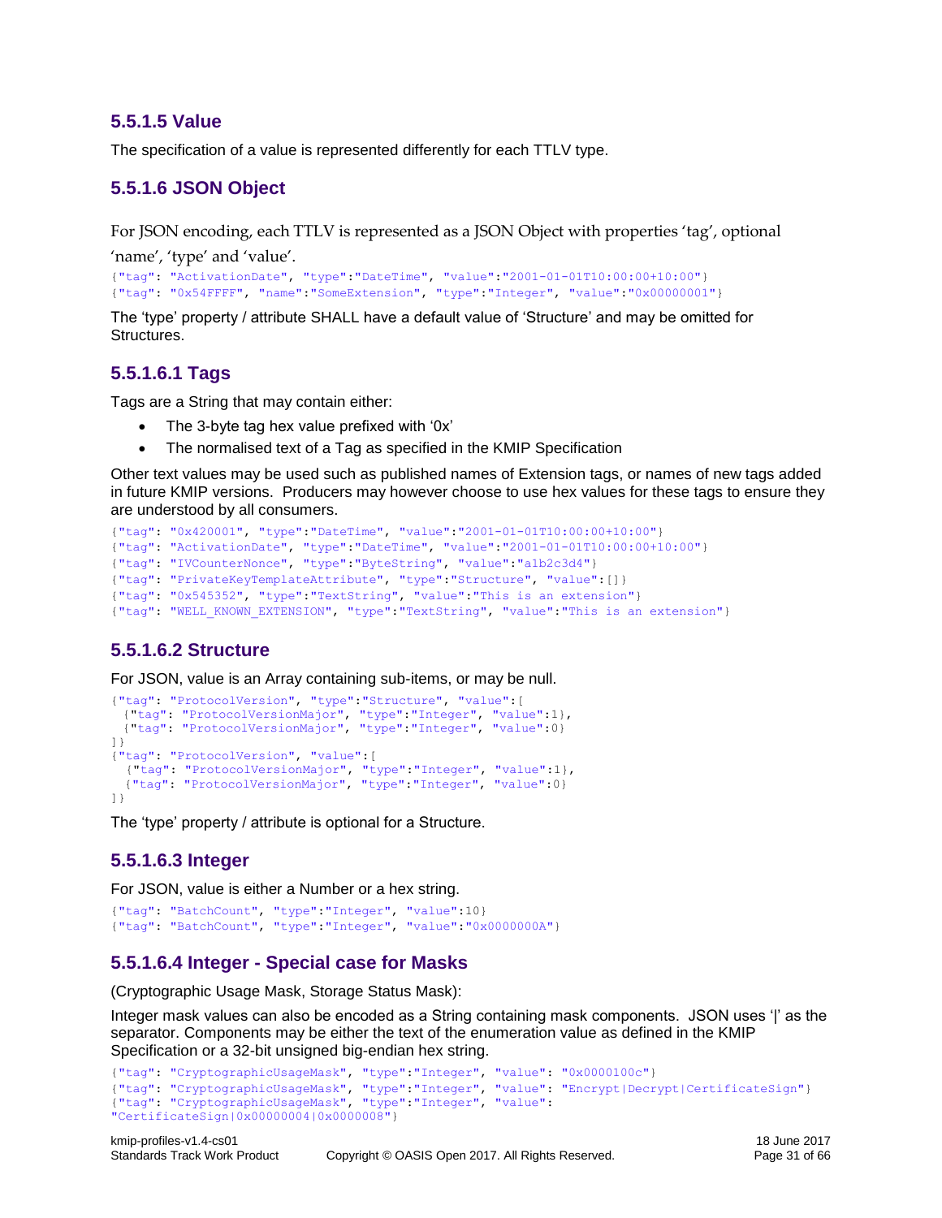### 5.5.1.5 Value

The specification of a value is represented differently for each TTLV type.

### 5.5.1.6 JSON Object

For JSON encoding, each TTLV is represented as a JSON Object with properties 'tag', optional 'name', 'type' and 'value'.

```
{"tag": "ActivationDate", "type":"DateTime", "value":"2001-01-01T10:00:00+10:00"}
{"tag": "0x54FFFF", "name":"SomeExtension", "type":"Integer", "value":"0x00000001"}
```

The 'type' property / attribute SHALL have a default value of 'Structure' and may be omitted for Structures.

#### 5.5.1.6.1 Tags

Tags are a String that may contain either:

- The 3-byte tag hex value prefixed with '0x'
- The normalised text of a Tag as specified in the KMIP Specification

Other text values may be used such as published names of Extension tags, or names of new tags added in future KMIP versions. Producers may however choose to use hex values for these tags to ensure they are understood by all consumers.

```
{"tag": "0x420001", "type":"DateTime", "value":"2001-01-01T10:00:00+10:00"}
{"tag": "ActivationDate", "type":"DateTime", "value":"2001-01-01T10:00:00+10:00"}
{"tag": "IVCounterNonce", "type":"ByteString", "value":"a1b2c3d4"}
{"tag": "PrivateKeyTemplateAttribute", "type":"Structure", "value":[]}
{"tag": "0x545352", "type":"TextString", "value":"This is an extension"}
{"tag": "WELL_KNOWN_EXTENSION", "type":"TextString", "value":"This is an extension"}
```

#### 5.5.1.6.2 Structure

For JSON, value is an Array containing sub-items, or may be null.

```
{"tag": "ProtocolVersion", "type":"Structure", "value":[
  {"tag": "ProtocolVersionMajor", "type":"Integer", "value":1},
  {"tag": "ProtocolVersionMajor", "type":"Integer", "value":0}
]}
{"tag": "ProtocolVersion", "value":[
  {"tag": "ProtocolVersionMajor", "type":"Integer", "value":1},
  {"tag": "ProtocolVersionMajor", "type":"Integer", "value":0}
]}
```

The 'type' property / attribute is optional for a Structure.

#### 5.5.1.6.3 Integer

For JSON, value is either a Number or a hex string.

```
{"tag": "BatchCount", "type":"Integer", "value":10}
{"tag": "BatchCount", "type":"Integer", "value":"0x0000000A"}
```

#### 5.5.1.6.4 Integer - Special case for Masks

(Cryptographic Usage Mask, Storage Status Mask):

Integer mask values can also be encoded as a String containing mask components. JSON uses '|' as the separator. Components may be either the text of the enumeration value as defined in the KMIP Specification or a 32-bit unsigned big-endian hex string.

```
{"tag": "CryptographicUsageMask", "type":"Integer", "value": "0x0000100c"}
{"tag": "CryptographicUsageMask", "type":"Integer", "value": "Encrypt|Decrypt|CertificateSign"}
{"tag": "CryptographicUsageMask", "type":"Integer", "value":
"CertificateSign|0x00000004|0x0000008"}
```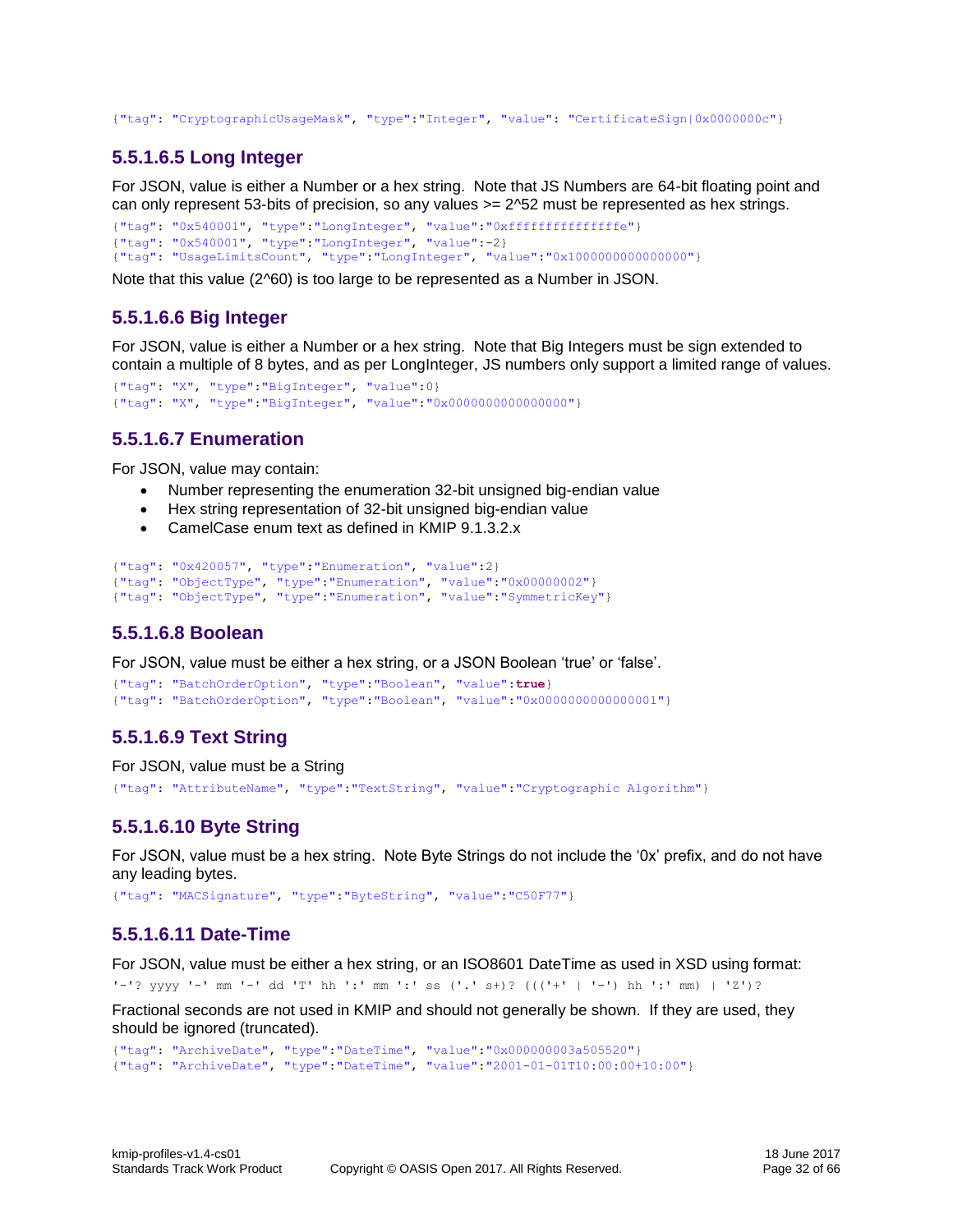```
{"tag": "CryptographicUsageMask", "type":"Integer", "value": "CertificateSign|0x0000000c"}
```

#### 5.5.1.6.5 Long Integer

For JSON, value is either a Number or a hex string. Note that JS Numbers are 64-bit floating point and can only represent 53-bits of precision, so any values >= 2^52 must be represented as hex strings.

```
{"tag": "0x540001", "type":"LongInteger", "value":"0xfffffffffffffffe"}
{"tag": "0x540001", "type":"LongInteger", "value":-2}
{"tag": "UsageLimitsCount", "type":"LongInteger", "value":"0x1000000000000000"}
```

Note that this value (2^60) is too large to be represented as a Number in JSON.

#### 5.5.1.6.6 Big Integer

For JSON, value is either a Number or a hex string. Note that Big Integers must be sign extended to contain a multiple of 8 bytes, and as per LongInteger, JS numbers only support a limited range of values.

```
{"tag": "X", "type":"BigInteger", "value":0}
{"tag": "X", "type":"BigInteger", "value":"0x0000000000000000"}
```

#### 5.5.1.6.7 Enumeration

For JSON, value may contain:

- Number representing the enumeration 32-bit unsigned big-endian value
- Hex string representation of 32-bit unsigned big-endian value
- CamelCase enum text as defined in KMIP 9.1.3.2.x

```
{"tag": "0x420057", "type":"Enumeration", "value":2}
{"tag": "ObjectType", "type":"Enumeration", "value":"0x00000002"}
{"tag": "ObjectType", "type":"Enumeration", "value":"SymmetricKey"}
```

#### 5.5.1.6.8 Boolean

For JSON, value must be either a hex string, or a JSON Boolean 'true' or 'false'.

```
{"tag": "BatchOrderOption", "type":"Boolean", "value":true}
{"tag": "BatchOrderOption", "type":"Boolean", "value":"0x0000000000000001"}
```

#### 5.5.1.6.9 Text String

For JSON, value must be a String

```
{"tag": "AttributeName", "type":"TextString", "value":"Cryptographic Algorithm"}
```

#### 5.5.1.6.10 Byte String

For JSON, value must be a hex string. Note Byte Strings do not include the '0x' prefix, and do not have any leading bytes.

```
{"tag": "MACSignature", "type":"ByteString", "value":"C50F77"}
```

#### 5.5.1.6.11 Date-Time

For JSON, value must be either a hex string, or an ISO8601 DateTime as used in XSD using format:

```
'-'? yyyy '-' mm '-' dd 'T' hh ':' mm ':' ss ('.' s+)? ((('+' | '-') hh ':' mm) | 'Z')?
```

Fractional seconds are not used in KMIP and should not generally be shown. If they are used, they should be ignored (truncated).

```
{"tag": "ArchiveDate", "type":"DateTime", "value":"0x000000003a505520"}
{"tag": "ArchiveDate", "type":"DateTime", "value":"2001-01-01T10:00:00+10:00"}
```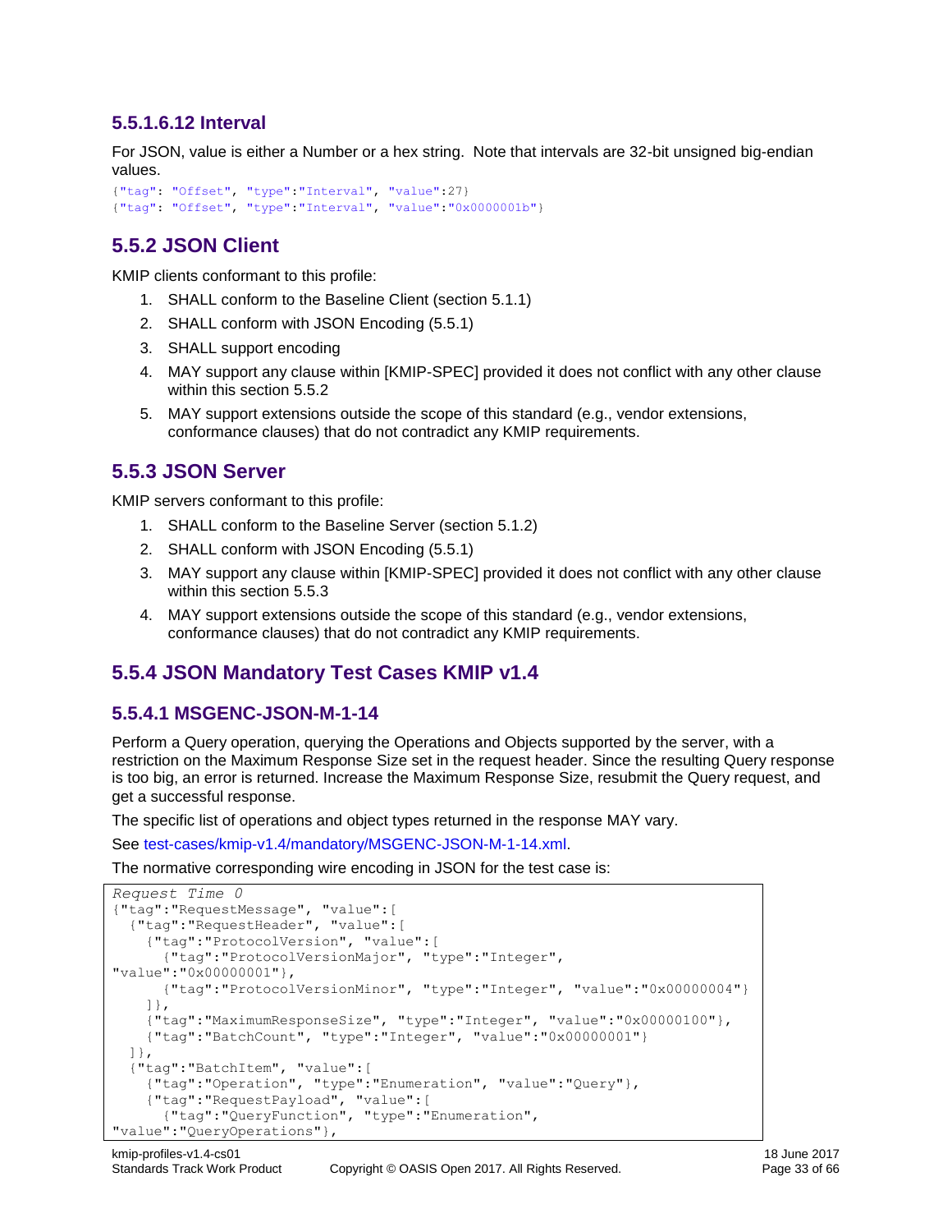#### 5.5.1.6.12 Interval

For JSON, value is either a Number or a hex string. Note that intervals are 32-bit unsigned big-endian values.

```
{"tag": "Offset", "type":"Interval", "value":27}
{"tag": "Offset", "type":"Interval", "value":"0x0000001b"}
```

### 5.5.2 JSON Client

KMIP clients conformant to this profile:

1. SHALL conform to the Baseline Client (section 5.1.1)
2. SHALL conform with JSON Encoding (5.5.1)
3. SHALL support encoding
4. MAY support any clause within [KMIP-SPEC] provided it does not conflict with any other clause within this section 5.5.2
5. MAY support extensions outside the scope of this standard (e.g., vendor extensions, conformance clauses) that do not contradict any KMIP requirements.

### 5.5.3 JSON Server

KMIP servers conformant to this profile:

1. SHALL conform to the Baseline Server (section 5.1.2)
2. SHALL conform with JSON Encoding (5.5.1)
3. MAY support any clause within [KMIP-SPEC] provided it does not conflict with any other clause within this section 5.5.3
4. MAY support extensions outside the scope of this standard (e.g., vendor extensions, conformance clauses) that do not contradict any KMIP requirements.

### 5.5.4 JSON Mandatory Test Cases KMIP v1.4

#### 5.5.4.1 MSGENC-JSON-M-1-14

Perform a Query operation, querying the Operations and Objects supported by the server, with a restriction on the Maximum Response Size set in the request header. Since the resulting Query response is too big, an error is returned. Increase the Maximum Response Size, resubmit the Query request, and get a successful response.

The specific list of operations and object types returned in the response MAY vary.

See test-cases/kmip-v1.4/mandatory/MSGENC-JSON-M-1-14.xml.

The normative corresponding wire encoding in JSON for the test case is:

```
Request Time 0
{"tag":"RequestMessage", "value":[
  {"tag":"RequestHeader", "value":[
    {"tag":"ProtocolVersion", "value":[
      {"tag":"ProtocolVersionMajor", "type":"Integer",
"value":"0x00000001"},
      {"tag":"ProtocolVersionMinor", "type":"Integer", "value":"0x00000004"}
    ]},
    {"tag":"MaximumResponseSize", "type":"Integer", "value":"0x00000100"},
    {"tag":"BatchCount", "type":"Integer", "value":"0x00000001"}
  ]},
  {"tag":"BatchItem", "value":[
    {"tag":"Operation", "type":"Enumeration", "value":"Query"},
    {"tag":"RequestPayload", "value":[
      {"tag":"QueryFunction", "type":"Enumeration",
"value":"QueryOperations"},
```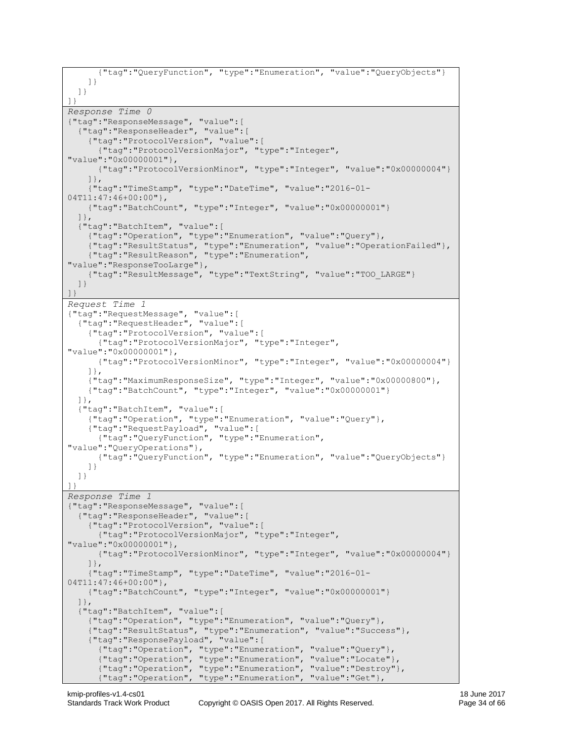```
      {"tag":"QueryFunction", "type":"Enumeration", "value":"QueryObjects"}
    ]}
  ]}
]}
```

*Response Time 0*

```
{"tag":"ResponseMessage", "value":[
  {"tag":"ResponseHeader", "value":[
    {"tag":"ProtocolVersion", "value":[
      {"tag":"ProtocolVersionMajor", "type":"Integer",
"value":"0x00000001"},
      {"tag":"ProtocolVersionMinor", "type":"Integer", "value":"0x00000004"}
    ]},
    {"tag":"TimeStamp", "type":"DateTime", "value":"2016-01-
04T11:47:46+00:00"},
    {"tag":"BatchCount", "type":"Integer", "value":"0x00000001"}
  ]},
  {"tag":"BatchItem", "value":[
    {"tag":"Operation", "type":"Enumeration", "value":"Query"},
    {"tag":"ResultStatus", "type":"Enumeration", "value":"OperationFailed"},
    {"tag":"ResultReason", "type":"Enumeration",
"value":"ResponseTooLarge"},
    {"tag":"ResultMessage", "type":"TextString", "value":"TOO_LARGE"}
  ]}
]}
```

*Request Time 1*

```
{"tag":"RequestMessage", "value":[
  {"tag":"RequestHeader", "value":[
    {"tag":"ProtocolVersion", "value":[
      {"tag":"ProtocolVersionMajor", "type":"Integer",
"value":"0x00000001"},
      {"tag":"ProtocolVersionMinor", "type":"Integer", "value":"0x00000004"}
    ]},
    {"tag":"MaximumResponseSize", "type":"Integer", "value":"0x00000800"},
    {"tag":"BatchCount", "type":"Integer", "value":"0x00000001"}
  ]},
  {"tag":"BatchItem", "value":[
    {"tag":"Operation", "type":"Enumeration", "value":"Query"},
    {"tag":"RequestPayload", "value":[
      {"tag":"QueryFunction", "type":"Enumeration",
"value":"QueryOperations"},
      {"tag":"QueryFunction", "type":"Enumeration", "value":"QueryObjects"}
    ]}
  ]}
]}
```

*Response Time 1*

```
{"tag":"ResponseMessage", "value":[
  {"tag":"ResponseHeader", "value":[
    {"tag":"ProtocolVersion", "value":[
      {"tag":"ProtocolVersionMajor", "type":"Integer",
"value":"0x00000001"},
      {"tag":"ProtocolVersionMinor", "type":"Integer", "value":"0x00000004"}
    ]},
    {"tag":"TimeStamp", "type":"DateTime", "value":"2016-01-
04T11:47:46+00:00"},
    {"tag":"BatchCount", "type":"Integer", "value":"0x00000001"}
  ]},
  {"tag":"BatchItem", "value":[
    {"tag":"Operation", "type":"Enumeration", "value":"Query"},
    {"tag":"ResultStatus", "type":"Enumeration", "value":"Success"},
    {"tag":"ResponsePayload", "value":[
      {"tag":"Operation", "type":"Enumeration", "value":"Query"},
      {"tag":"Operation", "type":"Enumeration", "value":"Locate"},
      {"tag":"Operation", "type":"Enumeration", "value":"Destroy"},
      {"tag":"Operation", "type":"Enumeration", "value":"Get"},
```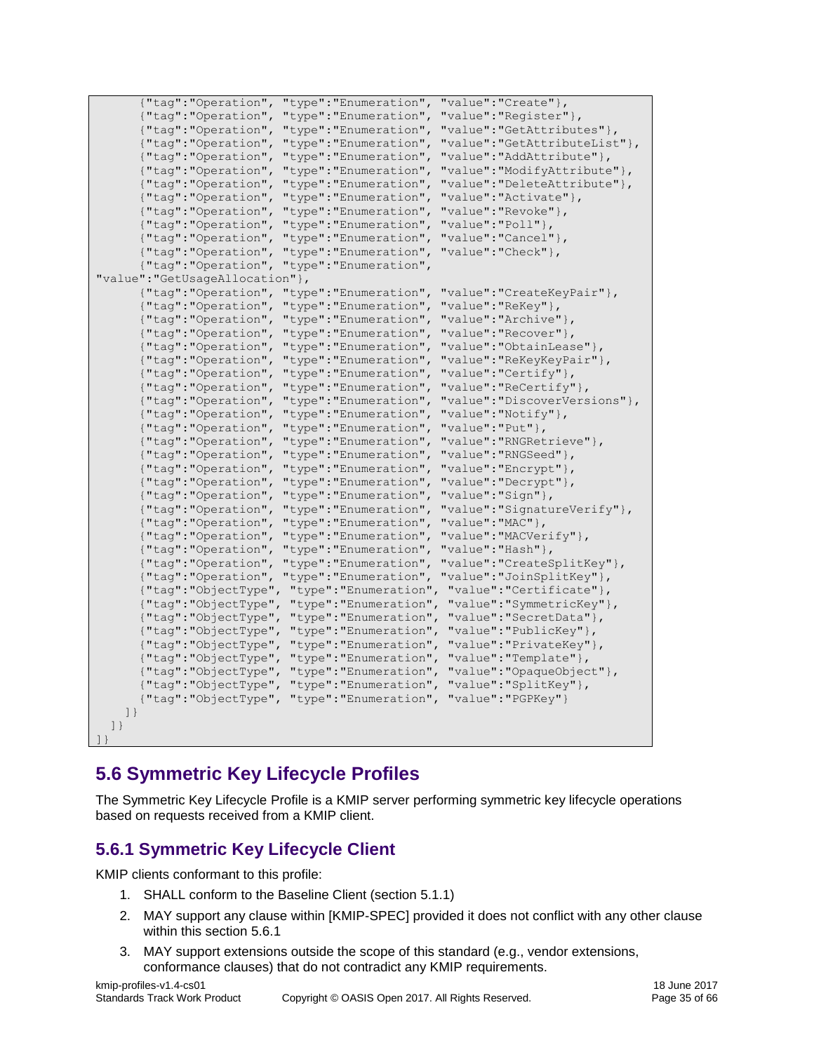```
      {"tag":"Operation", "type":"Enumeration", "value":"Create"},
      {"tag":"Operation", "type":"Enumeration", "value":"Register"},
      {"tag":"Operation", "type":"Enumeration", "value":"GetAttributes"},
      {"tag":"Operation", "type":"Enumeration", "value":"GetAttributeList"},
      {"tag":"Operation", "type":"Enumeration", "value":"AddAttribute"},
      {"tag":"Operation", "type":"Enumeration", "value":"ModifyAttribute"},
      {"tag":"Operation", "type":"Enumeration", "value":"DeleteAttribute"},
      {"tag":"Operation", "type":"Enumeration", "value":"Activate"},
      {"tag":"Operation", "type":"Enumeration", "value":"Revoke"},
      {"tag":"Operation", "type":"Enumeration", "value":"Poll"},
      {"tag":"Operation", "type":"Enumeration", "value":"Cancel"},
      {"tag":"Operation", "type":"Enumeration", "value":"Check"},
      {"tag":"Operation", "type":"Enumeration",
"value":"GetUsageAllocation"},
      {"tag":"Operation", "type":"Enumeration", "value":"CreateKeyPair"},
      {"tag":"Operation", "type":"Enumeration", "value":"ReKey"},
      {"tag":"Operation", "type":"Enumeration", "value":"Archive"},
      {"tag":"Operation", "type":"Enumeration", "value":"Recover"},
      {"tag":"Operation", "type":"Enumeration", "value":"ObtainLease"},
      {"tag":"Operation", "type":"Enumeration", "value":"ReKeyKeyPair"},
      {"tag":"Operation", "type":"Enumeration", "value":"Certify"},
      {"tag":"Operation", "type":"Enumeration", "value":"ReCertify"},
      {"tag":"Operation", "type":"Enumeration", "value":"DiscoverVersions"},
      {"tag":"Operation", "type":"Enumeration", "value":"Notify"},
      {"tag":"Operation", "type":"Enumeration", "value":"Put"},
      {"tag":"Operation", "type":"Enumeration", "value":"RNGRetrieve"},
      {"tag":"Operation", "type":"Enumeration", "value":"RNGSeed"},
      {"tag":"Operation", "type":"Enumeration", "value":"Encrypt"},
      {"tag":"Operation", "type":"Enumeration", "value":"Decrypt"},
      {"tag":"Operation", "type":"Enumeration", "value":"Sign"},
      {"tag":"Operation", "type":"Enumeration", "value":"SignatureVerify"},
      {"tag":"Operation", "type":"Enumeration", "value":"MAC"},
      {"tag":"Operation", "type":"Enumeration", "value":"MACVerify"},
      {"tag":"Operation", "type":"Enumeration", "value":"Hash"},
      {"tag":"Operation", "type":"Enumeration", "value":"CreateSplitKey"},
      {"tag":"Operation", "type":"Enumeration", "value":"JoinSplitKey"},
      {"tag":"ObjectType", "type":"Enumeration", "value":"Certificate"},
      {"tag":"ObjectType", "type":"Enumeration", "value":"SymmetricKey"},
      {"tag":"ObjectType", "type":"Enumeration", "value":"SecretData"},
      {"tag":"ObjectType", "type":"Enumeration", "value":"PublicKey"},
      {"tag":"ObjectType", "type":"Enumeration", "value":"PrivateKey"},
      {"tag":"ObjectType", "type":"Enumeration", "value":"Template"},
      {"tag":"ObjectType", "type":"Enumeration", "value":"OpaqueObject"},
      {"tag":"ObjectType", "type":"Enumeration", "value":"SplitKey"},
      {"tag":"ObjectType", "type":"Enumeration", "value":"PGPKey"}
    ]}
  ]}
]}
```

## 5.6 Symmetric Key Lifecycle Profiles

The Symmetric Key Lifecycle Profile is a KMIP server performing symmetric key lifecycle operations based on requests received from a KMIP client.

### 5.6.1 Symmetric Key Lifecycle Client

KMIP clients conformant to this profile:

1. SHALL conform to the Baseline Client (section 5.1.1)
2. MAY support any clause within [KMIP-SPEC] provided it does not conflict with any other clause within this section 5.6.1
3. MAY support extensions outside the scope of this standard (e.g., vendor extensions, conformance clauses) that do not contradict any KMIP requirements.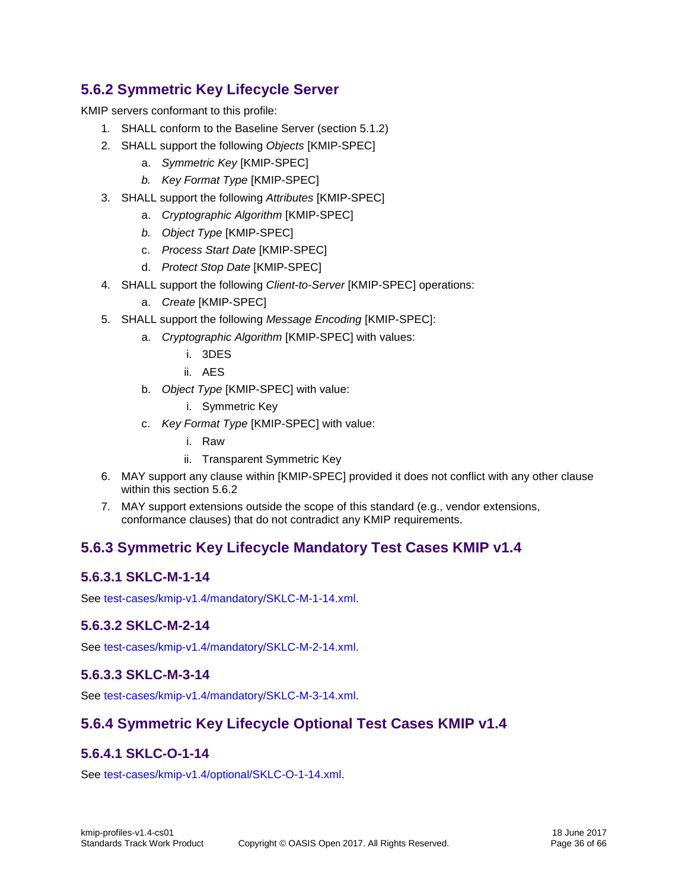### 5.6.2 Symmetric Key Lifecycle Server

KMIP servers conformant to this profile:

1. SHALL conform to the Baseline Server (section 5.1.2)
2. SHALL support the following *Objects* [KMIP-SPEC]
    a. *Symmetric Key* [KMIP-SPEC]
    b. *Key Format Type* [KMIP-SPEC]
3. SHALL support the following *Attributes* [KMIP-SPEC]
    a. *Cryptographic Algorithm* [KMIP-SPEC]
    b. *Object Type* [KMIP-SPEC]
    c. *Process Start Date* [KMIP-SPEC]
    d. *Protect Stop Date* [KMIP-SPEC]
4. SHALL support the following *Client-to-Server* [KMIP-SPEC] operations:
    a. *Create* [KMIP-SPEC]
5. SHALL support the following *Message Encoding* [KMIP-SPEC]:
    a. *Cryptographic Algorithm* [KMIP-SPEC] with values:
        i. 3DES
        ii. AES
    b. *Object Type* [KMIP-SPEC] with value:
        i. Symmetric Key
    c. *Key Format Type* [KMIP-SPEC] with value:
        i. Raw
        ii. Transparent Symmetric Key
6. MAY support any clause within [KMIP-SPEC] provided it does not conflict with any other clause within this section 5.6.2
7. MAY support extensions outside the scope of this standard (e.g., vendor extensions, conformance clauses) that do not contradict any KMIP requirements.

### 5.6.3 Symmetric Key Lifecycle Mandatory Test Cases KMIP v1.4

#### 5.6.3.1 SKLC-M-1-14

See test-cases/kmip-v1.4/mandatory/SKLC-M-1-14.xml.

#### 5.6.3.2 SKLC-M-2-14

See test-cases/kmip-v1.4/mandatory/SKLC-M-2-14.xml.

#### 5.6.3.3 SKLC-M-3-14

See test-cases/kmip-v1.4/mandatory/SKLC-M-3-14.xml.

### 5.6.4 Symmetric Key Lifecycle Optional Test Cases KMIP v1.4

#### 5.6.4.1 SKLC-O-1-14

See test-cases/kmip-v1.4/optional/SKLC-O-1-14.xml.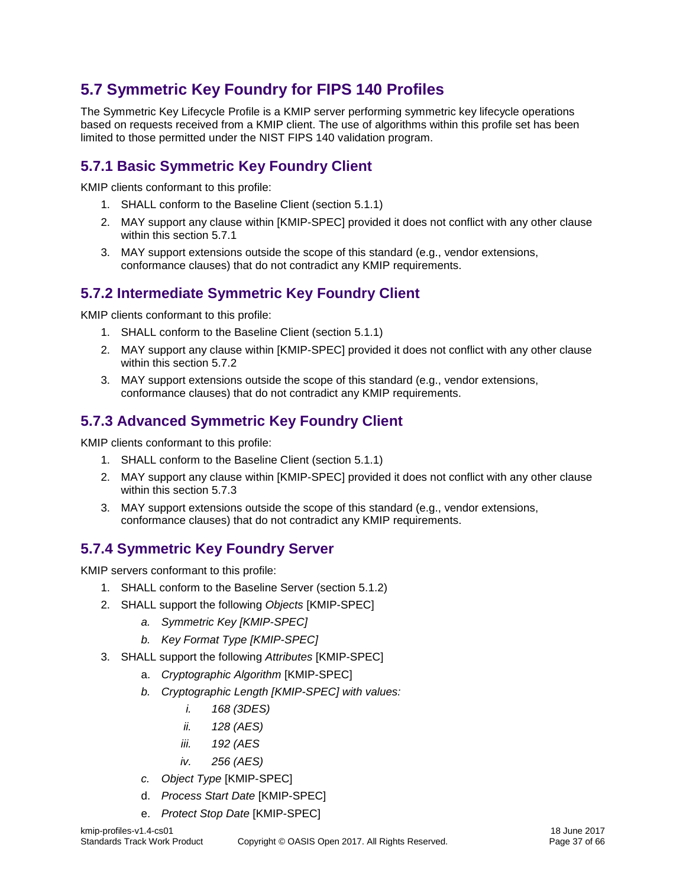## 5.7 Symmetric Key Foundry for FIPS 140 Profiles

The Symmetric Key Lifecycle Profile is a KMIP server performing symmetric key lifecycle operations based on requests received from a KMIP client. The use of algorithms within this profile set has been limited to those permitted under the NIST FIPS 140 validation program.

### 5.7.1 Basic Symmetric Key Foundry Client

KMIP clients conformant to this profile:

1. SHALL conform to the Baseline Client (section 5.1.1)
2. MAY support any clause within [KMIP-SPEC] provided it does not conflict with any other clause within this section 5.7.1
3. MAY support extensions outside the scope of this standard (e.g., vendor extensions, conformance clauses) that do not contradict any KMIP requirements.

### 5.7.2 Intermediate Symmetric Key Foundry Client

KMIP clients conformant to this profile:

1. SHALL conform to the Baseline Client (section 5.1.1)
2. MAY support any clause within [KMIP-SPEC] provided it does not conflict with any other clause within this section 5.7.2
3. MAY support extensions outside the scope of this standard (e.g., vendor extensions, conformance clauses) that do not contradict any KMIP requirements.

### 5.7.3 Advanced Symmetric Key Foundry Client

KMIP clients conformant to this profile:

1. SHALL conform to the Baseline Client (section 5.1.1)
2. MAY support any clause within [KMIP-SPEC] provided it does not conflict with any other clause within this section 5.7.3
3. MAY support extensions outside the scope of this standard (e.g., vendor extensions, conformance clauses) that do not contradict any KMIP requirements.

### 5.7.4 Symmetric Key Foundry Server

KMIP servers conformant to this profile:

1. SHALL conform to the Baseline Server (section 5.1.2)
2. SHALL support the following *Objects* [KMIP-SPEC]
   a. *Symmetric Key [KMIP-SPEC]*
   b. *Key Format Type [KMIP-SPEC]*
3. SHALL support the following *Attributes* [KMIP-SPEC]
   a. *Cryptographic Algorithm* [KMIP-SPEC]
   b. *Cryptographic Length [KMIP-SPEC] with values:*
      i. *168 (3DES)*
      ii. *128 (AES)*
      iii. *192 (AES*
      iv. *256 (AES)*
   c. *Object Type* [KMIP-SPEC]
   d. *Process Start Date* [KMIP-SPEC]
   e. *Protect Stop Date* [KMIP-SPEC]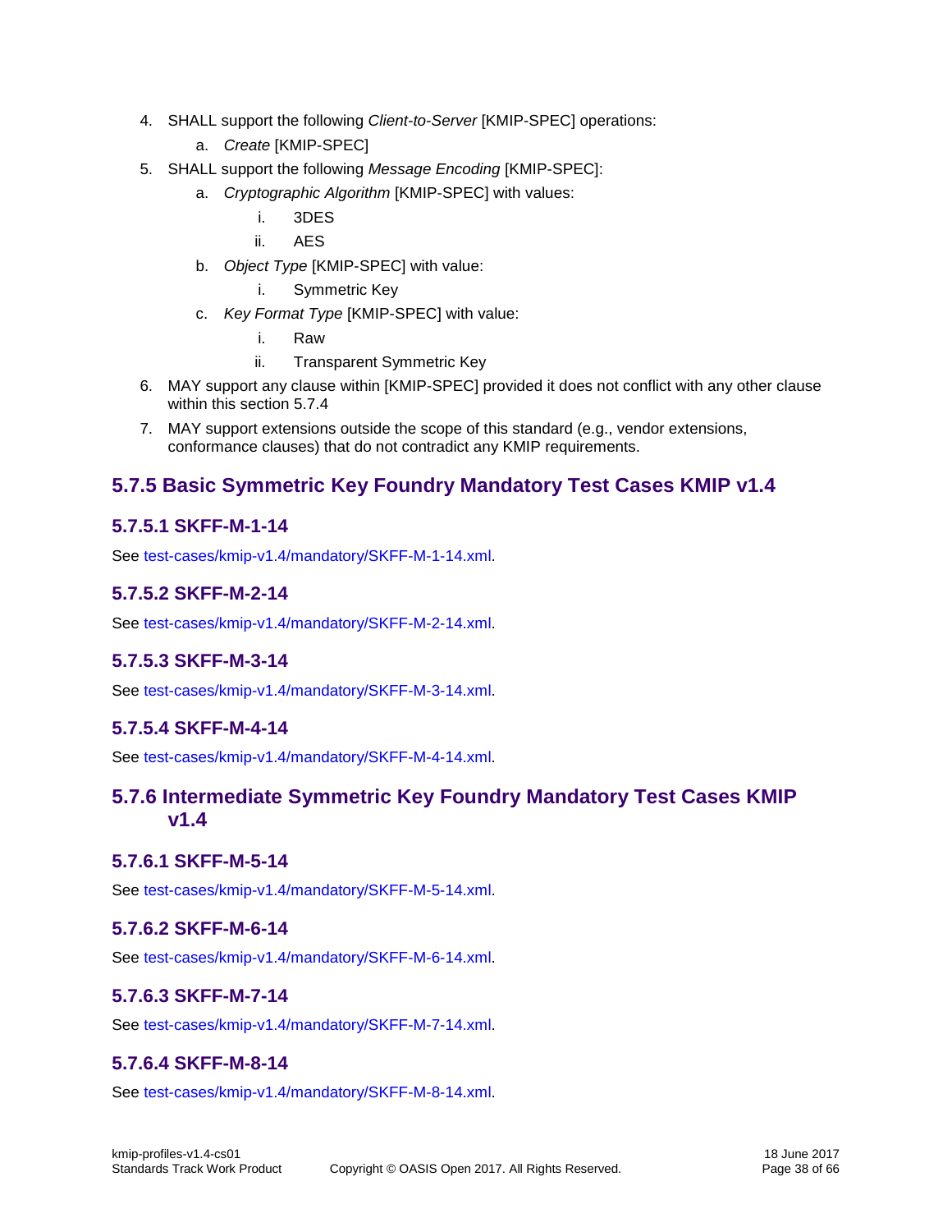4. SHALL support the following *Client-to-Server* [KMIP-SPEC] operations:
    a. *Create* [KMIP-SPEC]
5. SHALL support the following *Message Encoding* [KMIP-SPEC]:
    a. *Cryptographic Algorithm* [KMIP-SPEC] with values:
        i. 3DES
        ii. AES
    b. *Object Type* [KMIP-SPEC] with value:
        i. Symmetric Key
    c. *Key Format Type* [KMIP-SPEC] with value:
        i. Raw
        ii. Transparent Symmetric Key
6. MAY support any clause within [KMIP-SPEC] provided it does not conflict with any other clause within this section 5.7.4
7. MAY support extensions outside the scope of this standard (e.g., vendor extensions, conformance clauses) that do not contradict any KMIP requirements.

### 5.7.5 Basic Symmetric Key Foundry Mandatory Test Cases KMIP v1.4

#### 5.7.5.1 SKFF-M-1-14

See test-cases/kmip-v1.4/mandatory/SKFF-M-1-14.xml.

#### 5.7.5.2 SKFF-M-2-14

See test-cases/kmip-v1.4/mandatory/SKFF-M-2-14.xml.

#### 5.7.5.3 SKFF-M-3-14

See test-cases/kmip-v1.4/mandatory/SKFF-M-3-14.xml.

#### 5.7.5.4 SKFF-M-4-14

See test-cases/kmip-v1.4/mandatory/SKFF-M-4-14.xml.

### 5.7.6 Intermediate Symmetric Key Foundry Mandatory Test Cases KMIP v1.4

#### 5.7.6.1 SKFF-M-5-14

See test-cases/kmip-v1.4/mandatory/SKFF-M-5-14.xml.

#### 5.7.6.2 SKFF-M-6-14

See test-cases/kmip-v1.4/mandatory/SKFF-M-6-14.xml.

#### 5.7.6.3 SKFF-M-7-14

See test-cases/kmip-v1.4/mandatory/SKFF-M-7-14.xml.

#### 5.7.6.4 SKFF-M-8-14

See test-cases/kmip-v1.4/mandatory/SKFF-M-8-14.xml.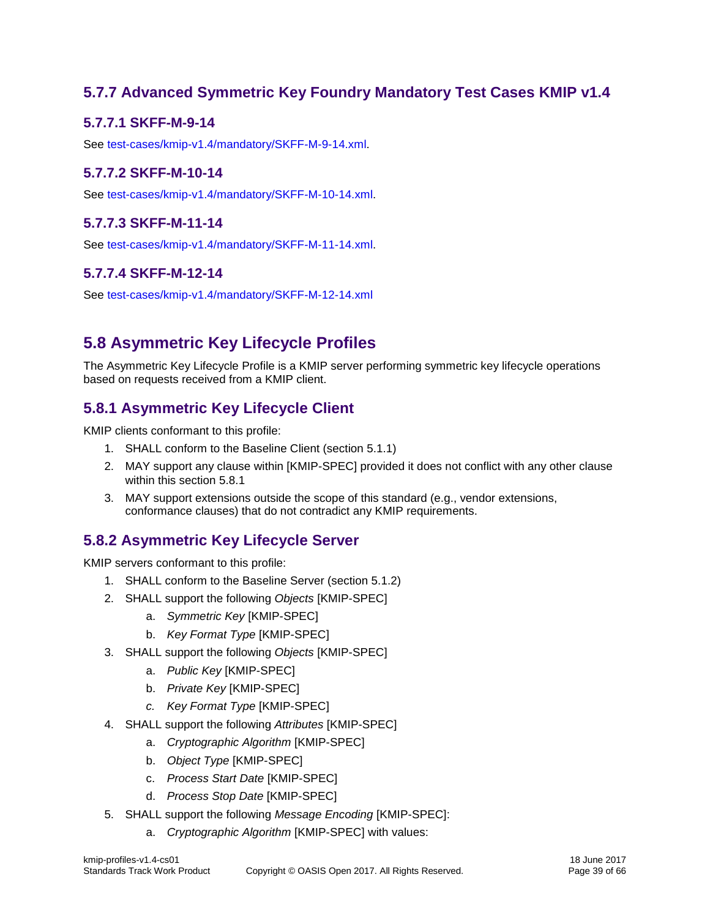### 5.7.7 Advanced Symmetric Key Foundry Mandatory Test Cases KMIP v1.4

#### 5.7.7.1 SKFF-M-9-14

See test-cases/kmip-v1.4/mandatory/SKFF-M-9-14.xml.

#### 5.7.7.2 SKFF-M-10-14

See test-cases/kmip-v1.4/mandatory/SKFF-M-10-14.xml.

#### 5.7.7.3 SKFF-M-11-14

See test-cases/kmip-v1.4/mandatory/SKFF-M-11-14.xml.

#### 5.7.7.4 SKFF-M-12-14

See test-cases/kmip-v1.4/mandatory/SKFF-M-12-14.xml

## 5.8 Asymmetric Key Lifecycle Profiles

The Asymmetric Key Lifecycle Profile is a KMIP server performing symmetric key lifecycle operations based on requests received from a KMIP client.

### 5.8.1 Asymmetric Key Lifecycle Client

KMIP clients conformant to this profile:

1. SHALL conform to the Baseline Client (section 5.1.1)
2. MAY support any clause within [KMIP-SPEC] provided it does not conflict with any other clause within this section 5.8.1
3. MAY support extensions outside the scope of this standard (e.g., vendor extensions, conformance clauses) that do not contradict any KMIP requirements.

### 5.8.2 Asymmetric Key Lifecycle Server

KMIP servers conformant to this profile:

1. SHALL conform to the Baseline Server (section 5.1.2)
2. SHALL support the following *Objects* [KMIP-SPEC]
   a. *Symmetric Key* [KMIP-SPEC]
   b. *Key Format Type* [KMIP-SPEC]
3. SHALL support the following *Objects* [KMIP-SPEC]
   a. *Public Key* [KMIP-SPEC]
   b. *Private Key* [KMIP-SPEC]
   c. *Key Format Type* [KMIP-SPEC]
4. SHALL support the following *Attributes* [KMIP-SPEC]
   a. *Cryptographic Algorithm* [KMIP-SPEC]
   b. *Object Type* [KMIP-SPEC]
   c. *Process Start Date* [KMIP-SPEC]
   d. *Process Stop Date* [KMIP-SPEC]
5. SHALL support the following *Message Encoding* [KMIP-SPEC]:
   a. *Cryptographic Algorithm* [KMIP-SPEC] with values: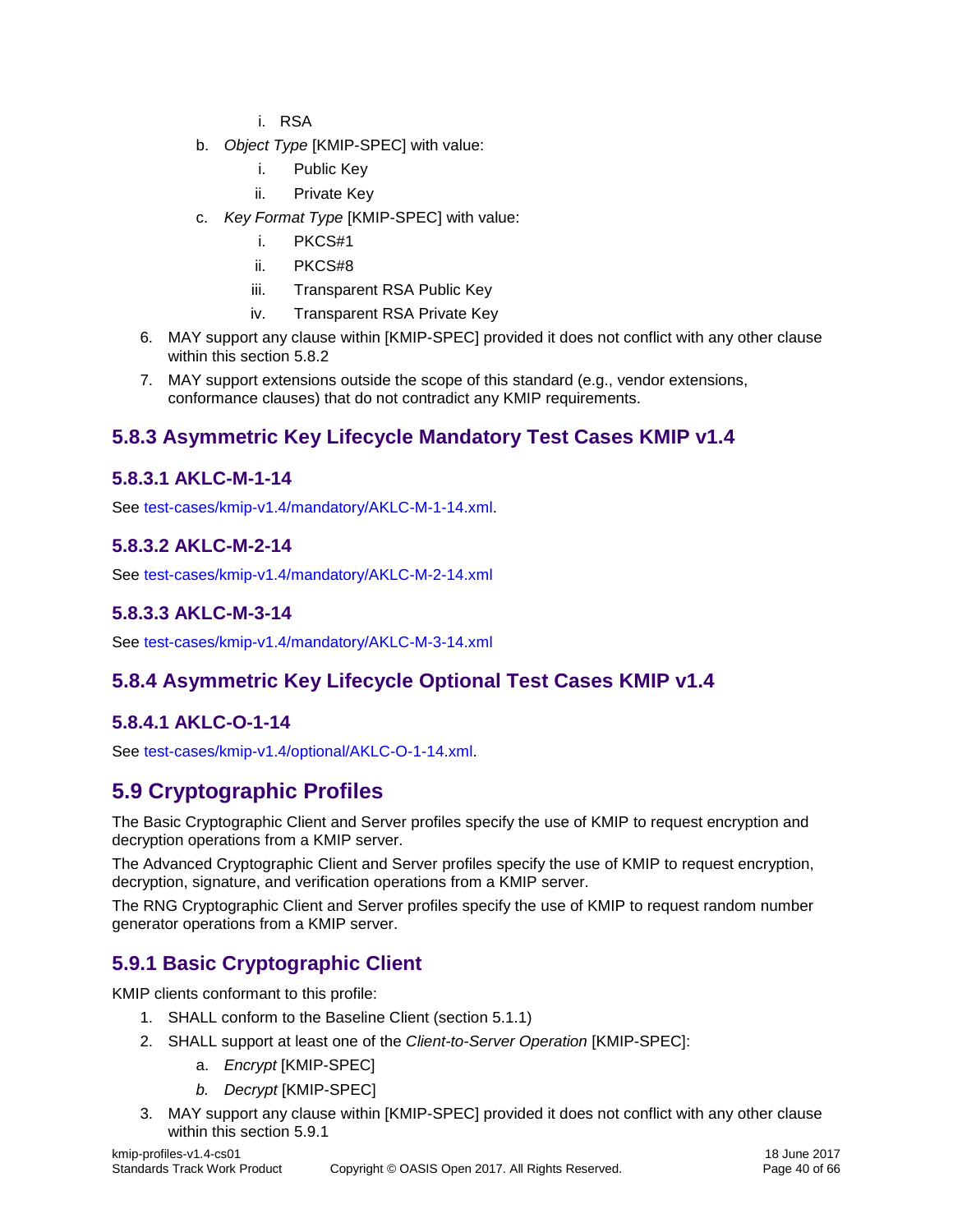i. RSA

b. *Object Type* [KMIP-SPEC] with value:

   i. Public Key

   ii. Private Key

c. *Key Format Type* [KMIP-SPEC] with value:

   i. PKCS#1

   ii. PKCS#8

   iii. Transparent RSA Public Key

   iv. Transparent RSA Private Key

6. MAY support any clause within [KMIP-SPEC] provided it does not conflict with any other clause within this section 5.8.2
7. MAY support extensions outside the scope of this standard (e.g., vendor extensions, conformance clauses) that do not contradict any KMIP requirements.

### 5.8.3 Asymmetric Key Lifecycle Mandatory Test Cases KMIP v1.4

#### 5.8.3.1 AKLC-M-1-14

See test-cases/kmip-v1.4/mandatory/AKLC-M-1-14.xml.

#### 5.8.3.2 AKLC-M-2-14

See test-cases/kmip-v1.4/mandatory/AKLC-M-2-14.xml

#### 5.8.3.3 AKLC-M-3-14

See test-cases/kmip-v1.4/mandatory/AKLC-M-3-14.xml

### 5.8.4 Asymmetric Key Lifecycle Optional Test Cases KMIP v1.4

#### 5.8.4.1 AKLC-O-1-14

See test-cases/kmip-v1.4/optional/AKLC-O-1-14.xml.

## 5.9 Cryptographic Profiles

The Basic Cryptographic Client and Server profiles specify the use of KMIP to request encryption and decryption operations from a KMIP server.

The Advanced Cryptographic Client and Server profiles specify the use of KMIP to request encryption, decryption, signature, and verification operations from a KMIP server.

The RNG Cryptographic Client and Server profiles specify the use of KMIP to request random number generator operations from a KMIP server.

### 5.9.1 Basic Cryptographic Client

KMIP clients conformant to this profile:

1. SHALL conform to the Baseline Client (section 5.1.1)
2. SHALL support at least one of the *Client-to-Server Operation* [KMIP-SPEC]:
   a. *Encrypt* [KMIP-SPEC]
   b. *Decrypt* [KMIP-SPEC]
3. MAY support any clause within [KMIP-SPEC] provided it does not conflict with any other clause within this section 5.9.1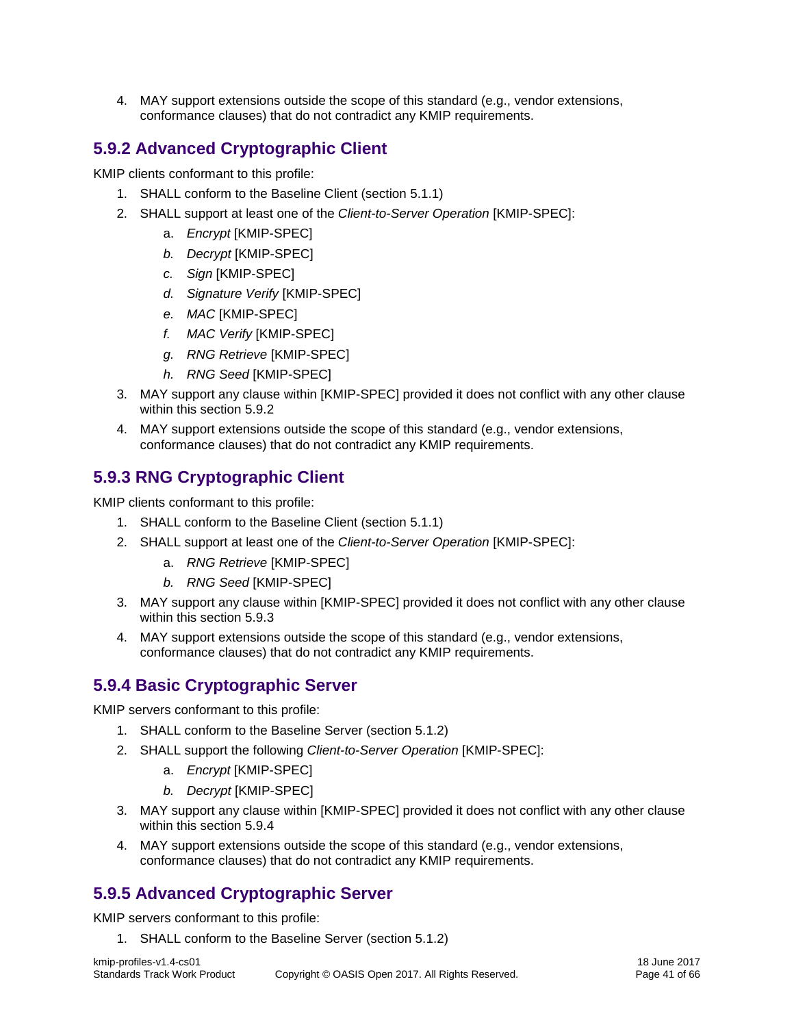4. MAY support extensions outside the scope of this standard (e.g., vendor extensions, conformance clauses) that do not contradict any KMIP requirements.

### 5.9.2 Advanced Cryptographic Client

KMIP clients conformant to this profile:

1. SHALL conform to the Baseline Client (section 5.1.1)
2. SHALL support at least one of the *Client-to-Server Operation* [KMIP-SPEC]:
   a. *Encrypt* [KMIP-SPEC]
   b. *Decrypt* [KMIP-SPEC]
   c. *Sign* [KMIP-SPEC]
   d. *Signature Verify* [KMIP-SPEC]
   e. *MAC* [KMIP-SPEC]
   f. *MAC Verify* [KMIP-SPEC]
   g. *RNG Retrieve* [KMIP-SPEC]
   h. *RNG Seed* [KMIP-SPEC]
3. MAY support any clause within [KMIP-SPEC] provided it does not conflict with any other clause within this section 5.9.2
4. MAY support extensions outside the scope of this standard (e.g., vendor extensions, conformance clauses) that do not contradict any KMIP requirements.

### 5.9.3 RNG Cryptographic Client

KMIP clients conformant to this profile:

1. SHALL conform to the Baseline Client (section 5.1.1)
2. SHALL support at least one of the *Client-to-Server Operation* [KMIP-SPEC]:
   a. *RNG Retrieve* [KMIP-SPEC]
   b. *RNG Seed* [KMIP-SPEC]
3. MAY support any clause within [KMIP-SPEC] provided it does not conflict with any other clause within this section 5.9.3
4. MAY support extensions outside the scope of this standard (e.g., vendor extensions, conformance clauses) that do not contradict any KMIP requirements.

### 5.9.4 Basic Cryptographic Server

KMIP servers conformant to this profile:

1. SHALL conform to the Baseline Server (section 5.1.2)
2. SHALL support the following *Client-to-Server Operation* [KMIP-SPEC]:
   a. *Encrypt* [KMIP-SPEC]
   b. *Decrypt* [KMIP-SPEC]
3. MAY support any clause within [KMIP-SPEC] provided it does not conflict with any other clause within this section 5.9.4
4. MAY support extensions outside the scope of this standard (e.g., vendor extensions, conformance clauses) that do not contradict any KMIP requirements.

### 5.9.5 Advanced Cryptographic Server

KMIP servers conformant to this profile:

1. SHALL conform to the Baseline Server (section 5.1.2)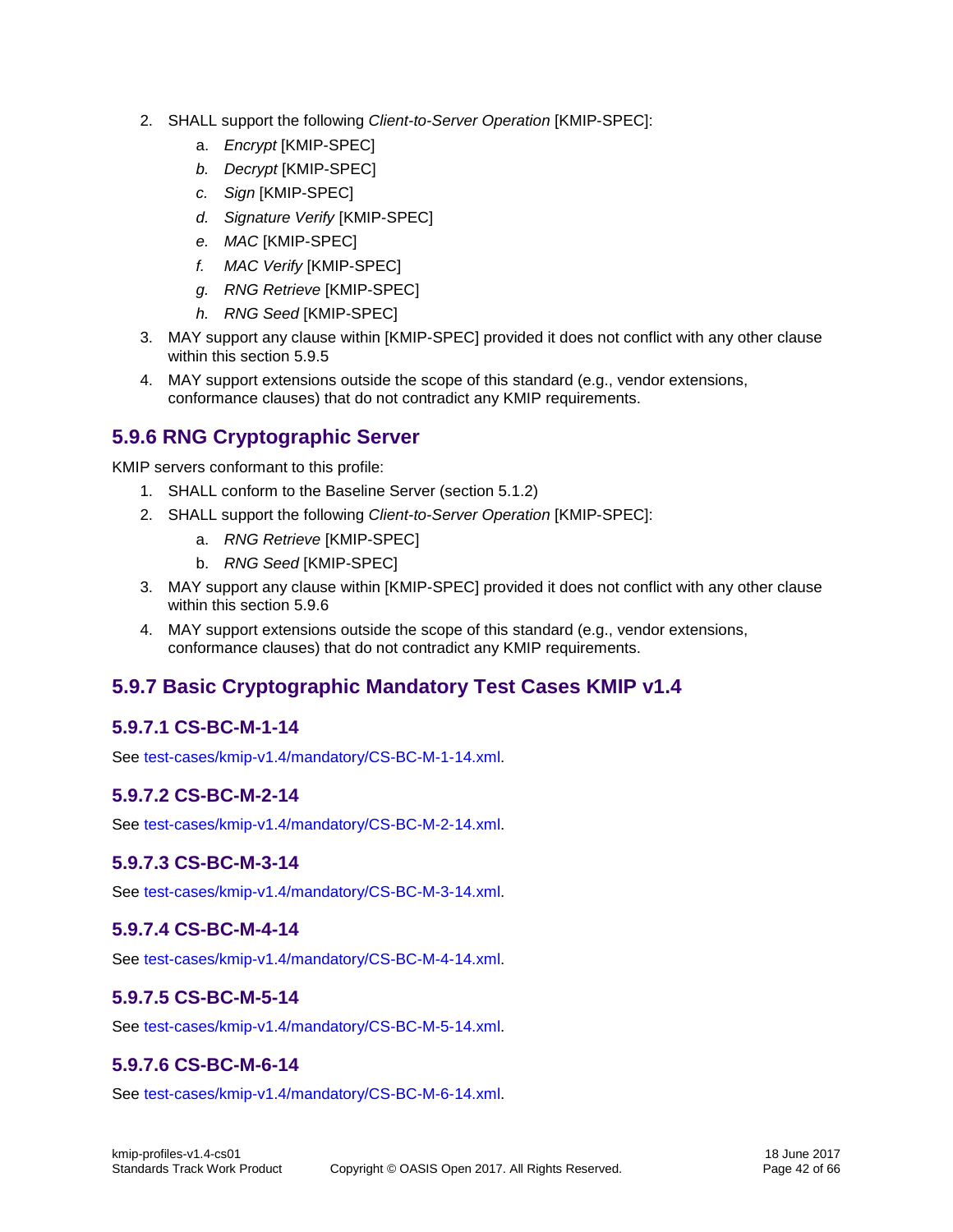2. SHALL support the following *Client-to-Server Operation* [KMIP-SPEC]:
    a. *Encrypt* [KMIP-SPEC]
    b. *Decrypt* [KMIP-SPEC]
    c. *Sign* [KMIP-SPEC]
    d. *Signature Verify* [KMIP-SPEC]
    e. *MAC* [KMIP-SPEC]
    f. *MAC Verify* [KMIP-SPEC]
    g. *RNG Retrieve* [KMIP-SPEC]
    h. *RNG Seed* [KMIP-SPEC]
3. MAY support any clause within [KMIP-SPEC] provided it does not conflict with any other clause within this section 5.9.5
4. MAY support extensions outside the scope of this standard (e.g., vendor extensions, conformance clauses) that do not contradict any KMIP requirements.

### 5.9.6 RNG Cryptographic Server

KMIP servers conformant to this profile:

1. SHALL conform to the Baseline Server (section 5.1.2)
2. SHALL support the following *Client-to-Server Operation* [KMIP-SPEC]:
    a. *RNG Retrieve* [KMIP-SPEC]
    b. *RNG Seed* [KMIP-SPEC]
3. MAY support any clause within [KMIP-SPEC] provided it does not conflict with any other clause within this section 5.9.6
4. MAY support extensions outside the scope of this standard (e.g., vendor extensions, conformance clauses) that do not contradict any KMIP requirements.

### 5.9.7 Basic Cryptographic Mandatory Test Cases KMIP v1.4

#### 5.9.7.1 CS-BC-M-1-14

See test-cases/kmip-v1.4/mandatory/CS-BC-M-1-14.xml.

#### 5.9.7.2 CS-BC-M-2-14

See test-cases/kmip-v1.4/mandatory/CS-BC-M-2-14.xml.

#### 5.9.7.3 CS-BC-M-3-14

See test-cases/kmip-v1.4/mandatory/CS-BC-M-3-14.xml.

#### 5.9.7.4 CS-BC-M-4-14

See test-cases/kmip-v1.4/mandatory/CS-BC-M-4-14.xml.

#### 5.9.7.5 CS-BC-M-5-14

See test-cases/kmip-v1.4/mandatory/CS-BC-M-5-14.xml.

#### 5.9.7.6 CS-BC-M-6-14

See test-cases/kmip-v1.4/mandatory/CS-BC-M-6-14.xml.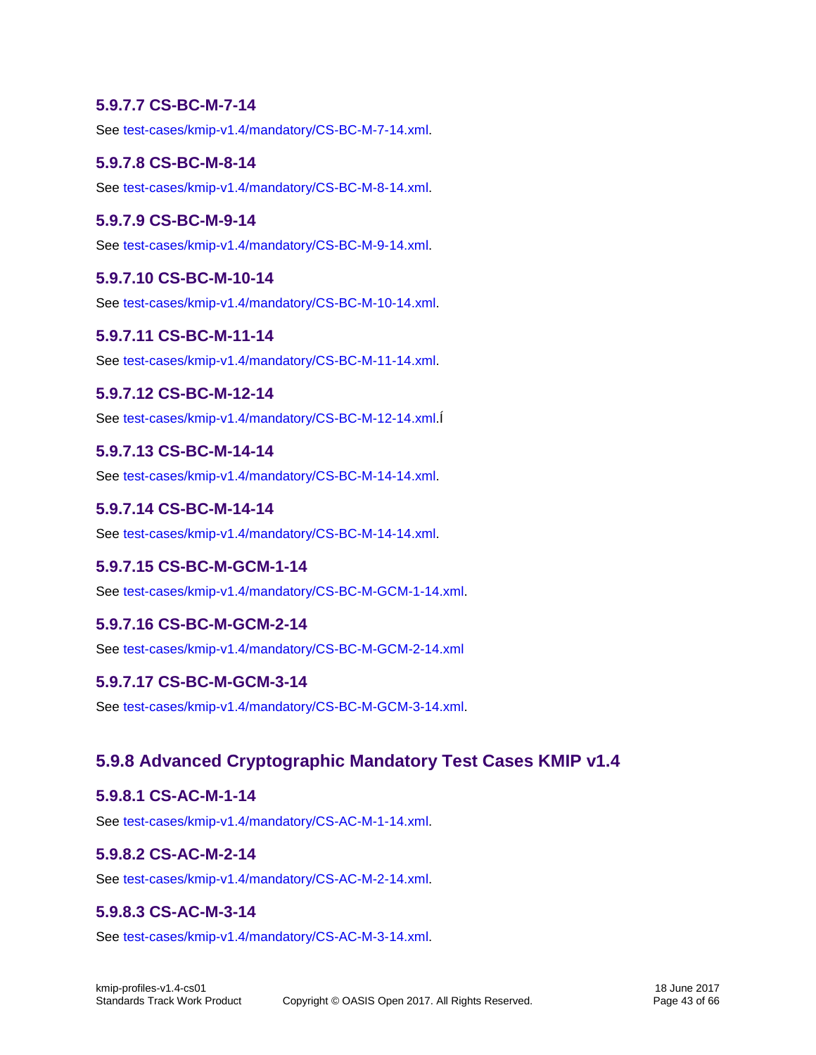#### 5.9.7.7 CS-BC-M-7-14

See test-cases/kmip-v1.4/mandatory/CS-BC-M-7-14.xml.

#### 5.9.7.8 CS-BC-M-8-14

See test-cases/kmip-v1.4/mandatory/CS-BC-M-8-14.xml.

#### 5.9.7.9 CS-BC-M-9-14

See test-cases/kmip-v1.4/mandatory/CS-BC-M-9-14.xml.

#### 5.9.7.10 CS-BC-M-10-14

See test-cases/kmip-v1.4/mandatory/CS-BC-M-10-14.xml.

#### 5.9.7.11 CS-BC-M-11-14

See test-cases/kmip-v1.4/mandatory/CS-BC-M-11-14.xml.

#### 5.9.7.12 CS-BC-M-12-14

See test-cases/kmip-v1.4/mandatory/CS-BC-M-12-14.xml.Í

#### 5.9.7.13 CS-BC-M-14-14

See test-cases/kmip-v1.4/mandatory/CS-BC-M-14-14.xml.

#### 5.9.7.14 CS-BC-M-14-14

See test-cases/kmip-v1.4/mandatory/CS-BC-M-14-14.xml.

#### 5.9.7.15 CS-BC-M-GCM-1-14

See test-cases/kmip-v1.4/mandatory/CS-BC-M-GCM-1-14.xml.

#### 5.9.7.16 CS-BC-M-GCM-2-14

See test-cases/kmip-v1.4/mandatory/CS-BC-M-GCM-2-14.xml

#### 5.9.7.17 CS-BC-M-GCM-3-14

See test-cases/kmip-v1.4/mandatory/CS-BC-M-GCM-3-14.xml.

### 5.9.8 Advanced Cryptographic Mandatory Test Cases KMIP v1.4

#### 5.9.8.1 CS-AC-M-1-14

See test-cases/kmip-v1.4/mandatory/CS-AC-M-1-14.xml.

#### 5.9.8.2 CS-AC-M-2-14

See test-cases/kmip-v1.4/mandatory/CS-AC-M-2-14.xml.

#### 5.9.8.3 CS-AC-M-3-14

See test-cases/kmip-v1.4/mandatory/CS-AC-M-3-14.xml.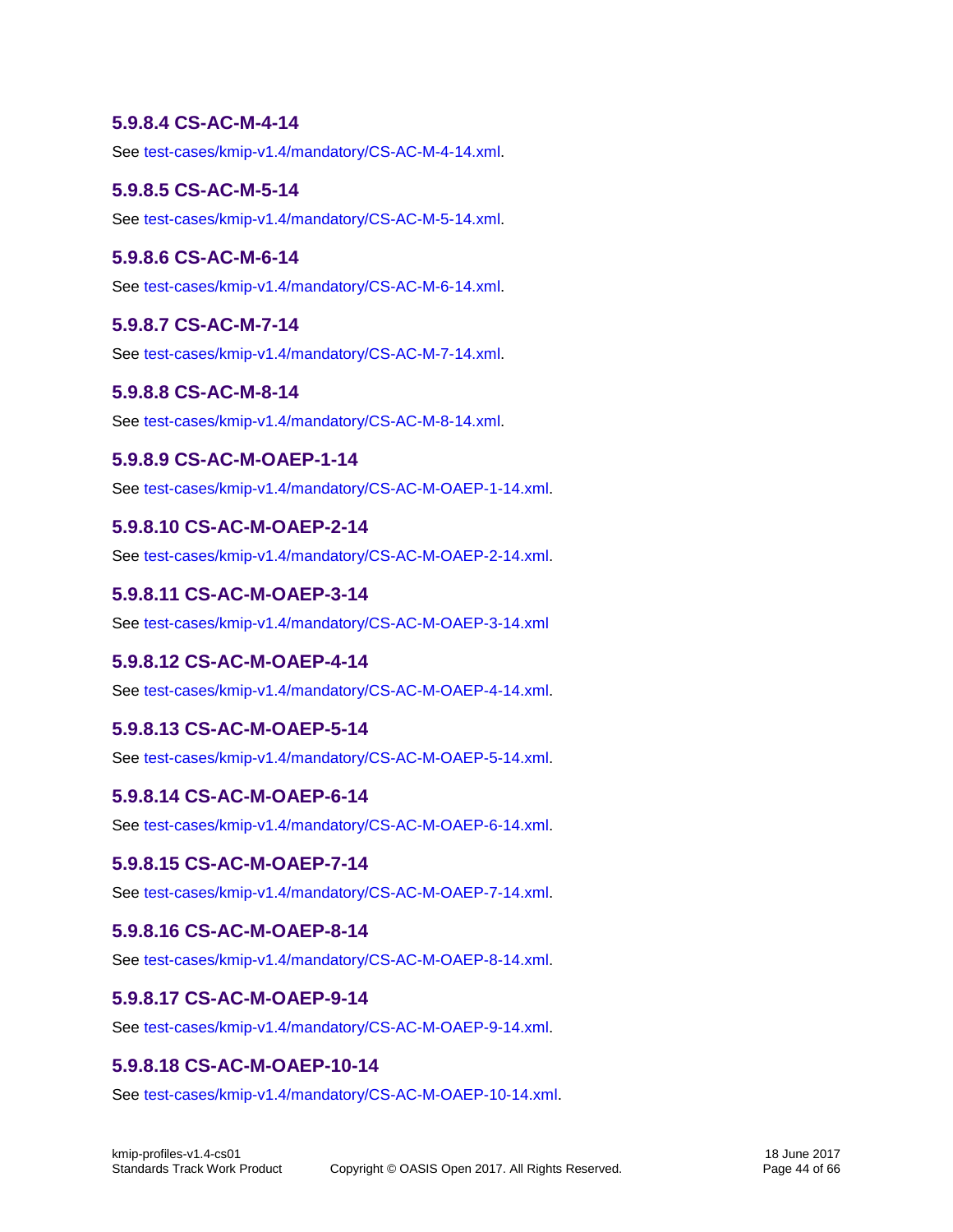#### 5.9.8.4 CS-AC-M-4-14

See test-cases/kmip-v1.4/mandatory/CS-AC-M-4-14.xml.

#### 5.9.8.5 CS-AC-M-5-14

See test-cases/kmip-v1.4/mandatory/CS-AC-M-5-14.xml.

#### 5.9.8.6 CS-AC-M-6-14

See test-cases/kmip-v1.4/mandatory/CS-AC-M-6-14.xml.

#### 5.9.8.7 CS-AC-M-7-14

See test-cases/kmip-v1.4/mandatory/CS-AC-M-7-14.xml.

#### 5.9.8.8 CS-AC-M-8-14

See test-cases/kmip-v1.4/mandatory/CS-AC-M-8-14.xml.

#### 5.9.8.9 CS-AC-M-OAEP-1-14

See test-cases/kmip-v1.4/mandatory/CS-AC-M-OAEP-1-14.xml.

#### 5.9.8.10 CS-AC-M-OAEP-2-14

See test-cases/kmip-v1.4/mandatory/CS-AC-M-OAEP-2-14.xml.

#### 5.9.8.11 CS-AC-M-OAEP-3-14

See test-cases/kmip-v1.4/mandatory/CS-AC-M-OAEP-3-14.xml

#### 5.9.8.12 CS-AC-M-OAEP-4-14

See test-cases/kmip-v1.4/mandatory/CS-AC-M-OAEP-4-14.xml.

#### 5.9.8.13 CS-AC-M-OAEP-5-14

See test-cases/kmip-v1.4/mandatory/CS-AC-M-OAEP-5-14.xml.

#### 5.9.8.14 CS-AC-M-OAEP-6-14

See test-cases/kmip-v1.4/mandatory/CS-AC-M-OAEP-6-14.xml.

#### 5.9.8.15 CS-AC-M-OAEP-7-14

See test-cases/kmip-v1.4/mandatory/CS-AC-M-OAEP-7-14.xml.

#### 5.9.8.16 CS-AC-M-OAEP-8-14

See test-cases/kmip-v1.4/mandatory/CS-AC-M-OAEP-8-14.xml.

#### 5.9.8.17 CS-AC-M-OAEP-9-14

See test-cases/kmip-v1.4/mandatory/CS-AC-M-OAEP-9-14.xml.

#### 5.9.8.18 CS-AC-M-OAEP-10-14

See test-cases/kmip-v1.4/mandatory/CS-AC-M-OAEP-10-14.xml.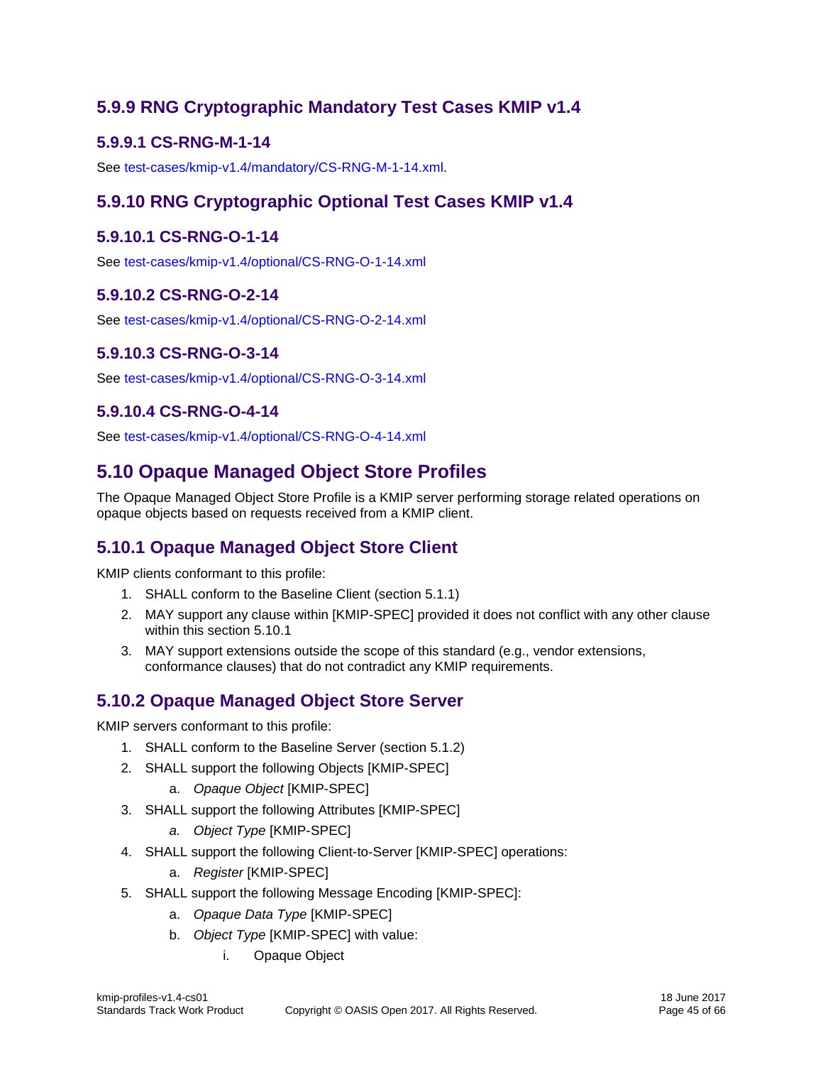### 5.9.9 RNG Cryptographic Mandatory Test Cases KMIP v1.4

#### 5.9.9.1 CS-RNG-M-1-14

See test-cases/kmip-v1.4/mandatory/CS-RNG-M-1-14.xml.

### 5.9.10 RNG Cryptographic Optional Test Cases KMIP v1.4

#### 5.9.10.1 CS-RNG-O-1-14

See test-cases/kmip-v1.4/optional/CS-RNG-O-1-14.xml

#### 5.9.10.2 CS-RNG-O-2-14

See test-cases/kmip-v1.4/optional/CS-RNG-O-2-14.xml

#### 5.9.10.3 CS-RNG-O-3-14

See test-cases/kmip-v1.4/optional/CS-RNG-O-3-14.xml

#### 5.9.10.4 CS-RNG-O-4-14

See test-cases/kmip-v1.4/optional/CS-RNG-O-4-14.xml

## 5.10 Opaque Managed Object Store Profiles

The Opaque Managed Object Store Profile is a KMIP server performing storage related operations on opaque objects based on requests received from a KMIP client.

### 5.10.1 Opaque Managed Object Store Client

KMIP clients conformant to this profile:

1. SHALL conform to the Baseline Client (section 5.1.1)
2. MAY support any clause within [KMIP-SPEC] provided it does not conflict with any other clause within this section 5.10.1
3. MAY support extensions outside the scope of this standard (e.g., vendor extensions, conformance clauses) that do not contradict any KMIP requirements.

### 5.10.2 Opaque Managed Object Store Server

KMIP servers conformant to this profile:

1. SHALL conform to the Baseline Server (section 5.1.2)
2. SHALL support the following Objects [KMIP-SPEC]
   a. *Opaque Object* [KMIP-SPEC]
3. SHALL support the following Attributes [KMIP-SPEC]
   a. *Object Type* [KMIP-SPEC]
4. SHALL support the following Client-to-Server [KMIP-SPEC] operations:
   a. *Register* [KMIP-SPEC]
5. SHALL support the following Message Encoding [KMIP-SPEC]:
   a. *Opaque Data Type* [KMIP-SPEC]
   b. *Object Type* [KMIP-SPEC] with value:
      i. Opaque Object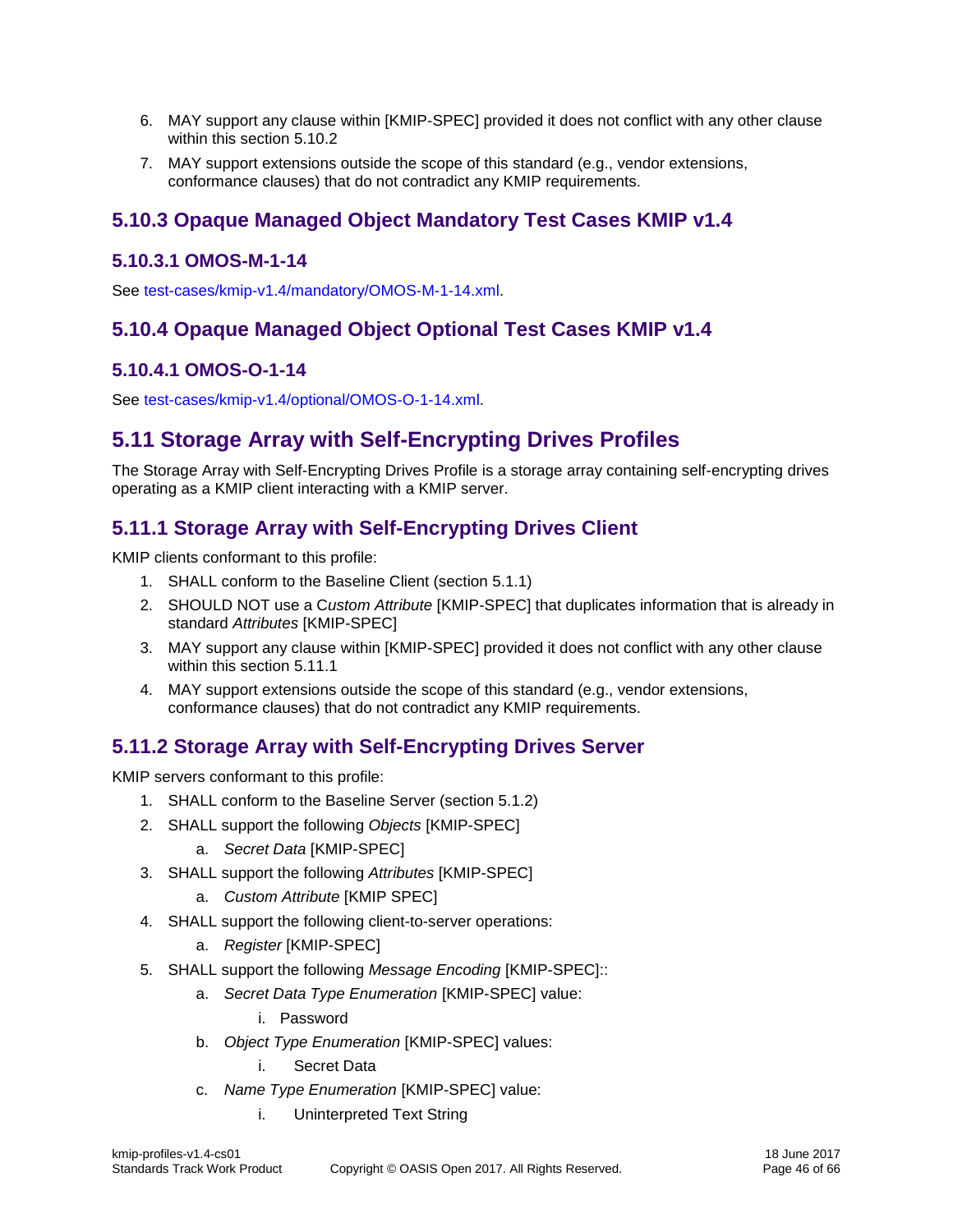6. MAY support any clause within [KMIP-SPEC] provided it does not conflict with any other clause within this section 5.10.2
7. MAY support extensions outside the scope of this standard (e.g., vendor extensions, conformance clauses) that do not contradict any KMIP requirements.

### 5.10.3 Opaque Managed Object Mandatory Test Cases KMIP v1.4

#### 5.10.3.1 OMOS-M-1-14

See test-cases/kmip-v1.4/mandatory/OMOS-M-1-14.xml.

### 5.10.4 Opaque Managed Object Optional Test Cases KMIP v1.4

#### 5.10.4.1 OMOS-O-1-14

See test-cases/kmip-v1.4/optional/OMOS-O-1-14.xml.

## 5.11 Storage Array with Self-Encrypting Drives Profiles

The Storage Array with Self-Encrypting Drives Profile is a storage array containing self-encrypting drives operating as a KMIP client interacting with a KMIP server.

### 5.11.1 Storage Array with Self-Encrypting Drives Client

KMIP clients conformant to this profile:

1. SHALL conform to the Baseline Client (section 5.1.1)
2. SHOULD NOT use a C*ustom Attribute* [KMIP-SPEC] that duplicates information that is already in standard *Attributes* [KMIP-SPEC]
3. MAY support any clause within [KMIP-SPEC] provided it does not conflict with any other clause within this section 5.11.1
4. MAY support extensions outside the scope of this standard (e.g., vendor extensions, conformance clauses) that do not contradict any KMIP requirements.

### 5.11.2 Storage Array with Self-Encrypting Drives Server

KMIP servers conformant to this profile:

1. SHALL conform to the Baseline Server (section 5.1.2)
2. SHALL support the following *Objects* [KMIP-SPEC]
   a. *Secret Data* [KMIP-SPEC]
3. SHALL support the following *Attributes* [KMIP-SPEC]
   a. *Custom Attribute* [KMIP SPEC]
4. SHALL support the following client-to-server operations:
   a. *Register* [KMIP-SPEC]
5. SHALL support the following *Message Encoding* [KMIP-SPEC]::
   a. *Secret Data Type Enumeration* [KMIP-SPEC] value:
      i. Password
   b. *Object Type Enumeration* [KMIP-SPEC] values:
      i. Secret Data
   c. *Name Type Enumeration* [KMIP-SPEC] value:
      i. Uninterpreted Text String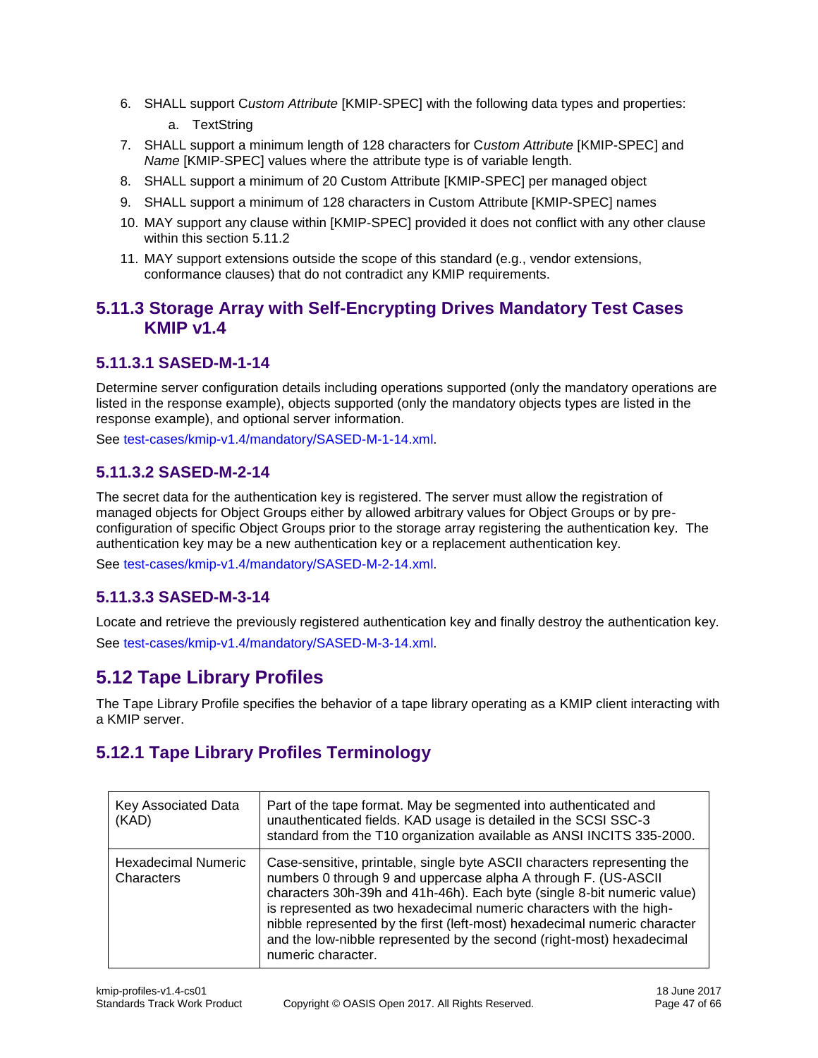6. SHALL support C*ustom Attribute* [KMIP-SPEC] with the following data types and properties:
    a. TextString
7. SHALL support a minimum length of 128 characters for C*ustom Attribute* [KMIP-SPEC] and *Name* [KMIP-SPEC] values where the attribute type is of variable length.
8. SHALL support a minimum of 20 Custom Attribute [KMIP-SPEC] per managed object
9. SHALL support a minimum of 128 characters in Custom Attribute [KMIP-SPEC] names
10. MAY support any clause within [KMIP-SPEC] provided it does not conflict with any other clause within this section 5.11.2
11. MAY support extensions outside the scope of this standard (e.g., vendor extensions, conformance clauses) that do not contradict any KMIP requirements.

### 5.11.3 Storage Array with Self-Encrypting Drives Mandatory Test Cases KMIP v1.4

#### 5.11.3.1 SASED-M-1-14

Determine server configuration details including operations supported (only the mandatory operations are listed in the response example), objects supported (only the mandatory objects types are listed in the response example), and optional server information.

See test-cases/kmip-v1.4/mandatory/SASED-M-1-14.xml.

#### 5.11.3.2 SASED-M-2-14

The secret data for the authentication key is registered. The server must allow the registration of managed objects for Object Groups either by allowed arbitrary values for Object Groups or by pre-configuration of specific Object Groups prior to the storage array registering the authentication key. The authentication key may be a new authentication key or a replacement authentication key.

See test-cases/kmip-v1.4/mandatory/SASED-M-2-14.xml.

#### 5.11.3.3 SASED-M-3-14

Locate and retrieve the previously registered authentication key and finally destroy the authentication key.

See test-cases/kmip-v1.4/mandatory/SASED-M-3-14.xml.

## 5.12 Tape Library Profiles

The Tape Library Profile specifies the behavior of a tape library operating as a KMIP client interacting with a KMIP server.

### 5.12.1 Tape Library Profiles Terminology

| | |
|---|---|
| Key Associated Data (KAD) | Part of the tape format. May be segmented into authenticated and unauthenticated fields. KAD usage is detailed in the SCSI SSC-3 standard from the T10 organization available as ANSI INCITS 335-2000. |
| Hexadecimal Numeric Characters | Case-sensitive, printable, single byte ASCII characters representing the numbers 0 through 9 and uppercase alpha A through F. (US-ASCII characters 30h-39h and 41h-46h). Each byte (single 8-bit numeric value) is represented as two hexadecimal numeric characters with the high-nibble represented by the first (left-most) hexadecimal numeric character and the low-nibble represented by the second (right-most) hexadecimal numeric character. |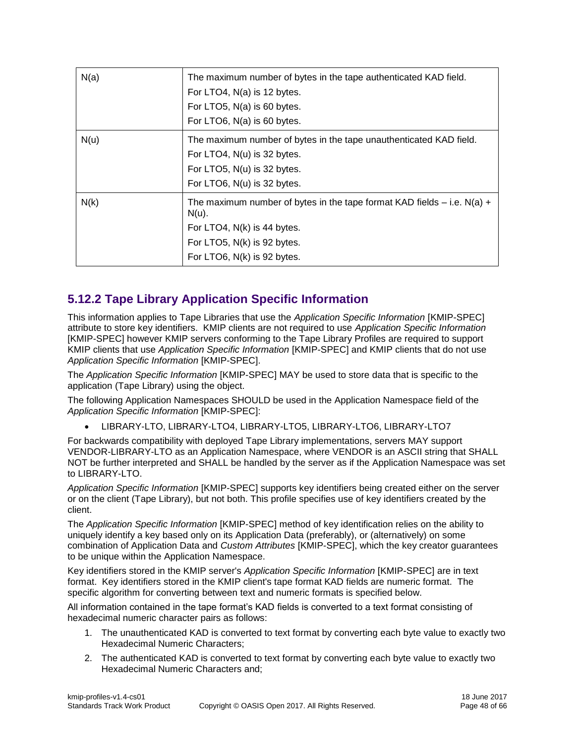| | |
|---|---|
| N(a) | The maximum number of bytes in the tape authenticated KAD field.<br>For LTO4, N(a) is 12 bytes.<br>For LTO5, N(a) is 60 bytes.<br>For LTO6, N(a) is 60 bytes. |
| N(u) | The maximum number of bytes in the tape unauthenticated KAD field.<br>For LTO4, N(u) is 32 bytes.<br>For LTO5, N(u) is 32 bytes.<br>For LTO6, N(u) is 32 bytes. |
| N(k) | The maximum number of bytes in the tape format KAD fields – i.e. N(a) + N(u).<br>For LTO4, N(k) is 44 bytes.<br>For LTO5, N(k) is 92 bytes.<br>For LTO6, N(k) is 92 bytes. |

### 5.12.2 Tape Library Application Specific Information

This information applies to Tape Libraries that use the *Application Specific Information* [KMIP-SPEC] attribute to store key identifiers. KMIP clients are not required to use *Application Specific Information* [KMIP-SPEC] however KMIP servers conforming to the Tape Library Profiles are required to support KMIP clients that use *Application Specific Information* [KMIP-SPEC] and KMIP clients that do not use *Application Specific Information* [KMIP-SPEC].

The *Application Specific Information* [KMIP-SPEC] MAY be used to store data that is specific to the application (Tape Library) using the object.

The following Application Namespaces SHOULD be used in the Application Namespace field of the *Application Specific Information* [KMIP-SPEC]:

- LIBRARY-LTO, LIBRARY-LTO4, LIBRARY-LTO5, LIBRARY-LTO6, LIBRARY-LTO7

For backwards compatibility with deployed Tape Library implementations, servers MAY support VENDOR-LIBRARY-LTO as an Application Namespace, where VENDOR is an ASCII string that SHALL NOT be further interpreted and SHALL be handled by the server as if the Application Namespace was set to LIBRARY-LTO.

*Application Specific Information* [KMIP-SPEC] supports key identifiers being created either on the server or on the client (Tape Library), but not both. This profile specifies use of key identifiers created by the client.

The *Application Specific Information* [KMIP-SPEC] method of key identification relies on the ability to uniquely identify a key based only on its Application Data (preferably), or (alternatively) on some combination of Application Data and *Custom Attributes* [KMIP-SPEC], which the key creator guarantees to be unique within the Application Namespace.

Key identifiers stored in the KMIP server's *Application Specific Information* [KMIP-SPEC] are in text format. Key identifiers stored in the KMIP client's tape format KAD fields are numeric format. The specific algorithm for converting between text and numeric formats is specified below.

All information contained in the tape format's KAD fields is converted to a text format consisting of hexadecimal numeric character pairs as follows:

1. The unauthenticated KAD is converted to text format by converting each byte value to exactly two Hexadecimal Numeric Characters;
2. The authenticated KAD is converted to text format by converting each byte value to exactly two Hexadecimal Numeric Characters and;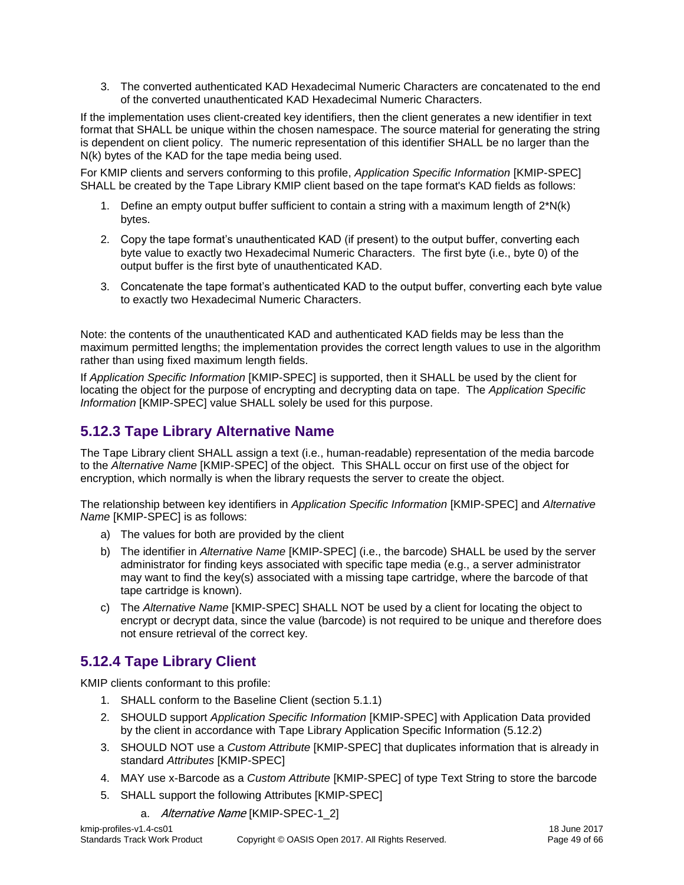3. The converted authenticated KAD Hexadecimal Numeric Characters are concatenated to the end of the converted unauthenticated KAD Hexadecimal Numeric Characters.

If the implementation uses client-created key identifiers, then the client generates a new identifier in text format that SHALL be unique within the chosen namespace. The source material for generating the string is dependent on client policy. The numeric representation of this identifier SHALL be no larger than the N(k) bytes of the KAD for the tape media being used.

For KMIP clients and servers conforming to this profile, *Application Specific Information* [KMIP-SPEC] SHALL be created by the Tape Library KMIP client based on the tape format's KAD fields as follows:

1. Define an empty output buffer sufficient to contain a string with a maximum length of 2*N(k) bytes.
2. Copy the tape format's unauthenticated KAD (if present) to the output buffer, converting each byte value to exactly two Hexadecimal Numeric Characters. The first byte (i.e., byte 0) of the output buffer is the first byte of unauthenticated KAD.
3. Concatenate the tape format's authenticated KAD to the output buffer, converting each byte value to exactly two Hexadecimal Numeric Characters.

Note: the contents of the unauthenticated KAD and authenticated KAD fields may be less than the maximum permitted lengths; the implementation provides the correct length values to use in the algorithm rather than using fixed maximum length fields.

If *Application Specific Information* [KMIP-SPEC] is supported, then it SHALL be used by the client for locating the object for the purpose of encrypting and decrypting data on tape. The *Application Specific Information* [KMIP-SPEC] value SHALL solely be used for this purpose.

### 5.12.3 Tape Library Alternative Name

The Tape Library client SHALL assign a text (i.e., human-readable) representation of the media barcode to the *Alternative Name* [KMIP-SPEC] of the object. This SHALL occur on first use of the object for encryption, which normally is when the library requests the server to create the object.

The relationship between key identifiers in *Application Specific Information* [KMIP-SPEC] and *Alternative Name* [KMIP-SPEC] is as follows:

a) The values for both are provided by the client

b) The identifier in *Alternative Name* [KMIP-SPEC] (i.e., the barcode) SHALL be used by the server administrator for finding keys associated with specific tape media (e.g., a server administrator may want to find the key(s) associated with a missing tape cartridge, where the barcode of that tape cartridge is known).

c) The *Alternative Name* [KMIP-SPEC] SHALL NOT be used by a client for locating the object to encrypt or decrypt data, since the value (barcode) is not required to be unique and therefore does not ensure retrieval of the correct key.

### 5.12.4 Tape Library Client

KMIP clients conformant to this profile:

1. SHALL conform to the Baseline Client (section 5.1.1)
2. SHOULD support *Application Specific Information* [KMIP-SPEC] with Application Data provided by the client in accordance with Tape Library Application Specific Information (5.12.2)
3. SHOULD NOT use a *Custom Attribute* [KMIP-SPEC] that duplicates information that is already in standard *Attributes* [KMIP-SPEC]
4. MAY use x-Barcode as a *Custom Attribute* [KMIP-SPEC] of type Text String to store the barcode
5. SHALL support the following Attributes [KMIP-SPEC]
    a. *Alternative Name* [KMIP-SPEC-1_2]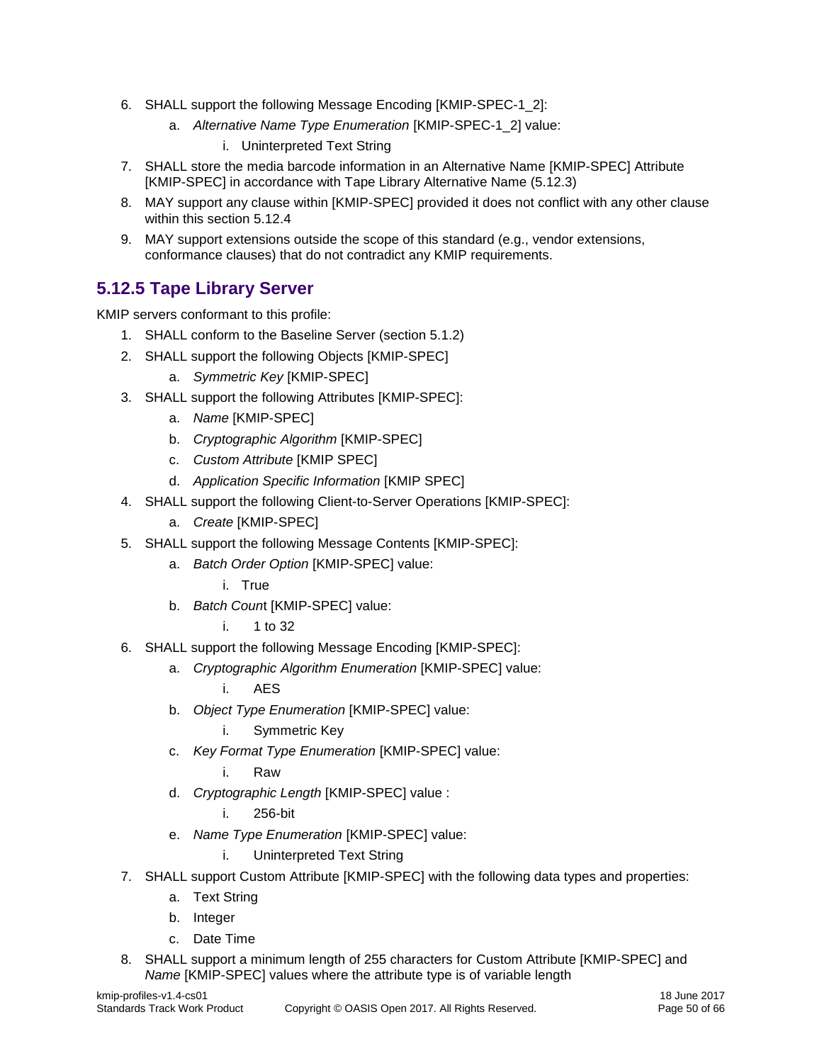6. SHALL support the following Message Encoding [KMIP-SPEC-1_2]:
    a. *Alternative Name Type Enumeration* [KMIP-SPEC-1_2] value:
        i. Uninterpreted Text String
7. SHALL store the media barcode information in an Alternative Name [KMIP-SPEC] Attribute [KMIP-SPEC] in accordance with Tape Library Alternative Name (5.12.3)
8. MAY support any clause within [KMIP-SPEC] provided it does not conflict with any other clause within this section 5.12.4
9. MAY support extensions outside the scope of this standard (e.g., vendor extensions, conformance clauses) that do not contradict any KMIP requirements.

### 5.12.5 Tape Library Server

KMIP servers conformant to this profile:

1. SHALL conform to the Baseline Server (section 5.1.2)
2. SHALL support the following Objects [KMIP-SPEC]
    a. *Symmetric Key* [KMIP-SPEC]
3. SHALL support the following Attributes [KMIP-SPEC]:
    a. *Name* [KMIP-SPEC]
    b. *Cryptographic Algorithm* [KMIP-SPEC]
    c. *Custom Attribute* [KMIP SPEC]
    d. *Application Specific Information* [KMIP SPEC]
4. SHALL support the following Client-to-Server Operations [KMIP-SPEC]:
    a. *Create* [KMIP-SPEC]
5. SHALL support the following Message Contents [KMIP-SPEC]:
    a. *Batch Order Option* [KMIP-SPEC] value:
        i. True
    b. *Batch Coun*t [KMIP-SPEC] value:
        i. 1 to 32
6. SHALL support the following Message Encoding [KMIP-SPEC]:
    a. *Cryptographic Algorithm Enumeration* [KMIP-SPEC] value:
        i. AES
    b. *Object Type Enumeration* [KMIP-SPEC] value:
        i. Symmetric Key
    c. *Key Format Type Enumeration* [KMIP-SPEC] value:
        i. Raw
    d. *Cryptographic Length* [KMIP-SPEC] value :
        i. 256-bit
    e. *Name Type Enumeration* [KMIP-SPEC] value:
        i. Uninterpreted Text String
7. SHALL support Custom Attribute [KMIP-SPEC] with the following data types and properties:
    a. Text String
    b. Integer
    c. Date Time
8. SHALL support a minimum length of 255 characters for Custom Attribute [KMIP-SPEC] and *Name* [KMIP-SPEC] values where the attribute type is of variable length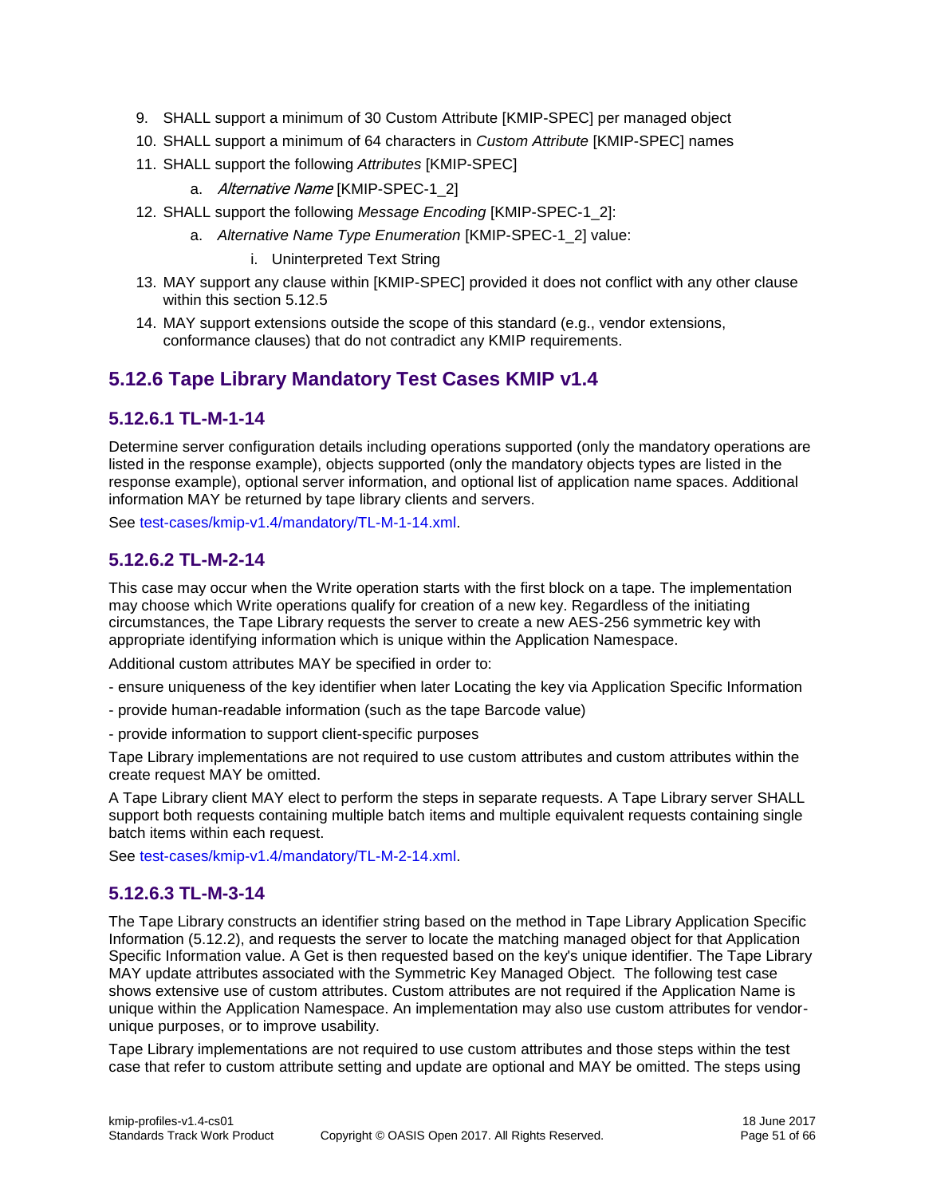9. SHALL support a minimum of 30 Custom Attribute [KMIP-SPEC] per managed object
10. SHALL support a minimum of 64 characters in *Custom Attribute* [KMIP-SPEC] names
11. SHALL support the following *Attributes* [KMIP-SPEC]
    a. *Alternative Name* [KMIP-SPEC-1_2]
12. SHALL support the following *Message Encoding* [KMIP-SPEC-1_2]:
    a. *Alternative Name Type Enumeration* [KMIP-SPEC-1_2] value:
        i. Uninterpreted Text String
13. MAY support any clause within [KMIP-SPEC] provided it does not conflict with any other clause within this section 5.12.5
14. MAY support extensions outside the scope of this standard (e.g., vendor extensions, conformance clauses) that do not contradict any KMIP requirements.

## 5.12.6 Tape Library Mandatory Test Cases KMIP v1.4

### 5.12.6.1 TL-M-1-14

Determine server configuration details including operations supported (only the mandatory operations are listed in the response example), objects supported (only the mandatory objects types are listed in the response example), optional server information, and optional list of application name spaces. Additional information MAY be returned by tape library clients and servers.

See test-cases/kmip-v1.4/mandatory/TL-M-1-14.xml.

### 5.12.6.2 TL-M-2-14

This case may occur when the Write operation starts with the first block on a tape. The implementation may choose which Write operations qualify for creation of a new key. Regardless of the initiating circumstances, the Tape Library requests the server to create a new AES-256 symmetric key with appropriate identifying information which is unique within the Application Namespace.

Additional custom attributes MAY be specified in order to:

- ensure uniqueness of the key identifier when later Locating the key via Application Specific Information

- provide human-readable information (such as the tape Barcode value)

- provide information to support client-specific purposes

Tape Library implementations are not required to use custom attributes and custom attributes within the create request MAY be omitted.

A Tape Library client MAY elect to perform the steps in separate requests. A Tape Library server SHALL support both requests containing multiple batch items and multiple equivalent requests containing single batch items within each request.

See test-cases/kmip-v1.4/mandatory/TL-M-2-14.xml.

### 5.12.6.3 TL-M-3-14

The Tape Library constructs an identifier string based on the method in Tape Library Application Specific Information (5.12.2), and requests the server to locate the matching managed object for that Application Specific Information value. A Get is then requested based on the key's unique identifier. The Tape Library MAY update attributes associated with the Symmetric Key Managed Object. The following test case shows extensive use of custom attributes. Custom attributes are not required if the Application Name is unique within the Application Namespace. An implementation may also use custom attributes for vendor-unique purposes, or to improve usability.

Tape Library implementations are not required to use custom attributes and those steps within the test case that refer to custom attribute setting and update are optional and MAY be omitted. The steps using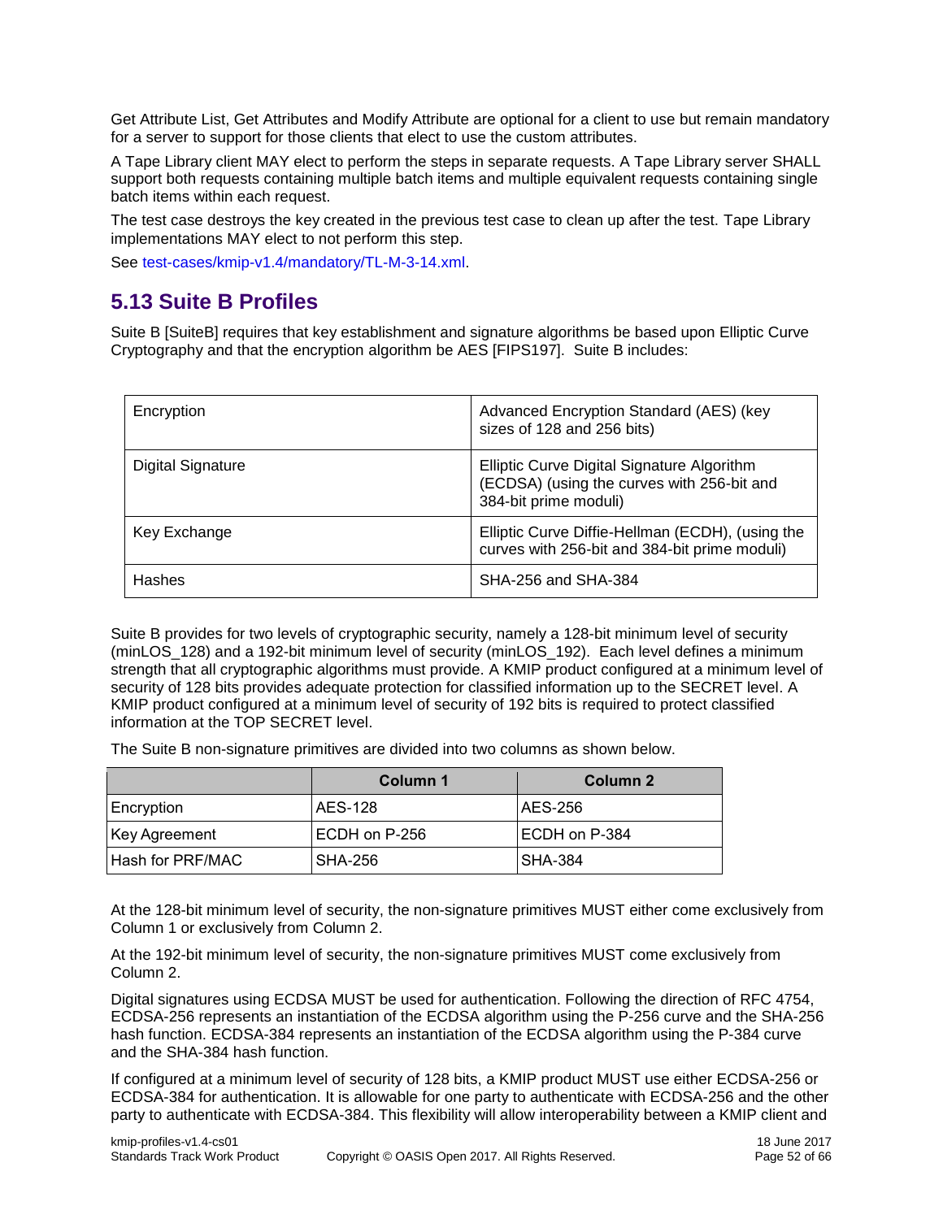Get Attribute List, Get Attributes and Modify Attribute are optional for a client to use but remain mandatory for a server to support for those clients that elect to use the custom attributes.

A Tape Library client MAY elect to perform the steps in separate requests. A Tape Library server SHALL support both requests containing multiple batch items and multiple equivalent requests containing single batch items within each request.

The test case destroys the key created in the previous test case to clean up after the test. Tape Library implementations MAY elect to not perform this step.

See test-cases/kmip-v1.4/mandatory/TL-M-3-14.xml.

## 5.13 Suite B Profiles

Suite B [SuiteB] requires that key establishment and signature algorithms be based upon Elliptic Curve Cryptography and that the encryption algorithm be AES [FIPS197]. Suite B includes:

| | |
|---|---|
| Encryption | Advanced Encryption Standard (AES) (key sizes of 128 and 256 bits) |
| Digital Signature | Elliptic Curve Digital Signature Algorithm (ECDSA) (using the curves with 256-bit and 384-bit prime moduli) |
| Key Exchange | Elliptic Curve Diffie-Hellman (ECDH), (using the curves with 256-bit and 384-bit prime moduli) |
| Hashes | SHA-256 and SHA-384 |

Suite B provides for two levels of cryptographic security, namely a 128-bit minimum level of security (minLOS_128) and a 192-bit minimum level of security (minLOS_192). Each level defines a minimum strength that all cryptographic algorithms must provide. A KMIP product configured at a minimum level of security of 128 bits provides adequate protection for classified information up to the SECRET level. A KMIP product configured at a minimum level of security of 192 bits is required to protect classified information at the TOP SECRET level.

The Suite B non-signature primitives are divided into two columns as shown below.

| | Column 1 | Column 2 |
|---|---|---|
| Encryption | AES-128 | AES-256 |
| Key Agreement | ECDH on P-256 | ECDH on P-384 |
| Hash for PRF/MAC | SHA-256 | SHA-384 |

At the 128-bit minimum level of security, the non-signature primitives MUST either come exclusively from Column 1 or exclusively from Column 2.

At the 192-bit minimum level of security, the non-signature primitives MUST come exclusively from Column 2.

Digital signatures using ECDSA MUST be used for authentication. Following the direction of RFC 4754, ECDSA-256 represents an instantiation of the ECDSA algorithm using the P-256 curve and the SHA-256 hash function. ECDSA-384 represents an instantiation of the ECDSA algorithm using the P-384 curve and the SHA-384 hash function.

If configured at a minimum level of security of 128 bits, a KMIP product MUST use either ECDSA-256 or ECDSA-384 for authentication. It is allowable for one party to authenticate with ECDSA-256 and the other party to authenticate with ECDSA-384. This flexibility will allow interoperability between a KMIP client and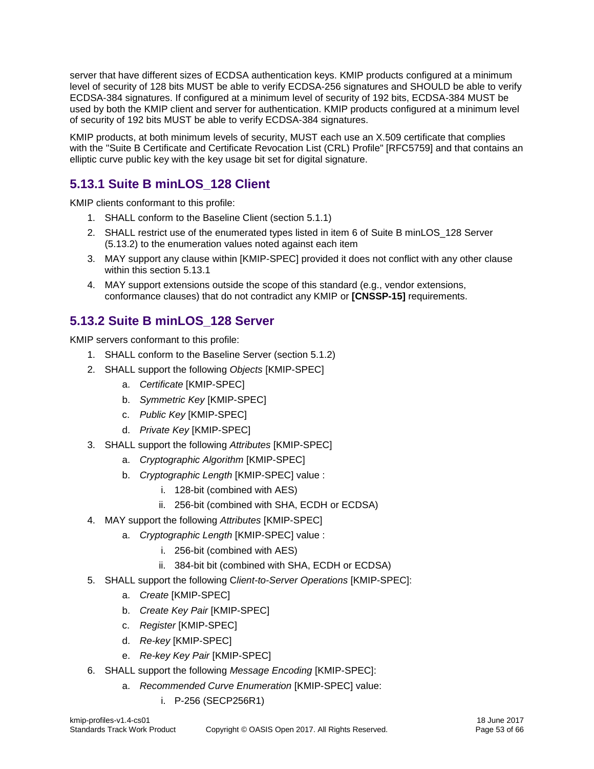server that have different sizes of ECDSA authentication keys. KMIP products configured at a minimum level of security of 128 bits MUST be able to verify ECDSA-256 signatures and SHOULD be able to verify ECDSA-384 signatures. If configured at a minimum level of security of 192 bits, ECDSA-384 MUST be used by both the KMIP client and server for authentication. KMIP products configured at a minimum level of security of 192 bits MUST be able to verify ECDSA-384 signatures.

KMIP products, at both minimum levels of security, MUST each use an X.509 certificate that complies with the "Suite B Certificate and Certificate Revocation List (CRL) Profile" [RFC5759] and that contains an elliptic curve public key with the key usage bit set for digital signature.

### 5.13.1 Suite B minLOS_128 Client

KMIP clients conformant to this profile:

1. SHALL conform to the Baseline Client (section 5.1.1)
2. SHALL restrict use of the enumerated types listed in item 6 of Suite B minLOS_128 Server (5.13.2) to the enumeration values noted against each item
3. MAY support any clause within [KMIP-SPEC] provided it does not conflict with any other clause within this section 5.13.1
4. MAY support extensions outside the scope of this standard (e.g., vendor extensions, conformance clauses) that do not contradict any KMIP or **[CNSSP-15]** requirements.

### 5.13.2 Suite B minLOS_128 Server

KMIP servers conformant to this profile:

1. SHALL conform to the Baseline Server (section 5.1.2)
2. SHALL support the following *Objects* [KMIP-SPEC]
    a. *Certificate* [KMIP-SPEC]
    b. *Symmetric Key* [KMIP-SPEC]
    c. *Public Key* [KMIP-SPEC]
    d. *Private Key* [KMIP-SPEC]
3. SHALL support the following *Attributes* [KMIP-SPEC]
    a. *Cryptographic Algorithm* [KMIP-SPEC]
    b. *Cryptographic Length* [KMIP-SPEC] value :
        i. 128-bit (combined with AES)
        ii. 256-bit (combined with SHA, ECDH or ECDSA)
4. MAY support the following *Attributes* [KMIP-SPEC]
    a. *Cryptographic Length* [KMIP-SPEC] value :
        i. 256-bit (combined with AES)
        ii. 384-bit bit (combined with SHA, ECDH or ECDSA)
5. SHALL support the following C*lient-to-Server Operations* [KMIP-SPEC]:
    a. *Create* [KMIP-SPEC]
    b. *Create Key Pair* [KMIP-SPEC]
    c. *Register* [KMIP-SPEC]
    d. *Re-key* [KMIP-SPEC]
    e. *Re-key Key Pair* [KMIP-SPEC]
6. SHALL support the following *Message Encoding* [KMIP-SPEC]:
    a. *Recommended Curve Enumeration* [KMIP-SPEC] value:
        i. P-256 (SECP256R1)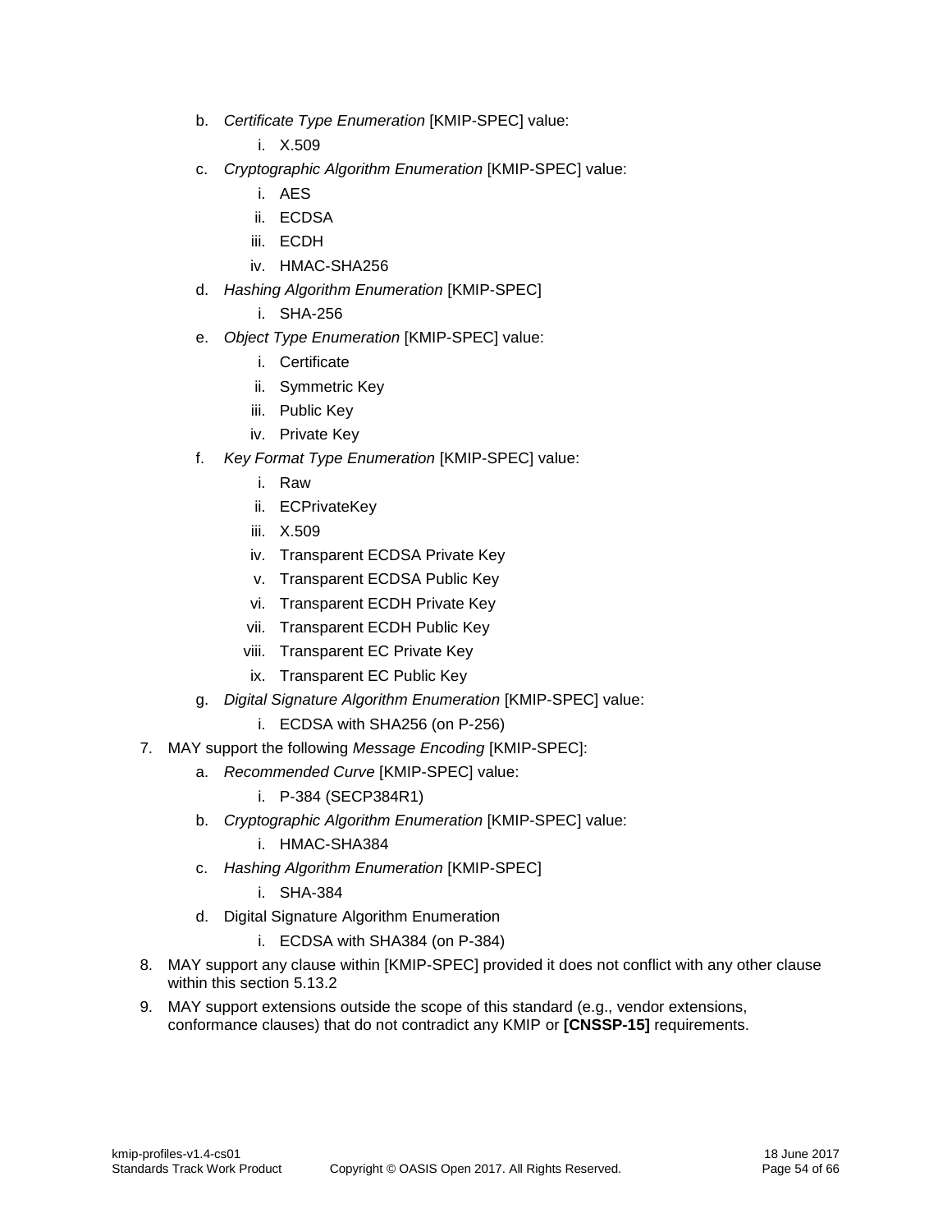b. *Certificate Type Enumeration* [KMIP-SPEC] value:
      i. X.509
   c. *Cryptographic Algorithm Enumeration* [KMIP-SPEC] value:
      i. AES
      ii. ECDSA
      iii. ECDH
      iv. HMAC-SHA256
   d. *Hashing Algorithm Enumeration* [KMIP-SPEC]
      i. SHA-256
   e. *Object Type Enumeration* [KMIP-SPEC] value:
      i. Certificate
      ii. Symmetric Key
      iii. Public Key
      iv. Private Key
   f. *Key Format Type Enumeration* [KMIP-SPEC] value:
      i. Raw
      ii. ECPrivateKey
      iii. X.509
      iv. Transparent ECDSA Private Key
      v. Transparent ECDSA Public Key
      vi. Transparent ECDH Private Key
      vii. Transparent ECDH Public Key
      viii. Transparent EC Private Key
      ix. Transparent EC Public Key
   g. *Digital Signature Algorithm Enumeration* [KMIP-SPEC] value:
      i. ECDSA with SHA256 (on P-256)

7. MAY support the following *Message Encoding* [KMIP-SPEC]:
   a. *Recommended Curve* [KMIP-SPEC] value:
      i. P-384 (SECP384R1)
   b. *Cryptographic Algorithm Enumeration* [KMIP-SPEC] value:
      i. HMAC-SHA384
   c. *Hashing Algorithm Enumeration* [KMIP-SPEC]
      i. SHA-384
   d. Digital Signature Algorithm Enumeration
      i. ECDSA with SHA384 (on P-384)
8. MAY support any clause within [KMIP-SPEC] provided it does not conflict with any other clause within this section 5.13.2
9. MAY support extensions outside the scope of this standard (e.g., vendor extensions, conformance clauses) that do not contradict any KMIP or **[CNSSP-15]** requirements.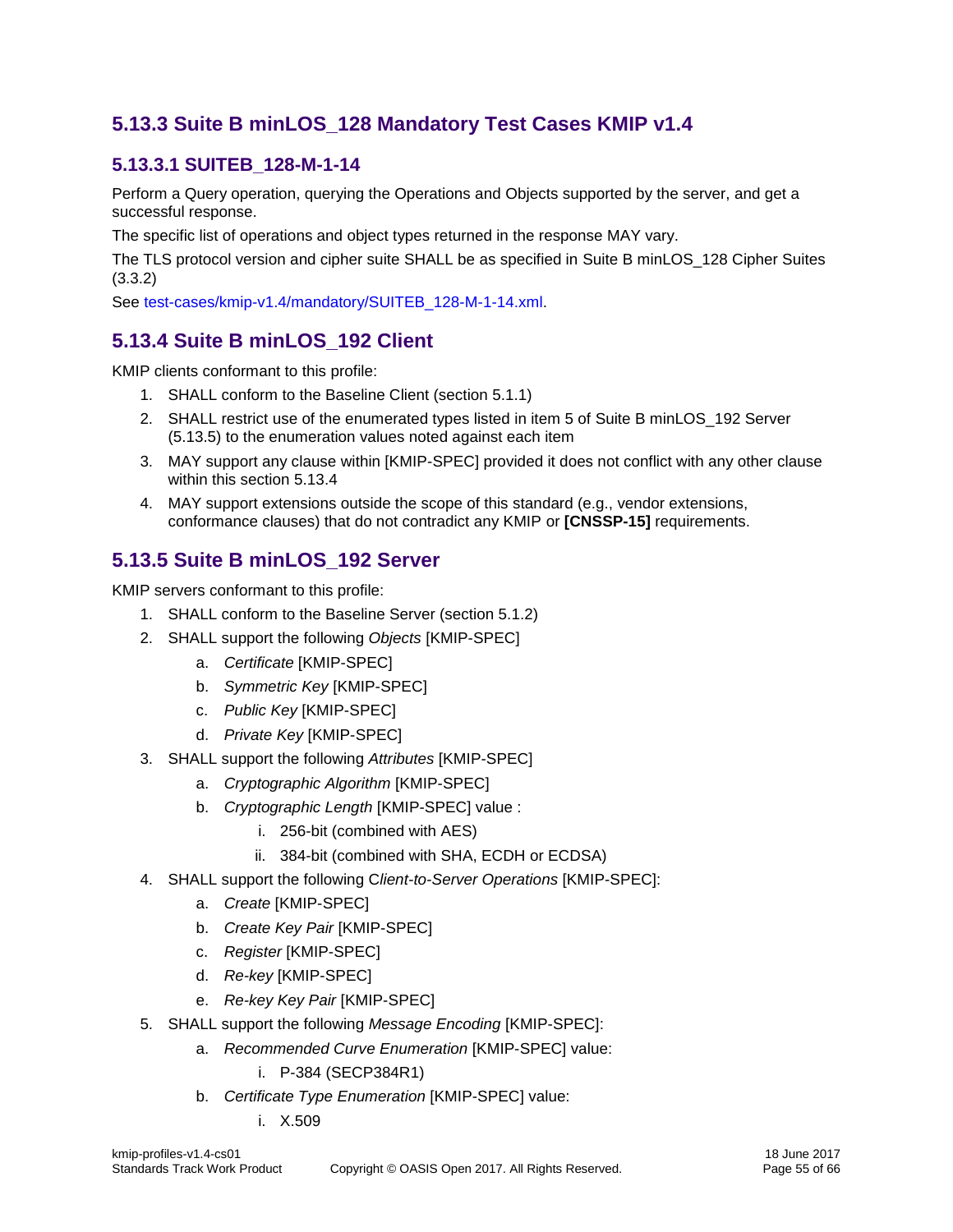### 5.13.3 Suite B minLOS_128 Mandatory Test Cases KMIP v1.4

#### 5.13.3.1 SUITEB_128-M-1-14

Perform a Query operation, querying the Operations and Objects supported by the server, and get a successful response.

The specific list of operations and object types returned in the response MAY vary.

The TLS protocol version and cipher suite SHALL be as specified in Suite B minLOS_128 Cipher Suites (3.3.2)

See test-cases/kmip-v1.4/mandatory/SUITEB_128-M-1-14.xml.

### 5.13.4 Suite B minLOS_192 Client

KMIP clients conformant to this profile:

1. SHALL conform to the Baseline Client (section 5.1.1)
2. SHALL restrict use of the enumerated types listed in item 5 of Suite B minLOS_192 Server (5.13.5) to the enumeration values noted against each item
3. MAY support any clause within [KMIP-SPEC] provided it does not conflict with any other clause within this section 5.13.4
4. MAY support extensions outside the scope of this standard (e.g., vendor extensions, conformance clauses) that do not contradict any KMIP or **[CNSSP-15]** requirements.

### 5.13.5 Suite B minLOS_192 Server

KMIP servers conformant to this profile:

1. SHALL conform to the Baseline Server (section 5.1.2)
2. SHALL support the following *Objects* [KMIP-SPEC]
   a. *Certificate* [KMIP-SPEC]
   b. *Symmetric Key* [KMIP-SPEC]
   c. *Public Key* [KMIP-SPEC]
   d. *Private Key* [KMIP-SPEC]
3. SHALL support the following *Attributes* [KMIP-SPEC]
   a. *Cryptographic Algorithm* [KMIP-SPEC]
   b. *Cryptographic Length* [KMIP-SPEC] value :
      i. 256-bit (combined with AES)
      ii. 384-bit (combined with SHA, ECDH or ECDSA)
4. SHALL support the following C*lient-to-Server Operations* [KMIP-SPEC]:
   a. *Create* [KMIP-SPEC]
   b. *Create Key Pair* [KMIP-SPEC]
   c. *Register* [KMIP-SPEC]
   d. *Re-key* [KMIP-SPEC]
   e. *Re-key Key Pair* [KMIP-SPEC]
5. SHALL support the following *Message Encoding* [KMIP-SPEC]:
   a. *Recommended Curve Enumeration* [KMIP-SPEC] value:
      i. P-384 (SECP384R1)
   b. *Certificate Type Enumeration* [KMIP-SPEC] value:
      i. X.509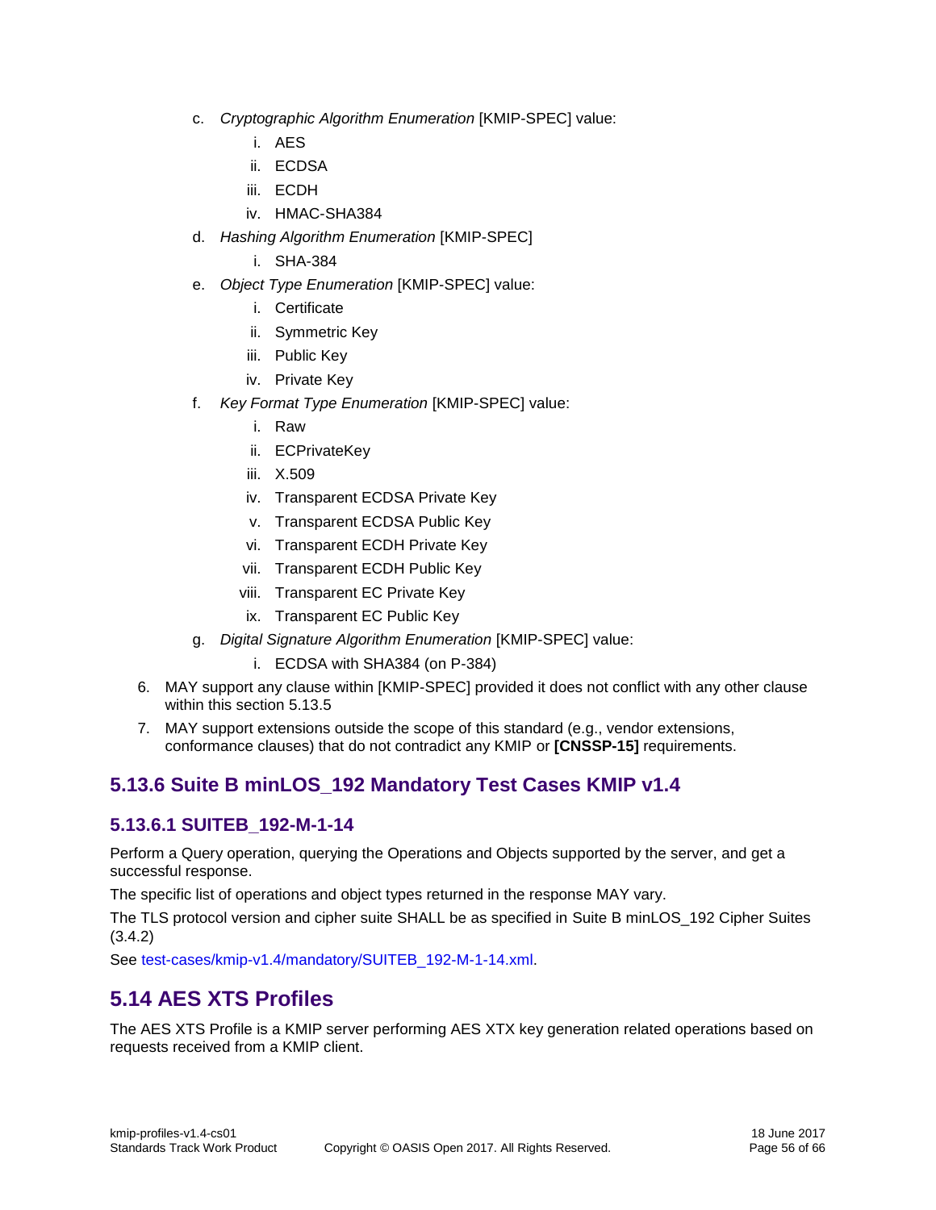c. *Cryptographic Algorithm Enumeration* [KMIP-SPEC] value:
    i. AES
    ii. ECDSA
    iii. ECDH
    iv. HMAC-SHA384
d. *Hashing Algorithm Enumeration* [KMIP-SPEC]
    i. SHA-384
e. *Object Type Enumeration* [KMIP-SPEC] value:
    i. Certificate
    ii. Symmetric Key
    iii. Public Key
    iv. Private Key
f. *Key Format Type Enumeration* [KMIP-SPEC] value:
    i. Raw
    ii. ECPrivateKey
    iii. X.509
    iv. Transparent ECDSA Private Key
    v. Transparent ECDSA Public Key
    vi. Transparent ECDH Private Key
    vii. Transparent ECDH Public Key
    viii. Transparent EC Private Key
    ix. Transparent EC Public Key
g. *Digital Signature Algorithm Enumeration* [KMIP-SPEC] value:
    i. ECDSA with SHA384 (on P-384)

6. MAY support any clause within [KMIP-SPEC] provided it does not conflict with any other clause within this section 5.13.5
7. MAY support extensions outside the scope of this standard (e.g., vendor extensions, conformance clauses) that do not contradict any KMIP or **[CNSSP-15]** requirements.

### 5.13.6 Suite B minLOS_192 Mandatory Test Cases KMIP v1.4

#### 5.13.6.1 SUITEB_192-M-1-14

Perform a Query operation, querying the Operations and Objects supported by the server, and get a successful response.

The specific list of operations and object types returned in the response MAY vary.

The TLS protocol version and cipher suite SHALL be as specified in Suite B minLOS_192 Cipher Suites (3.4.2)

See test-cases/kmip-v1.4/mandatory/SUITEB_192-M-1-14.xml.

## 5.14 AES XTS Profiles

The AES XTS Profile is a KMIP server performing AES XTX key generation related operations based on requests received from a KMIP client.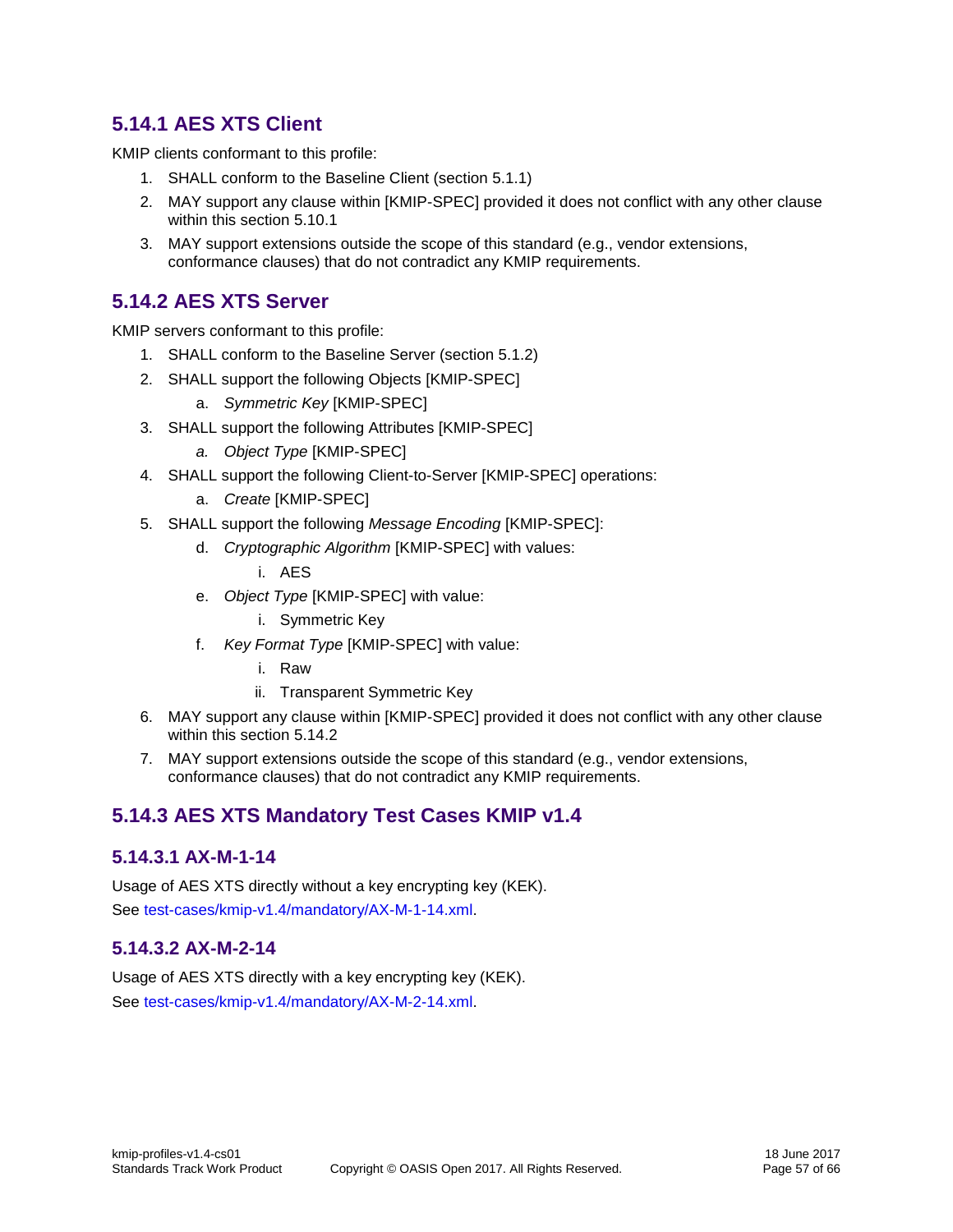### 5.14.1 AES XTS Client

KMIP clients conformant to this profile:

1. SHALL conform to the Baseline Client (section 5.1.1)
2. MAY support any clause within [KMIP-SPEC] provided it does not conflict with any other clause within this section 5.10.1
3. MAY support extensions outside the scope of this standard (e.g., vendor extensions, conformance clauses) that do not contradict any KMIP requirements.

### 5.14.2 AES XTS Server

KMIP servers conformant to this profile:

1. SHALL conform to the Baseline Server (section 5.1.2)
2. SHALL support the following Objects [KMIP-SPEC]
   a. *Symmetric Key* [KMIP-SPEC]
3. SHALL support the following Attributes [KMIP-SPEC]
   *a.* *Object Type* [KMIP-SPEC]
4. SHALL support the following Client-to-Server [KMIP-SPEC] operations:
   a. *Create* [KMIP-SPEC]
5. SHALL support the following *Message Encoding* [KMIP-SPEC]:
   d. *Cryptographic Algorithm* [KMIP-SPEC] with values:
      i. AES
   e. *Object Type* [KMIP-SPEC] with value:
      i. Symmetric Key
   f. *Key Format Type* [KMIP-SPEC] with value:
      i. Raw
      ii. Transparent Symmetric Key
6. MAY support any clause within [KMIP-SPEC] provided it does not conflict with any other clause within this section 5.14.2
7. MAY support extensions outside the scope of this standard (e.g., vendor extensions, conformance clauses) that do not contradict any KMIP requirements.

### 5.14.3 AES XTS Mandatory Test Cases KMIP v1.4

#### 5.14.3.1 AX-M-1-14

Usage of AES XTS directly without a key encrypting key (KEK).

See test-cases/kmip-v1.4/mandatory/AX-M-1-14.xml.

#### 5.14.3.2 AX-M-2-14

Usage of AES XTS directly with a key encrypting key (KEK).

See test-cases/kmip-v1.4/mandatory/AX-M-2-14.xml.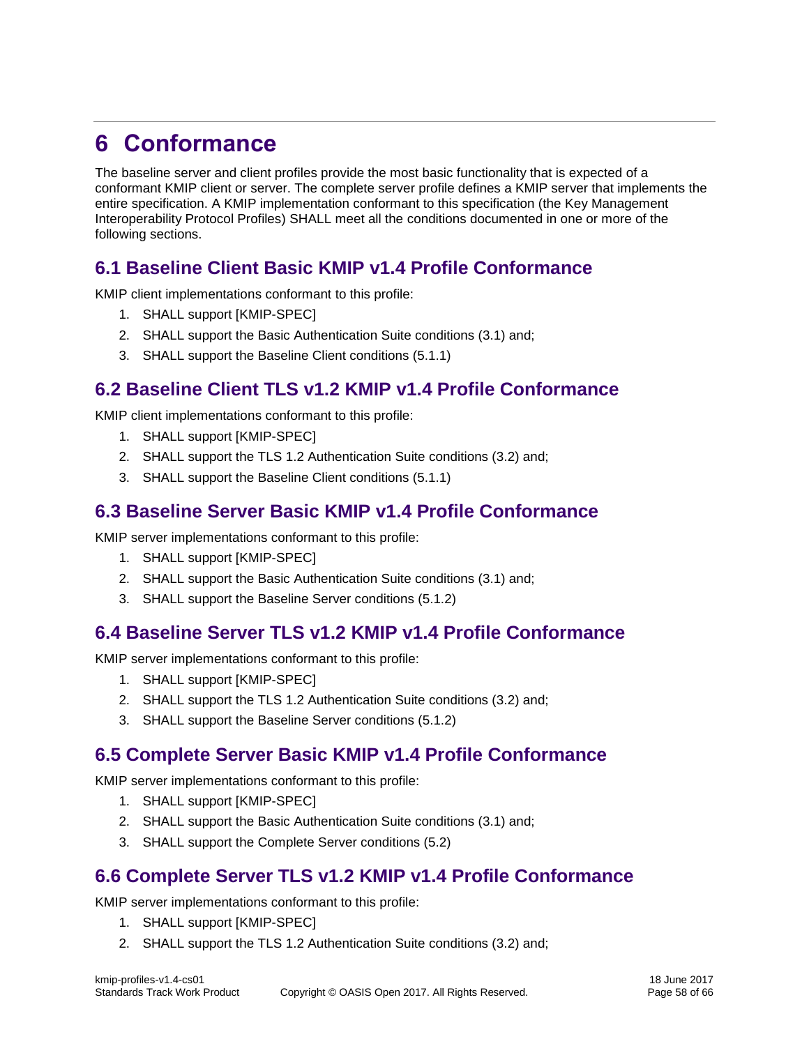# 6 Conformance

The baseline server and client profiles provide the most basic functionality that is expected of a conformant KMIP client or server. The complete server profile defines a KMIP server that implements the entire specification. A KMIP implementation conformant to this specification (the Key Management Interoperability Protocol Profiles) SHALL meet all the conditions documented in one or more of the following sections.

## 6.1 Baseline Client Basic KMIP v1.4 Profile Conformance

KMIP client implementations conformant to this profile:

1. SHALL support [KMIP-SPEC]
2. SHALL support the Basic Authentication Suite conditions (3.1) and;
3. SHALL support the Baseline Client conditions (5.1.1)

## 6.2 Baseline Client TLS v1.2 KMIP v1.4 Profile Conformance

KMIP client implementations conformant to this profile:

1. SHALL support [KMIP-SPEC]
2. SHALL support the TLS 1.2 Authentication Suite conditions (3.2) and;
3. SHALL support the Baseline Client conditions (5.1.1)

## 6.3 Baseline Server Basic KMIP v1.4 Profile Conformance

KMIP server implementations conformant to this profile:

1. SHALL support [KMIP-SPEC]
2. SHALL support the Basic Authentication Suite conditions (3.1) and;
3. SHALL support the Baseline Server conditions (5.1.2)

## 6.4 Baseline Server TLS v1.2 KMIP v1.4 Profile Conformance

KMIP server implementations conformant to this profile:

1. SHALL support [KMIP-SPEC]
2. SHALL support the TLS 1.2 Authentication Suite conditions (3.2) and;
3. SHALL support the Baseline Server conditions (5.1.2)

## 6.5 Complete Server Basic KMIP v1.4 Profile Conformance

KMIP server implementations conformant to this profile:

1. SHALL support [KMIP-SPEC]
2. SHALL support the Basic Authentication Suite conditions (3.1) and;
3. SHALL support the Complete Server conditions (5.2)

## 6.6 Complete Server TLS v1.2 KMIP v1.4 Profile Conformance

KMIP server implementations conformant to this profile:

1. SHALL support [KMIP-SPEC]
2. SHALL support the TLS 1.2 Authentication Suite conditions (3.2) and;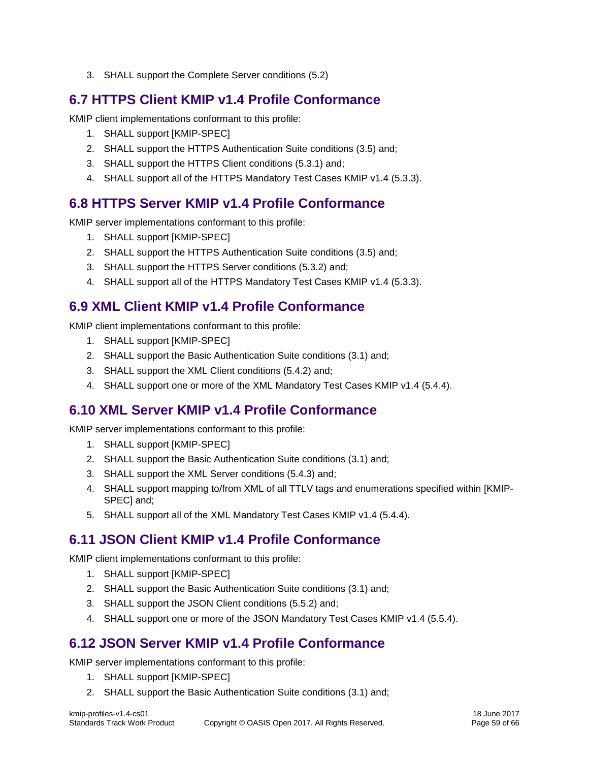3. SHALL support the Complete Server conditions (5.2)

## 6.7 HTTPS Client KMIP v1.4 Profile Conformance

KMIP client implementations conformant to this profile:

1. SHALL support [KMIP-SPEC]
2. SHALL support the HTTPS Authentication Suite conditions (3.5) and;
3. SHALL support the HTTPS Client conditions (5.3.1) and;
4. SHALL support all of the HTTPS Mandatory Test Cases KMIP v1.4 (5.3.3).

## 6.8 HTTPS Server KMIP v1.4 Profile Conformance

KMIP server implementations conformant to this profile:

1. SHALL support [KMIP-SPEC]
2. SHALL support the HTTPS Authentication Suite conditions (3.5) and;
3. SHALL support the HTTPS Server conditions (5.3.2) and;
4. SHALL support all of the HTTPS Mandatory Test Cases KMIP v1.4 (5.3.3).

## 6.9 XML Client KMIP v1.4 Profile Conformance

KMIP client implementations conformant to this profile:

1. SHALL support [KMIP-SPEC]
2. SHALL support the Basic Authentication Suite conditions (3.1) and;
3. SHALL support the XML Client conditions (5.4.2) and;
4. SHALL support one or more of the XML Mandatory Test Cases KMIP v1.4 (5.4.4).

## 6.10 XML Server KMIP v1.4 Profile Conformance

KMIP server implementations conformant to this profile:

1. SHALL support [KMIP-SPEC]
2. SHALL support the Basic Authentication Suite conditions (3.1) and;
3. SHALL support the XML Server conditions (5.4.3) and;
4. SHALL support mapping to/from XML of all TTLV tags and enumerations specified within [KMIP-SPEC] and;
5. SHALL support all of the XML Mandatory Test Cases KMIP v1.4 (5.4.4).

## 6.11 JSON Client KMIP v1.4 Profile Conformance

KMIP client implementations conformant to this profile:

1. SHALL support [KMIP-SPEC]
2. SHALL support the Basic Authentication Suite conditions (3.1) and;
3. SHALL support the JSON Client conditions (5.5.2) and;
4. SHALL support one or more of the JSON Mandatory Test Cases KMIP v1.4 (5.5.4).

## 6.12 JSON Server KMIP v1.4 Profile Conformance

KMIP server implementations conformant to this profile:

1. SHALL support [KMIP-SPEC]
2. SHALL support the Basic Authentication Suite conditions (3.1) and;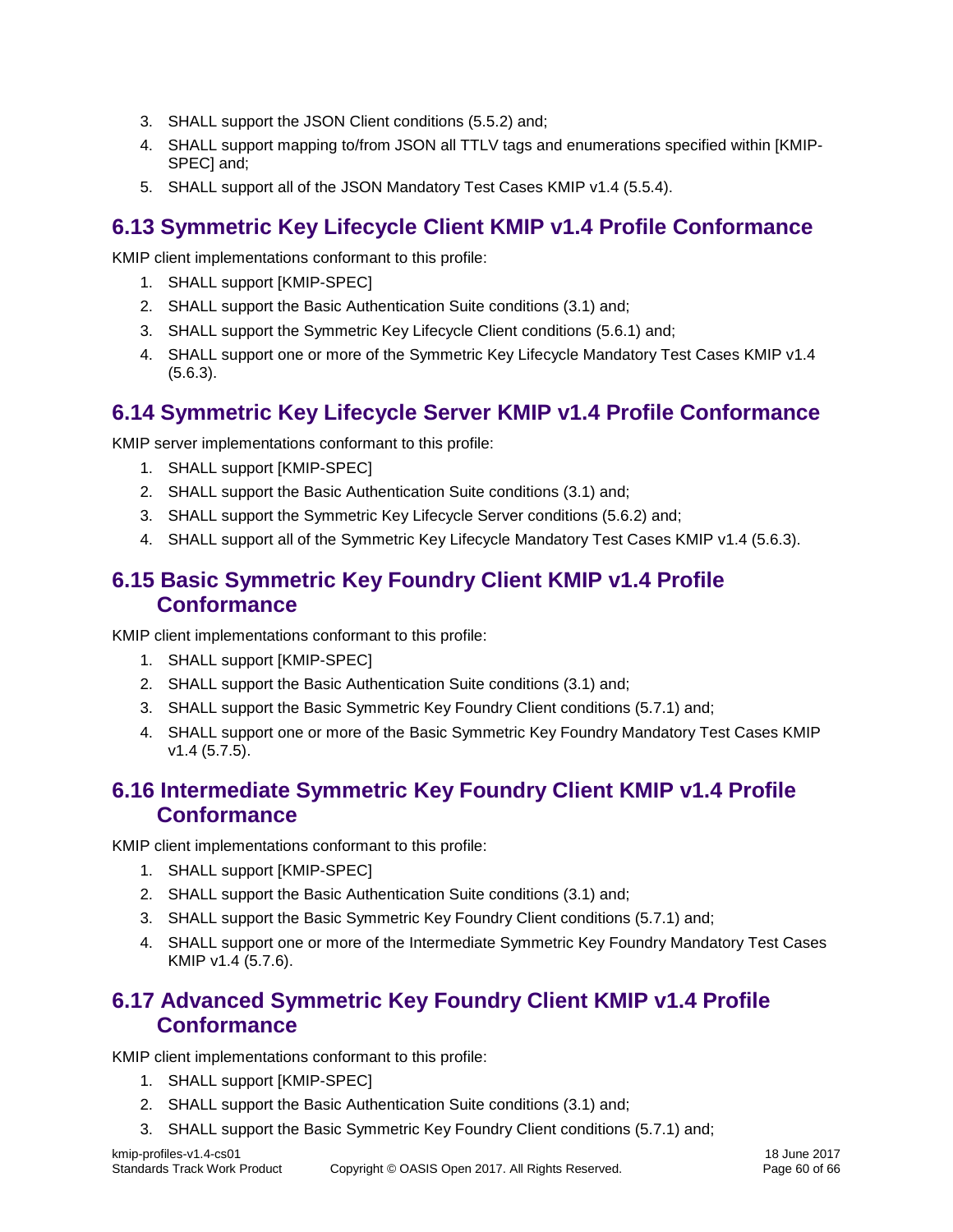3. SHALL support the JSON Client conditions (5.5.2) and;
4. SHALL support mapping to/from JSON all TTLV tags and enumerations specified within [KMIP-SPEC] and;
5. SHALL support all of the JSON Mandatory Test Cases KMIP v1.4 (5.5.4).

## 6.13 Symmetric Key Lifecycle Client KMIP v1.4 Profile Conformance

KMIP client implementations conformant to this profile:

1. SHALL support [KMIP-SPEC]
2. SHALL support the Basic Authentication Suite conditions (3.1) and;
3. SHALL support the Symmetric Key Lifecycle Client conditions (5.6.1) and;
4. SHALL support one or more of the Symmetric Key Lifecycle Mandatory Test Cases KMIP v1.4 (5.6.3).

## 6.14 Symmetric Key Lifecycle Server KMIP v1.4 Profile Conformance

KMIP server implementations conformant to this profile:

1. SHALL support [KMIP-SPEC]
2. SHALL support the Basic Authentication Suite conditions (3.1) and;
3. SHALL support the Symmetric Key Lifecycle Server conditions (5.6.2) and;
4. SHALL support all of the Symmetric Key Lifecycle Mandatory Test Cases KMIP v1.4 (5.6.3).

## 6.15 Basic Symmetric Key Foundry Client KMIP v1.4 Profile Conformance

KMIP client implementations conformant to this profile:

1. SHALL support [KMIP-SPEC]
2. SHALL support the Basic Authentication Suite conditions (3.1) and;
3. SHALL support the Basic Symmetric Key Foundry Client conditions (5.7.1) and;
4. SHALL support one or more of the Basic Symmetric Key Foundry Mandatory Test Cases KMIP v1.4 (5.7.5).

## 6.16 Intermediate Symmetric Key Foundry Client KMIP v1.4 Profile Conformance

KMIP client implementations conformant to this profile:

1. SHALL support [KMIP-SPEC]
2. SHALL support the Basic Authentication Suite conditions (3.1) and;
3. SHALL support the Basic Symmetric Key Foundry Client conditions (5.7.1) and;
4. SHALL support one or more of the Intermediate Symmetric Key Foundry Mandatory Test Cases KMIP v1.4 (5.7.6).

## 6.17 Advanced Symmetric Key Foundry Client KMIP v1.4 Profile Conformance

KMIP client implementations conformant to this profile:

1. SHALL support [KMIP-SPEC]
2. SHALL support the Basic Authentication Suite conditions (3.1) and;
3. SHALL support the Basic Symmetric Key Foundry Client conditions (5.7.1) and;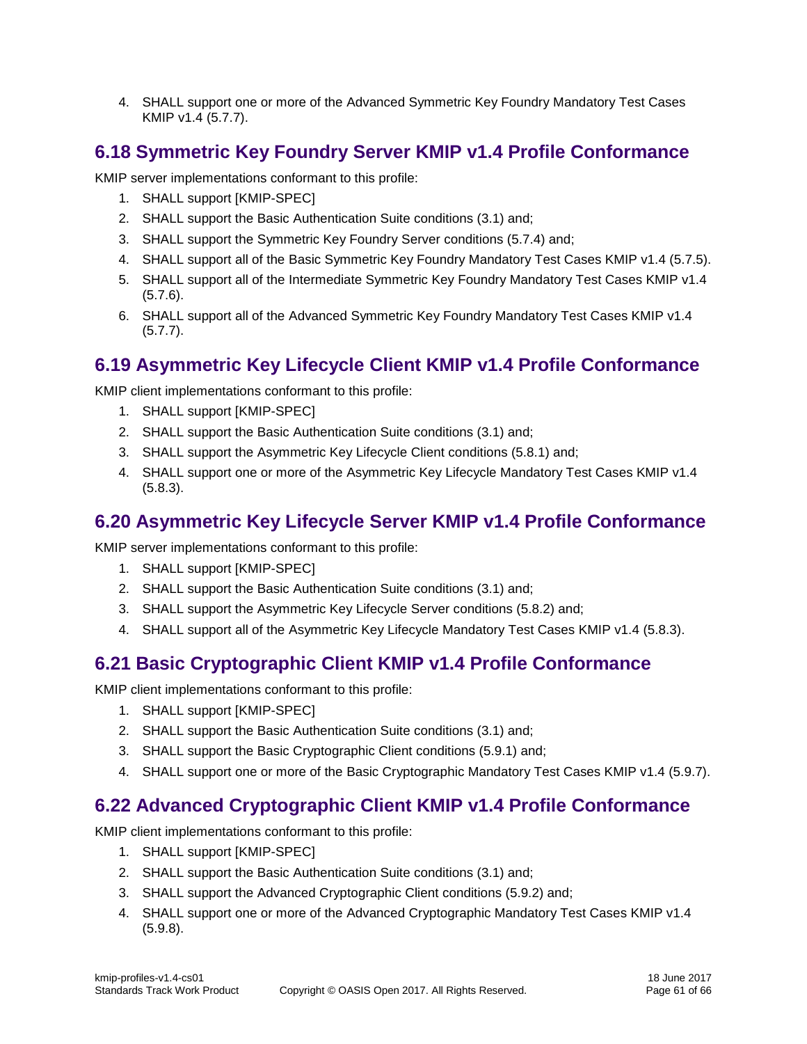4. SHALL support one or more of the Advanced Symmetric Key Foundry Mandatory Test Cases KMIP v1.4 (5.7.7).

## 6.18 Symmetric Key Foundry Server KMIP v1.4 Profile Conformance

KMIP server implementations conformant to this profile:

1. SHALL support [KMIP-SPEC]
2. SHALL support the Basic Authentication Suite conditions (3.1) and;
3. SHALL support the Symmetric Key Foundry Server conditions (5.7.4) and;
4. SHALL support all of the Basic Symmetric Key Foundry Mandatory Test Cases KMIP v1.4 (5.7.5).
5. SHALL support all of the Intermediate Symmetric Key Foundry Mandatory Test Cases KMIP v1.4 (5.7.6).
6. SHALL support all of the Advanced Symmetric Key Foundry Mandatory Test Cases KMIP v1.4 (5.7.7).

## 6.19 Asymmetric Key Lifecycle Client KMIP v1.4 Profile Conformance

KMIP client implementations conformant to this profile:

1. SHALL support [KMIP-SPEC]
2. SHALL support the Basic Authentication Suite conditions (3.1) and;
3. SHALL support the Asymmetric Key Lifecycle Client conditions (5.8.1) and;
4. SHALL support one or more of the Asymmetric Key Lifecycle Mandatory Test Cases KMIP v1.4 (5.8.3).

## 6.20 Asymmetric Key Lifecycle Server KMIP v1.4 Profile Conformance

KMIP server implementations conformant to this profile:

1. SHALL support [KMIP-SPEC]
2. SHALL support the Basic Authentication Suite conditions (3.1) and;
3. SHALL support the Asymmetric Key Lifecycle Server conditions (5.8.2) and;
4. SHALL support all of the Asymmetric Key Lifecycle Mandatory Test Cases KMIP v1.4 (5.8.3).

## 6.21 Basic Cryptographic Client KMIP v1.4 Profile Conformance

KMIP client implementations conformant to this profile:

1. SHALL support [KMIP-SPEC]
2. SHALL support the Basic Authentication Suite conditions (3.1) and;
3. SHALL support the Basic Cryptographic Client conditions (5.9.1) and;
4. SHALL support one or more of the Basic Cryptographic Mandatory Test Cases KMIP v1.4 (5.9.7).

## 6.22 Advanced Cryptographic Client KMIP v1.4 Profile Conformance

KMIP client implementations conformant to this profile:

1. SHALL support [KMIP-SPEC]
2. SHALL support the Basic Authentication Suite conditions (3.1) and;
3. SHALL support the Advanced Cryptographic Client conditions (5.9.2) and;
4. SHALL support one or more of the Advanced Cryptographic Mandatory Test Cases KMIP v1.4 (5.9.8).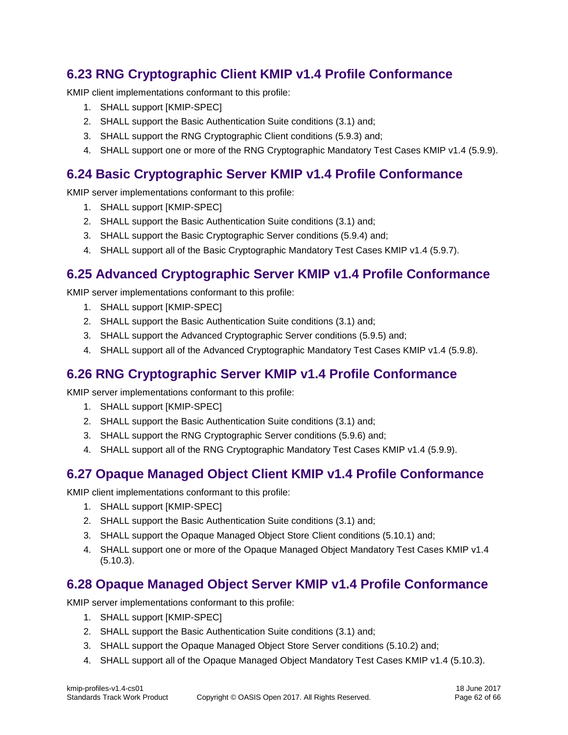## 6.23 RNG Cryptographic Client KMIP v1.4 Profile Conformance

KMIP client implementations conformant to this profile:

1. SHALL support [KMIP-SPEC]
2. SHALL support the Basic Authentication Suite conditions (3.1) and;
3. SHALL support the RNG Cryptographic Client conditions (5.9.3) and;
4. SHALL support one or more of the RNG Cryptographic Mandatory Test Cases KMIP v1.4 (5.9.9).

## 6.24 Basic Cryptographic Server KMIP v1.4 Profile Conformance

KMIP server implementations conformant to this profile:

1. SHALL support [KMIP-SPEC]
2. SHALL support the Basic Authentication Suite conditions (3.1) and;
3. SHALL support the Basic Cryptographic Server conditions (5.9.4) and;
4. SHALL support all of the Basic Cryptographic Mandatory Test Cases KMIP v1.4 (5.9.7).

## 6.25 Advanced Cryptographic Server KMIP v1.4 Profile Conformance

KMIP server implementations conformant to this profile:

1. SHALL support [KMIP-SPEC]
2. SHALL support the Basic Authentication Suite conditions (3.1) and;
3. SHALL support the Advanced Cryptographic Server conditions (5.9.5) and;
4. SHALL support all of the Advanced Cryptographic Mandatory Test Cases KMIP v1.4 (5.9.8).

## 6.26 RNG Cryptographic Server KMIP v1.4 Profile Conformance

KMIP server implementations conformant to this profile:

1. SHALL support [KMIP-SPEC]
2. SHALL support the Basic Authentication Suite conditions (3.1) and;
3. SHALL support the RNG Cryptographic Server conditions (5.9.6) and;
4. SHALL support all of the RNG Cryptographic Mandatory Test Cases KMIP v1.4 (5.9.9).

## 6.27 Opaque Managed Object Client KMIP v1.4 Profile Conformance

KMIP client implementations conformant to this profile:

1. SHALL support [KMIP-SPEC]
2. SHALL support the Basic Authentication Suite conditions (3.1) and;
3. SHALL support the Opaque Managed Object Store Client conditions (5.10.1) and;
4. SHALL support one or more of the Opaque Managed Object Mandatory Test Cases KMIP v1.4 (5.10.3).

## 6.28 Opaque Managed Object Server KMIP v1.4 Profile Conformance

KMIP server implementations conformant to this profile:

1. SHALL support [KMIP-SPEC]
2. SHALL support the Basic Authentication Suite conditions (3.1) and;
3. SHALL support the Opaque Managed Object Store Server conditions (5.10.2) and;
4. SHALL support all of the Opaque Managed Object Mandatory Test Cases KMIP v1.4 (5.10.3).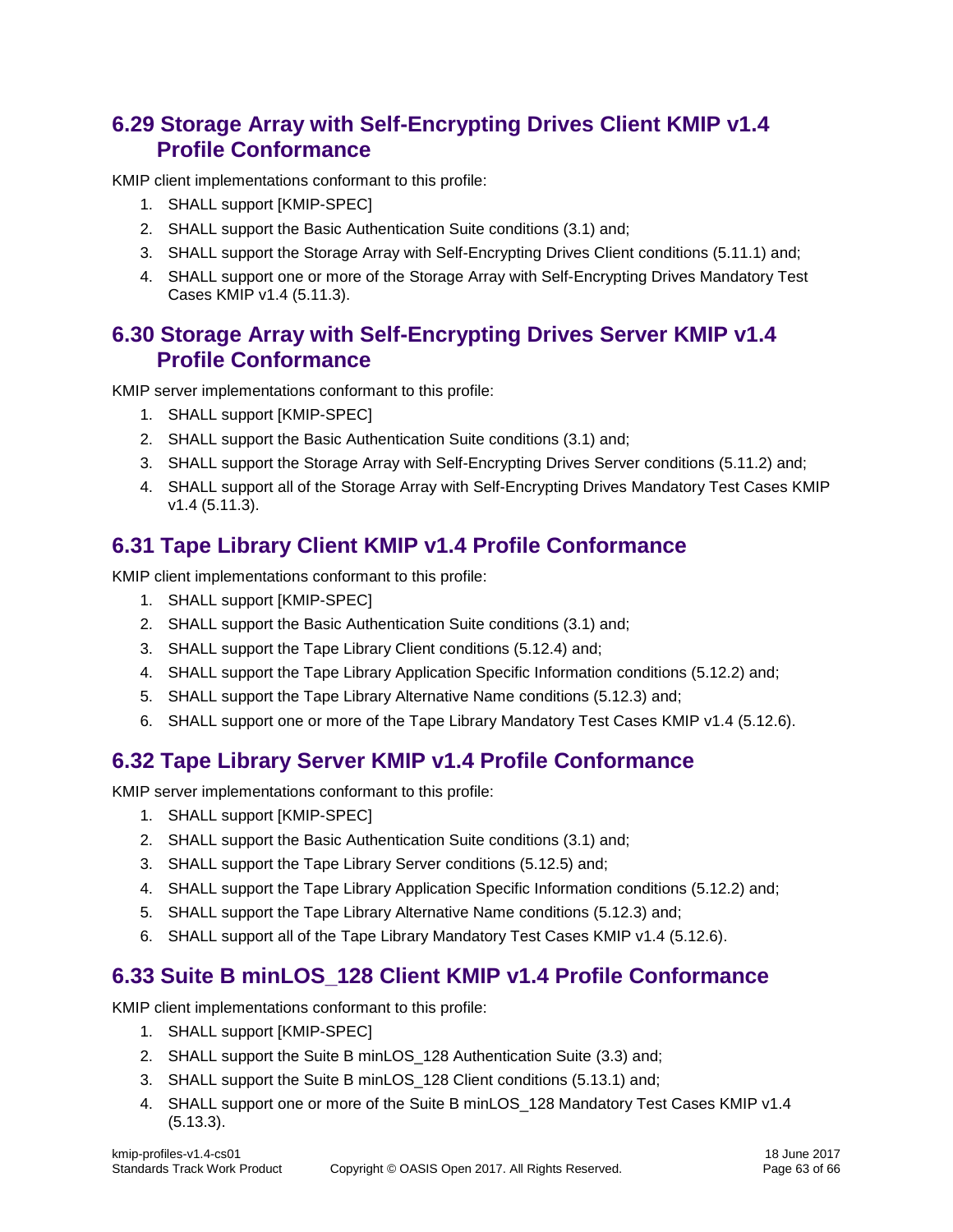## 6.29 Storage Array with Self-Encrypting Drives Client KMIP v1.4 Profile Conformance

KMIP client implementations conformant to this profile:

1. SHALL support [KMIP-SPEC]
2. SHALL support the Basic Authentication Suite conditions (3.1) and;
3. SHALL support the Storage Array with Self-Encrypting Drives Client conditions (5.11.1) and;
4. SHALL support one or more of the Storage Array with Self-Encrypting Drives Mandatory Test Cases KMIP v1.4 (5.11.3).

## 6.30 Storage Array with Self-Encrypting Drives Server KMIP v1.4 Profile Conformance

KMIP server implementations conformant to this profile:

1. SHALL support [KMIP-SPEC]
2. SHALL support the Basic Authentication Suite conditions (3.1) and;
3. SHALL support the Storage Array with Self-Encrypting Drives Server conditions (5.11.2) and;
4. SHALL support all of the Storage Array with Self-Encrypting Drives Mandatory Test Cases KMIP v1.4 (5.11.3).

## 6.31 Tape Library Client KMIP v1.4 Profile Conformance

KMIP client implementations conformant to this profile:

1. SHALL support [KMIP-SPEC]
2. SHALL support the Basic Authentication Suite conditions (3.1) and;
3. SHALL support the Tape Library Client conditions (5.12.4) and;
4. SHALL support the Tape Library Application Specific Information conditions (5.12.2) and;
5. SHALL support the Tape Library Alternative Name conditions (5.12.3) and;
6. SHALL support one or more of the Tape Library Mandatory Test Cases KMIP v1.4 (5.12.6).

## 6.32 Tape Library Server KMIP v1.4 Profile Conformance

KMIP server implementations conformant to this profile:

1. SHALL support [KMIP-SPEC]
2. SHALL support the Basic Authentication Suite conditions (3.1) and;
3. SHALL support the Tape Library Server conditions (5.12.5) and;
4. SHALL support the Tape Library Application Specific Information conditions (5.12.2) and;
5. SHALL support the Tape Library Alternative Name conditions (5.12.3) and;
6. SHALL support all of the Tape Library Mandatory Test Cases KMIP v1.4 (5.12.6).

## 6.33 Suite B minLOS_128 Client KMIP v1.4 Profile Conformance

KMIP client implementations conformant to this profile:

1. SHALL support [KMIP-SPEC]
2. SHALL support the Suite B minLOS_128 Authentication Suite (3.3) and;
3. SHALL support the Suite B minLOS_128 Client conditions (5.13.1) and;
4. SHALL support one or more of the Suite B minLOS_128 Mandatory Test Cases KMIP v1.4 (5.13.3).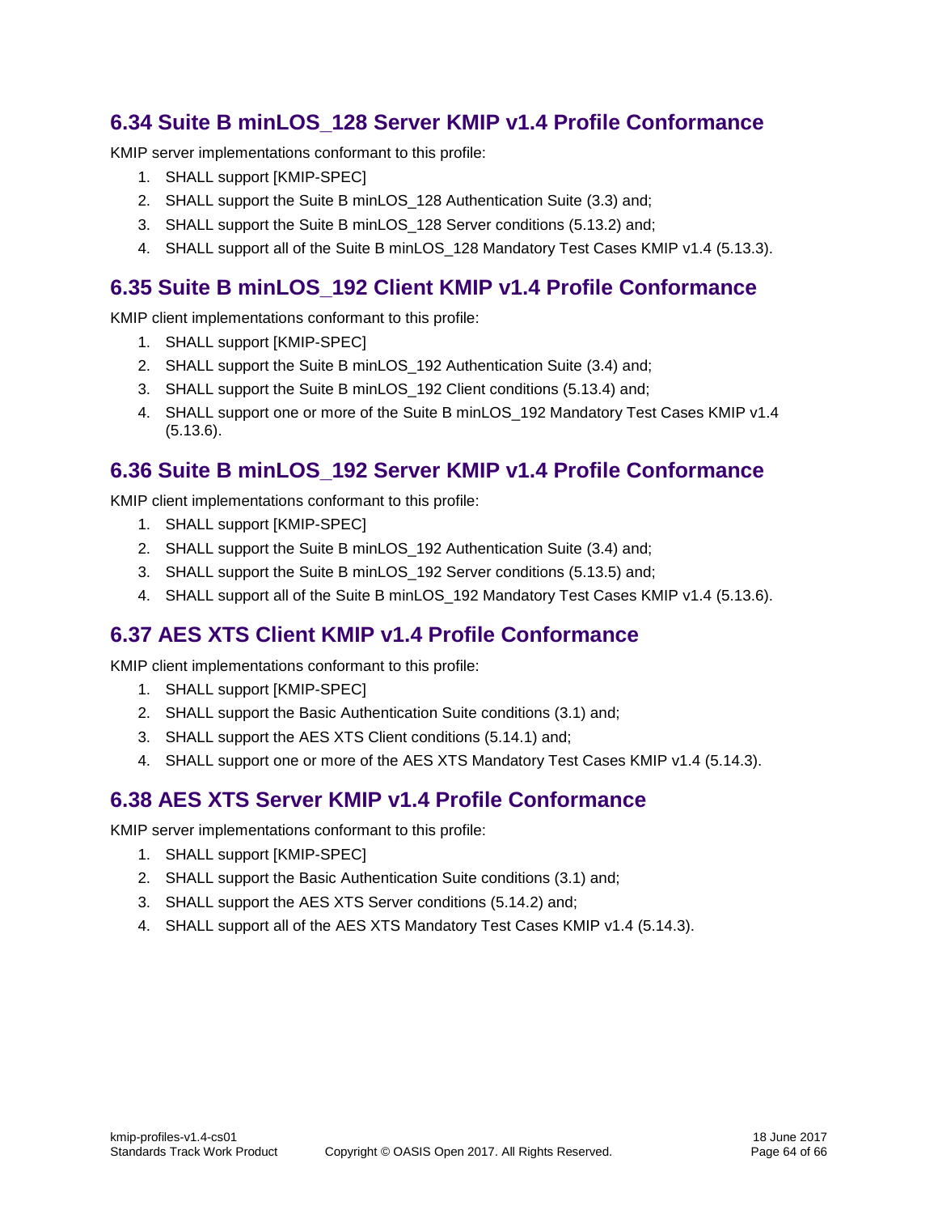## 6.34 Suite B minLOS_128 Server KMIP v1.4 Profile Conformance

KMIP server implementations conformant to this profile:

1. SHALL support [KMIP-SPEC]
2. SHALL support the Suite B minLOS_128 Authentication Suite (3.3) and;
3. SHALL support the Suite B minLOS_128 Server conditions (5.13.2) and;
4. SHALL support all of the Suite B minLOS_128 Mandatory Test Cases KMIP v1.4 (5.13.3).

## 6.35 Suite B minLOS_192 Client KMIP v1.4 Profile Conformance

KMIP client implementations conformant to this profile:

1. SHALL support [KMIP-SPEC]
2. SHALL support the Suite B minLOS_192 Authentication Suite (3.4) and;
3. SHALL support the Suite B minLOS_192 Client conditions (5.13.4) and;
4. SHALL support one or more of the Suite B minLOS_192 Mandatory Test Cases KMIP v1.4 (5.13.6).

## 6.36 Suite B minLOS_192 Server KMIP v1.4 Profile Conformance

KMIP client implementations conformant to this profile:

1. SHALL support [KMIP-SPEC]
2. SHALL support the Suite B minLOS_192 Authentication Suite (3.4) and;
3. SHALL support the Suite B minLOS_192 Server conditions (5.13.5) and;
4. SHALL support all of the Suite B minLOS_192 Mandatory Test Cases KMIP v1.4 (5.13.6).

## 6.37 AES XTS Client KMIP v1.4 Profile Conformance

KMIP client implementations conformant to this profile:

1. SHALL support [KMIP-SPEC]
2. SHALL support the Basic Authentication Suite conditions (3.1) and;
3. SHALL support the AES XTS Client conditions (5.14.1) and;
4. SHALL support one or more of the AES XTS Mandatory Test Cases KMIP v1.4 (5.14.3).

## 6.38 AES XTS Server KMIP v1.4 Profile Conformance

KMIP server implementations conformant to this profile:

1. SHALL support [KMIP-SPEC]
2. SHALL support the Basic Authentication Suite conditions (3.1) and;
3. SHALL support the AES XTS Server conditions (5.14.2) and;
4. SHALL support all of the AES XTS Mandatory Test Cases KMIP v1.4 (5.14.3).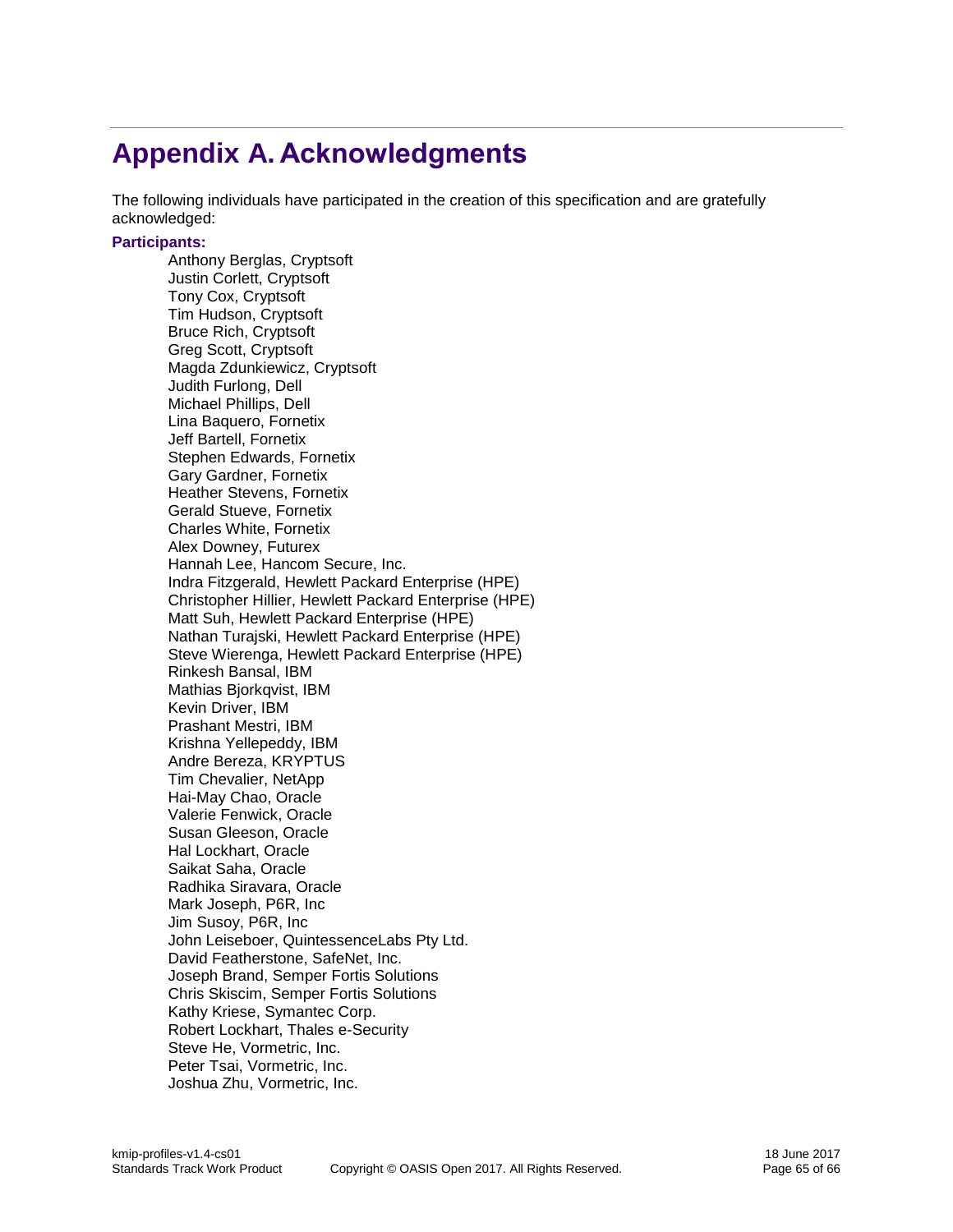# Appendix A. Acknowledgments

The following individuals have participated in the creation of this specification and are gratefully acknowledged:

**Participants:**

Anthony Berglas, Cryptsoft
Justin Corlett, Cryptsoft
Tony Cox, Cryptsoft
Tim Hudson, Cryptsoft
Bruce Rich, Cryptsoft
Greg Scott, Cryptsoft
Magda Zdunkiewicz, Cryptsoft
Judith Furlong, Dell
Michael Phillips, Dell
Lina Baquero, Fornetix
Jeff Bartell, Fornetix
Stephen Edwards, Fornetix
Gary Gardner, Fornetix
Heather Stevens, Fornetix
Gerald Stueve, Fornetix
Charles White, Fornetix
Alex Downey, Futurex
Hannah Lee, Hancom Secure, Inc.
Indra Fitzgerald, Hewlett Packard Enterprise (HPE)
Christopher Hillier, Hewlett Packard Enterprise (HPE)
Matt Suh, Hewlett Packard Enterprise (HPE)
Nathan Turajski, Hewlett Packard Enterprise (HPE)
Steve Wierenga, Hewlett Packard Enterprise (HPE)
Rinkesh Bansal, IBM
Mathias Bjorkqvist, IBM
Kevin Driver, IBM
Prashant Mestri, IBM
Krishna Yellepeddy, IBM
Andre Bereza, KRYPTUS
Tim Chevalier, NetApp
Hai-May Chao, Oracle
Valerie Fenwick, Oracle
Susan Gleeson, Oracle
Hal Lockhart, Oracle
Saikat Saha, Oracle
Radhika Siravara, Oracle
Mark Joseph, P6R, Inc
Jim Susoy, P6R, Inc
John Leiseboer, QuintessenceLabs Pty Ltd.
David Featherstone, SafeNet, Inc.
Joseph Brand, Semper Fortis Solutions
Chris Skiscim, Semper Fortis Solutions
Kathy Kriese, Symantec Corp.
Robert Lockhart, Thales e-Security
Steve He, Vormetric, Inc.
Peter Tsai, Vormetric, Inc.
Joshua Zhu, Vormetric, Inc.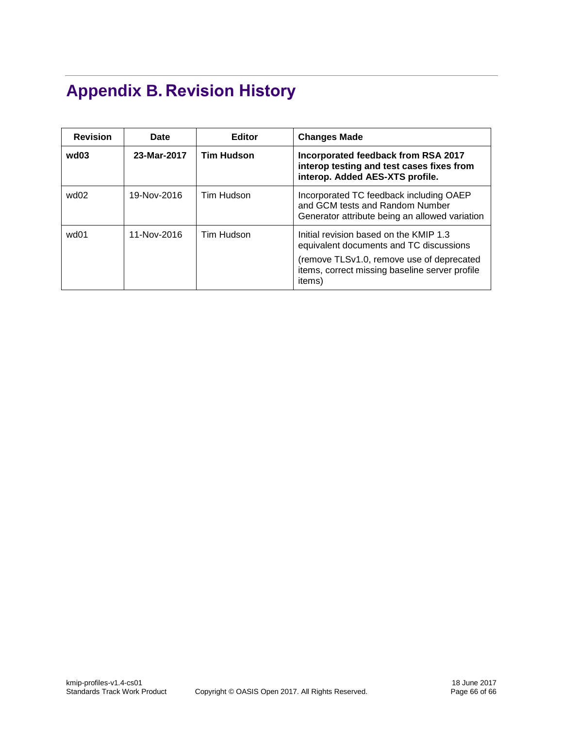# Appendix B. Revision History

| Revision | Date | Editor | Changes Made |
|---|---|---|---|
| **wd03** | **23-Mar-2017** | **Tim Hudson** | **Incorporated feedback from RSA 2017 interop testing and test cases fixes from interop. Added AES-XTS profile.** |
| wd02 | 19-Nov-2016 | Tim Hudson | Incorporated TC feedback including OAEP and GCM tests and Random Number Generator attribute being an allowed variation |
| wd01 | 11-Nov-2016 | Tim Hudson | Initial revision based on the KMIP 1.3 equivalent documents and TC discussions<br><br>(remove TLSv1.0, remove use of deprecated items, correct missing baseline server profile items) |